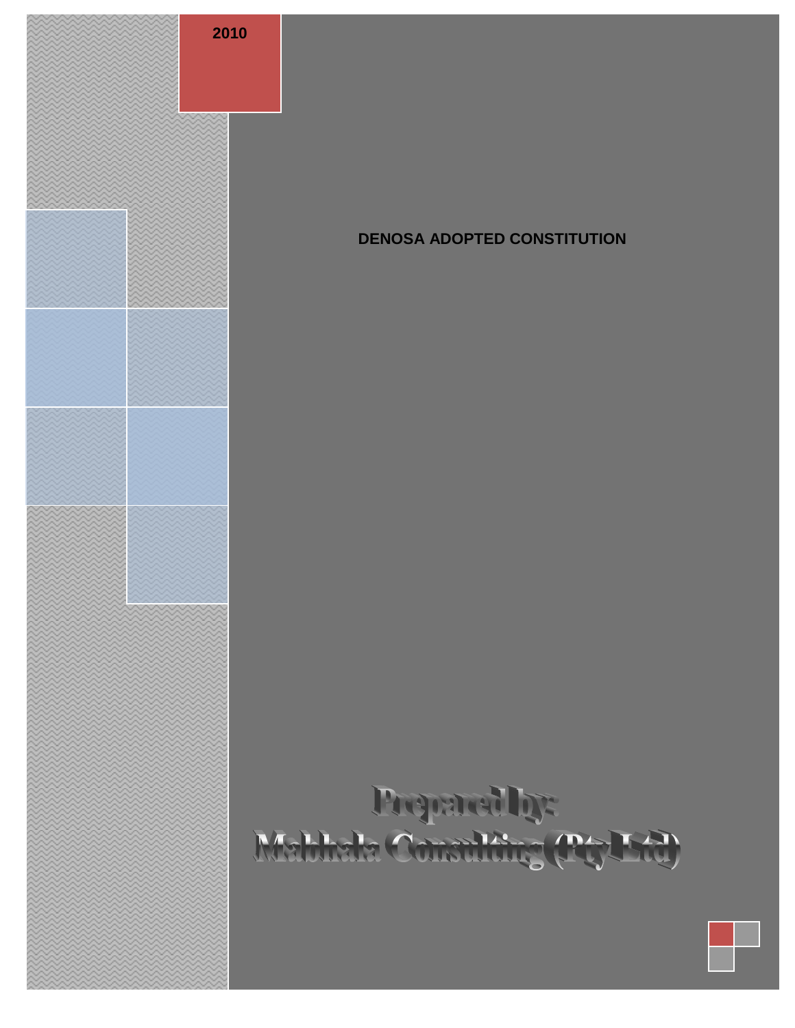2010

# DENOSA ADOPTED CONSTITUTION

**Prepared by:**
**Mabhala Consulting (Pty Ltd)**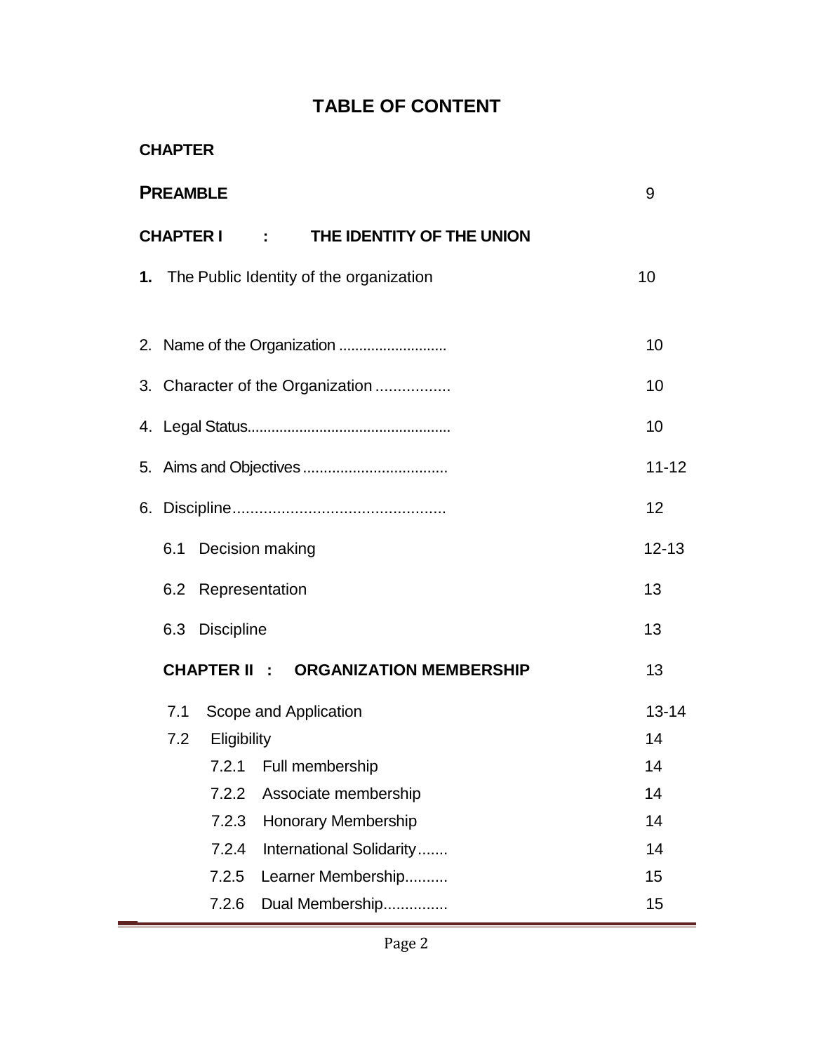# TABLE OF CONTENT

**CHAPTER**

| | |
|---|---|
| **PREAMBLE** | 9 |
| **CHAPTER I : THE IDENTITY OF THE UNION** | |
| **1.** The Public Identity of the organization | 10 |
| 2. Name of the Organization .......................... | 10 |
| 3. Character of the Organization ................ | 10 |
| 4. Legal Status................................................ | 10 |
| 5. Aims and Objectives .................................. | 11-12 |
| 6. Discipline............................................... | 12 |
| 6.1 Decision making | 12-13 |
| 6.2 Representation | 13 |
| 6.3 Discipline | 13 |
| **CHAPTER II : ORGANIZATION MEMBERSHIP** | 13 |
| 7.1 Scope and Application | 13-14 |
| 7.2 Eligibility | 14 |
| 7.2.1 Full membership | 14 |
| 7.2.2 Associate membership | 14 |
| 7.2.3 Honorary Membership | 14 |
| 7.2.4 International Solidarity....... | 14 |
| 7.2.5 Learner Membership.......... | 15 |
| 7.2.6 Dual Membership.............. | 15 |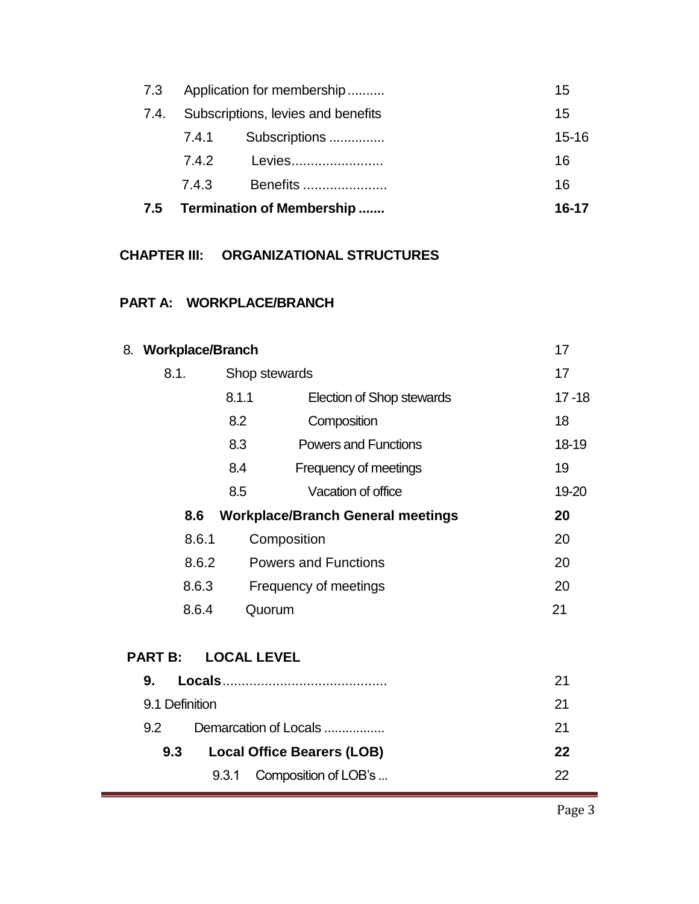| | | |
|---|---|---|
| 7.3 | Application for membership .......... | 15 |
| 7.4. | Subscriptions, levies and benefits | 15 |
| 7.4.1 | Subscriptions .............. | 15-16 |
| 7.4.2 | Levies........................ | 16 |
| 7.4.3 | Benefits ..................... | 16 |
| **7.5** | **Termination of Membership .......** | **16-17** |

**CHAPTER III: ORGANIZATIONAL STRUCTURES**

**PART A: WORKPLACE/BRANCH**

| | | |
|---|---|---|
| 8. | **Workplace/Branch** | 17 |
| 8.1. | Shop stewards | 17 |
| 8.1.1 | Election of Shop stewards | 17 -18 |
| 8.2 | Composition | 18 |
| 8.3 | Powers and Functions | 18-19 |
| 8.4 | Frequency of meetings | 19 |
| 8.5 | Vacation of office | 19-20 |
| **8.6** | **Workplace/Branch General meetings** | **20** |
| 8.6.1 | Composition | 20 |
| 8.6.2 | Powers and Functions | 20 |
| 8.6.3 | Frequency of meetings | 20 |
| 8.6.4 | Quorum | 21 |

**PART B: LOCAL LEVEL**

| | | |
|---|---|---|
| **9.** | **Locals**.......................................... | 21 |
| 9.1 | Definition | 21 |
| 9.2 | Demarcation of Locals ................ | 21 |
| **9.3** | **Local Office Bearers (LOB)** | **22** |
| 9.3.1 | Composition of LOB's ... | 22 |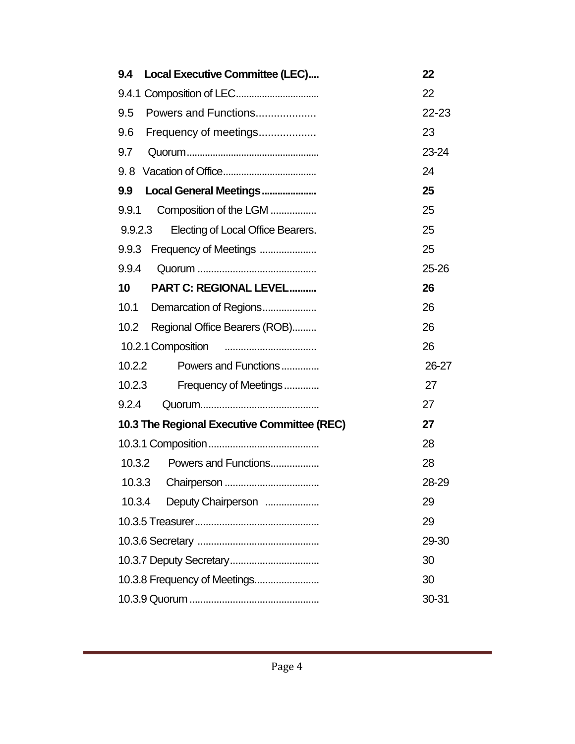| | |
|---|---|
| **9.4 Local Executive Committee (LEC)....** | **22** |
| 9.4.1 Composition of LEC............................... | 22 |
| 9.5 Powers and Functions................... | 22-23 |
| 9.6 Frequency of meetings.................. | 23 |
| 9.7 Quorum.................................................. | 23-24 |
| 9. 8 Vacation of Office................................... | 24 |
| **9.9 Local General Meetings.....................** | **25** |
| 9.9.1 Composition of the LGM ................. | 25 |
| 9.9.2.3 Electing of Local Office Bearers. | 25 |
| 9.9.3 Frequency of Meetings .................... | 25 |
| 9.9.4 Quorum ........................................... | 25-26 |
| **10 PART C: REGIONAL LEVEL..........** | **26** |
| 10.1 Demarcation of Regions.................... | 26 |
| 10.2 Regional Office Bearers (ROB)......... | 26 |
| 10.2.1 Composition ................................. | 26 |
| 10.2.2 Powers and Functions.............. | 26-27 |
| 10.2.3 Frequency of Meetings............. | 27 |
| 9.2.4 Quorum........................................... | 27 |
| **10.3 The Regional Executive Committee (REC)** | **27** |
| 10.3.1 Composition......................................... | 28 |
| 10.3.2 Powers and Functions.................. | 28 |
| 10.3.3 Chairperson .................................. | 28-29 |
| 10.3.4 Deputy Chairperson .................... | 29 |
| 10.3.5 Treasurer............................................. | 29 |
| 10.3.6 Secretary ............................................ | 29-30 |
| 10.3.7 Deputy Secretary................................ | 30 |
| 10.3.8 Frequency of Meetings........................ | 30 |
| 10.3.9 Quorum ............................................... | 30-31 |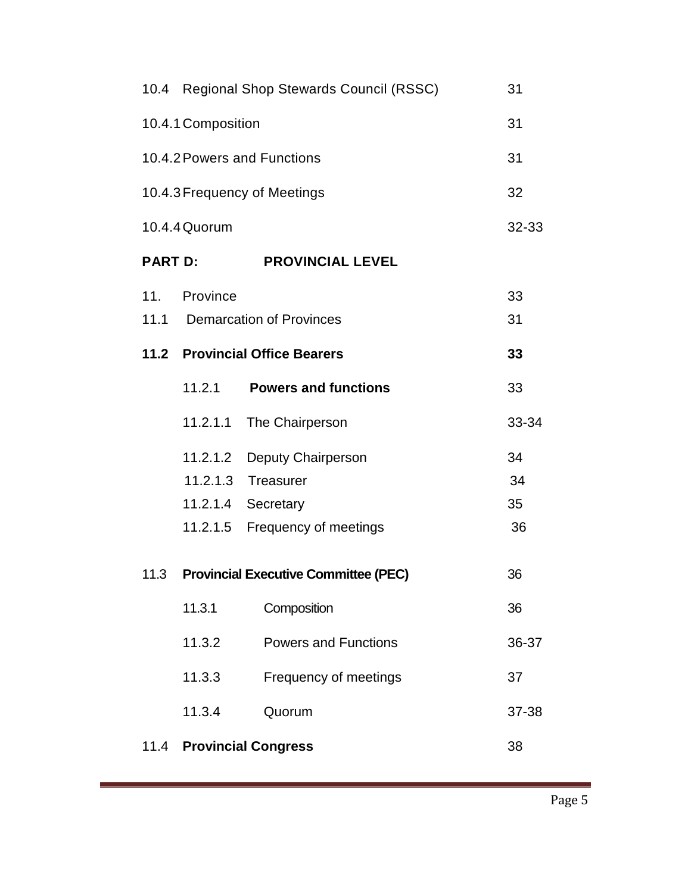| | | |
|---|---|---|
| 10.4 | Regional Shop Stewards Council (RSSC) | 31 |
| 10.4.1 | Composition | 31 |
| 10.4.2 | Powers and Functions | 31 |
| 10.4.3 | Frequency of Meetings | 32 |
| 10.4.4 | Quorum | 32-33 |

**PART D: PROVINCIAL LEVEL**

| | | |
|---|---|---|
| 11. | Province | 33 |
| 11.1 | Demarcation of Provinces | 31 |
| **11.2** | **Provincial Office Bearers** | **33** |
| 11.2.1 | **Powers and functions** | 33 |
| 11.2.1.1 | The Chairperson | 33-34 |
| 11.2.1.2 | Deputy Chairperson | 34 |
| 11.2.1.3 | Treasurer | 34 |
| 11.2.1.4 | Secretary | 35 |
| 11.2.1.5 | Frequency of meetings | 36 |
| 11.3 | **Provincial Executive Committee (PEC)** | 36 |
| 11.3.1 | Composition | 36 |
| 11.3.2 | Powers and Functions | 36-37 |
| 11.3.3 | Frequency of meetings | 37 |
| 11.3.4 | Quorum | 37-38 |
| 11.4 | **Provincial Congress** | 38 |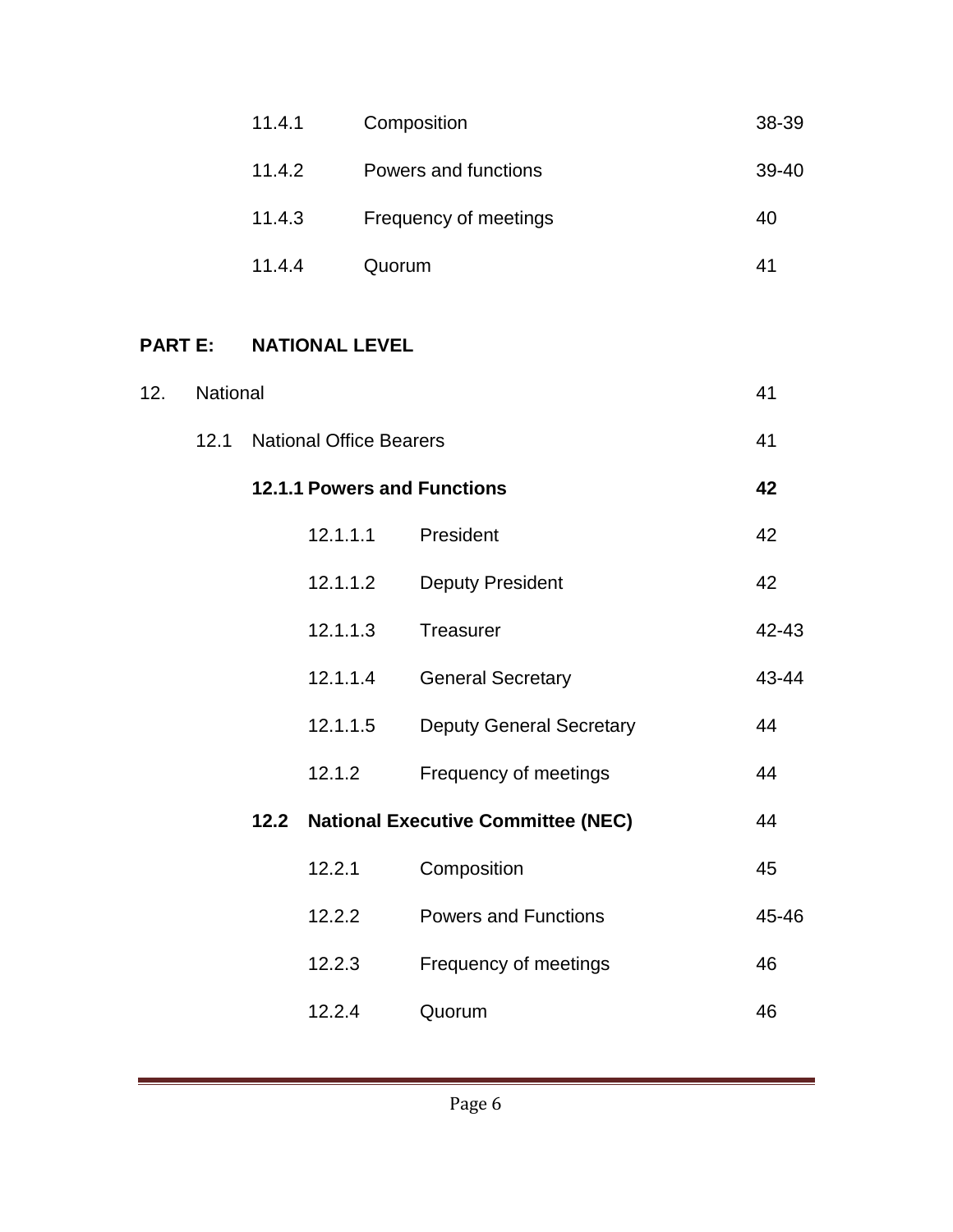| | | |
|---|---|---|
| 11.4.1 | Composition | 38-39 |
| 11.4.2 | Powers and functions | 39-40 |
| 11.4.3 | Frequency of meetings | 40 |
| 11.4.4 | Quorum | 41 |

**PART E: NATIONAL LEVEL**

| | | |
|---|---|---|
| 12. | National | 41 |
| 12.1 | National Office Bearers | 41 |
| **12.1.1** | **Powers and Functions** | **42** |
| 12.1.1.1 | President | 42 |
| 12.1.1.2 | Deputy President | 42 |
| 12.1.1.3 | Treasurer | 42-43 |
| 12.1.1.4 | General Secretary | 43-44 |
| 12.1.1.5 | Deputy General Secretary | 44 |
| 12.1.2 | Frequency of meetings | 44 |
| **12.2** | **National Executive Committee (NEC)** | 44 |
| 12.2.1 | Composition | 45 |
| 12.2.2 | Powers and Functions | 45-46 |
| 12.2.3 | Frequency of meetings | 46 |
| 12.2.4 | Quorum | 46 |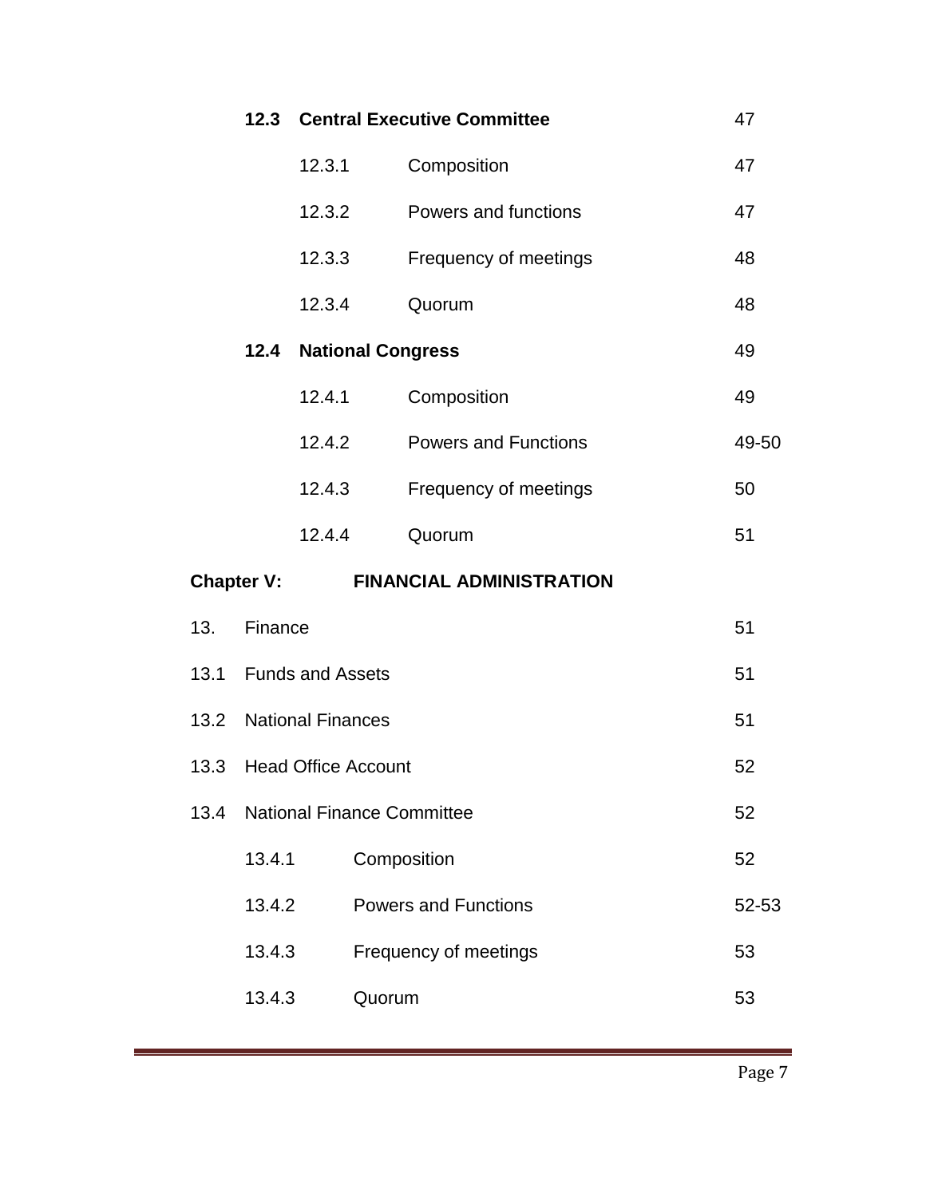| | | | |
|---|---|---|---|
| **12.3** | **Central Executive Committee** | | 47 |
| | 12.3.1 | Composition | 47 |
| | 12.3.2 | Powers and functions | 47 |
| | 12.3.3 | Frequency of meetings | 48 |
| | 12.3.4 | Quorum | 48 |
| **12.4** | **National Congress** | | 49 |
| | 12.4.1 | Composition | 49 |
| | 12.4.2 | Powers and Functions | 49-50 |
| | 12.4.3 | Frequency of meetings | 50 |
| | 12.4.4 | Quorum | 51 |

**Chapter V: FINANCIAL ADMINISTRATION**

| | | | |
|---|---|---|---|
| 13. | Finance | | 51 |
| 13.1 | Funds and Assets | | 51 |
| 13.2 | National Finances | | 51 |
| 13.3 | Head Office Account | | 52 |
| 13.4 | National Finance Committee | | 52 |
| | 13.4.1 | Composition | 52 |
| | 13.4.2 | Powers and Functions | 52-53 |
| | 13.4.3 | Frequency of meetings | 53 |
| | 13.4.3 | Quorum | 53 |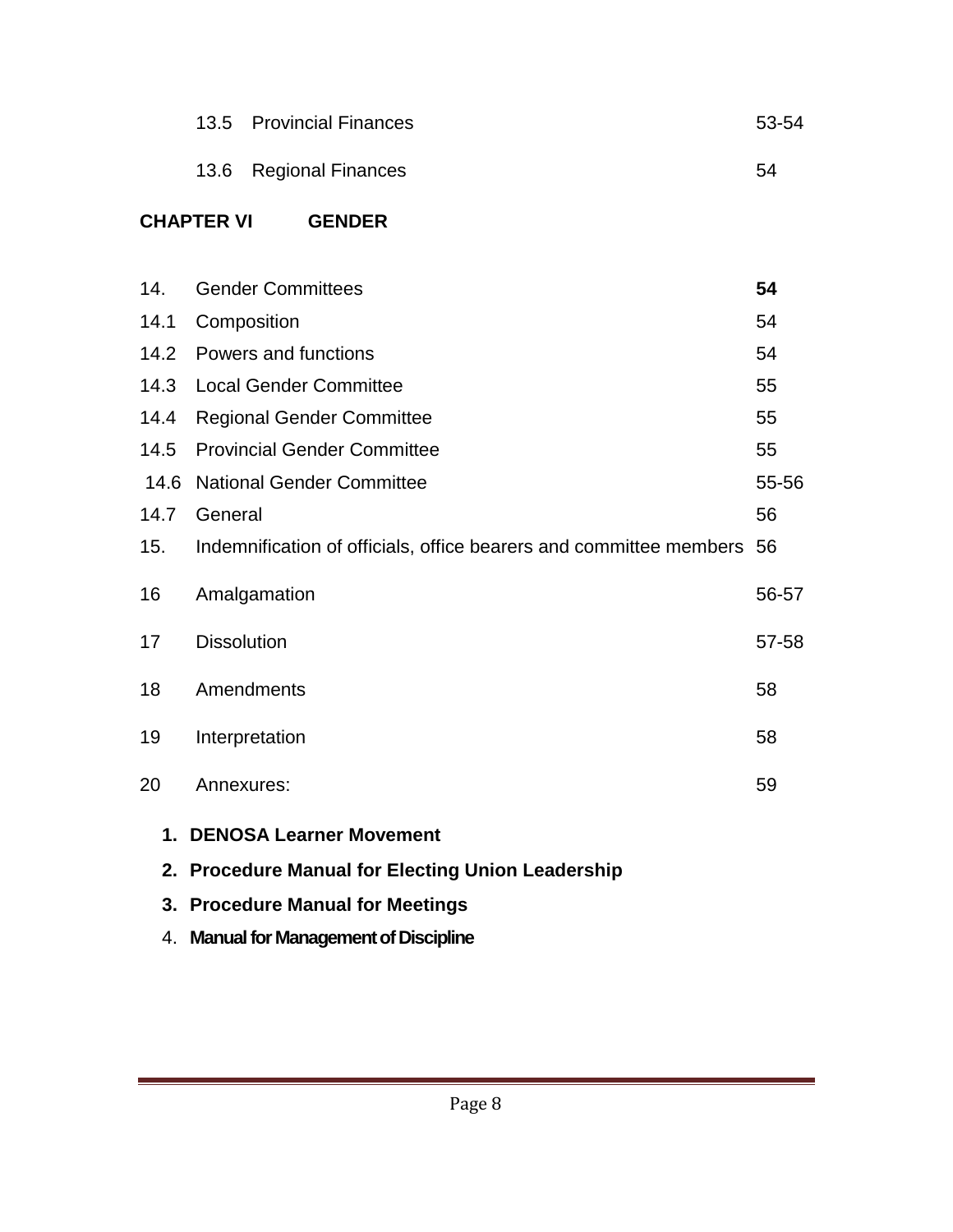| | | |
|---|---|---|
| 13.5 | Provincial Finances | 53-54 |
| 13.6 | Regional Finances | 54 |

**CHAPTER VI GENDER**

| | | |
|---|---|---|
| 14. | Gender Committees | **54** |
| 14.1 | Composition | 54 |
| 14.2 | Powers and functions | 54 |
| 14.3 | Local Gender Committee | 55 |
| 14.4 | Regional Gender Committee | 55 |
| 14.5 | Provincial Gender Committee | 55 |
| 14.6 | National Gender Committee | 55-56 |
| 14.7 | General | 56 |
| 15. | Indemnification of officials, office bearers and committee members | 56 |
| 16 | Amalgamation | 56-57 |
| 17 | Dissolution | 57-58 |
| 18 | Amendments | 58 |
| 19 | Interpretation | 58 |
| 20 | Annexures: | 59 |

1. **DENOSA Learner Movement**
2. **Procedure Manual for Electing Union Leadership**
3. **Procedure Manual for Meetings**
4. **Manual for Management of Discipline**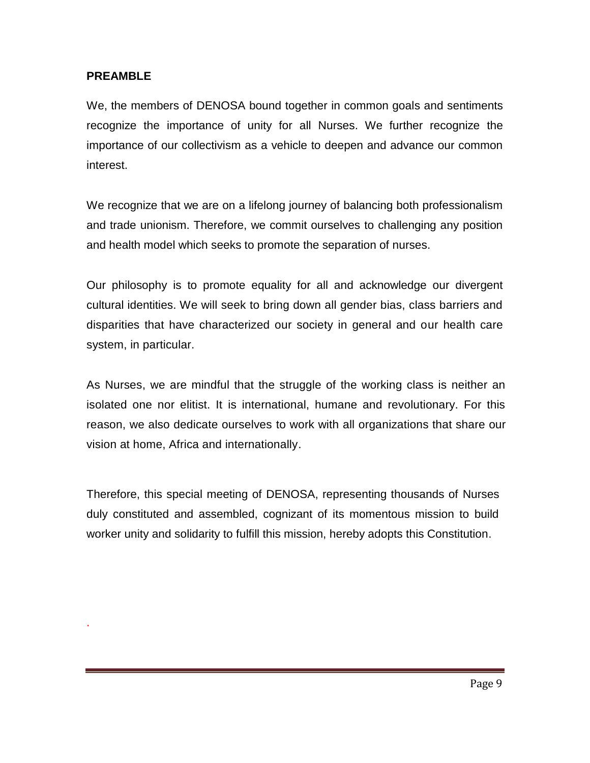## PREAMBLE

We, the members of DENOSA bound together in common goals and sentiments recognize the importance of unity for all Nurses. We further recognize the importance of our collectivism as a vehicle to deepen and advance our common interest.

We recognize that we are on a lifelong journey of balancing both professionalism and trade unionism. Therefore, we commit ourselves to challenging any position and health model which seeks to promote the separation of nurses.

Our philosophy is to promote equality for all and acknowledge our divergent cultural identities. We will seek to bring down all gender bias, class barriers and disparities that have characterized our society in general and our health care system, in particular.

As Nurses, we are mindful that the struggle of the working class is neither an isolated one nor elitist. It is international, humane and revolutionary. For this reason, we also dedicate ourselves to work with all organizations that share our vision at home, Africa and internationally.

Therefore, this special meeting of DENOSA, representing thousands of Nurses duly constituted and assembled, cognizant of its momentous mission to build worker unity and solidarity to fulfill this mission, hereby adopts this Constitution.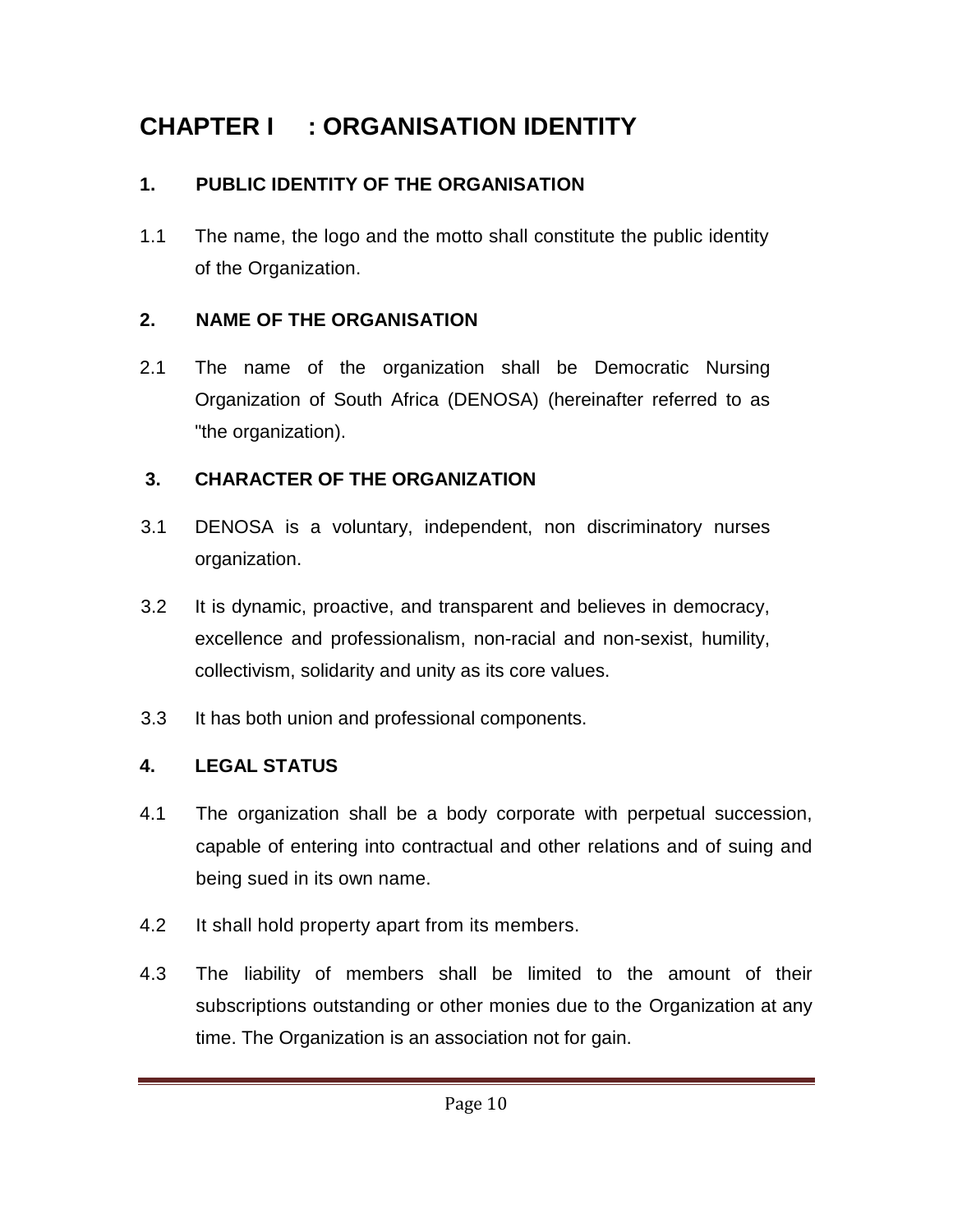# CHAPTER I : ORGANISATION IDENTITY

## 1. PUBLIC IDENTITY OF THE ORGANISATION

1.1 The name, the logo and the motto shall constitute the public identity of the Organization.

## 2. NAME OF THE ORGANISATION

2.1 The name of the organization shall be Democratic Nursing Organization of South Africa (DENOSA) (hereinafter referred to as "the organization).

## 3. CHARACTER OF THE ORGANIZATION

3.1 DENOSA is a voluntary, independent, non discriminatory nurses organization.

3.2 It is dynamic, proactive, and transparent and believes in democracy, excellence and professionalism, non-racial and non-sexist, humility, collectivism, solidarity and unity as its core values.

3.3 It has both union and professional components.

## 4. LEGAL STATUS

4.1 The organization shall be a body corporate with perpetual succession, capable of entering into contractual and other relations and of suing and being sued in its own name.

4.2 It shall hold property apart from its members.

4.3 The liability of members shall be limited to the amount of their subscriptions outstanding or other monies due to the Organization at any time. The Organization is an association not for gain.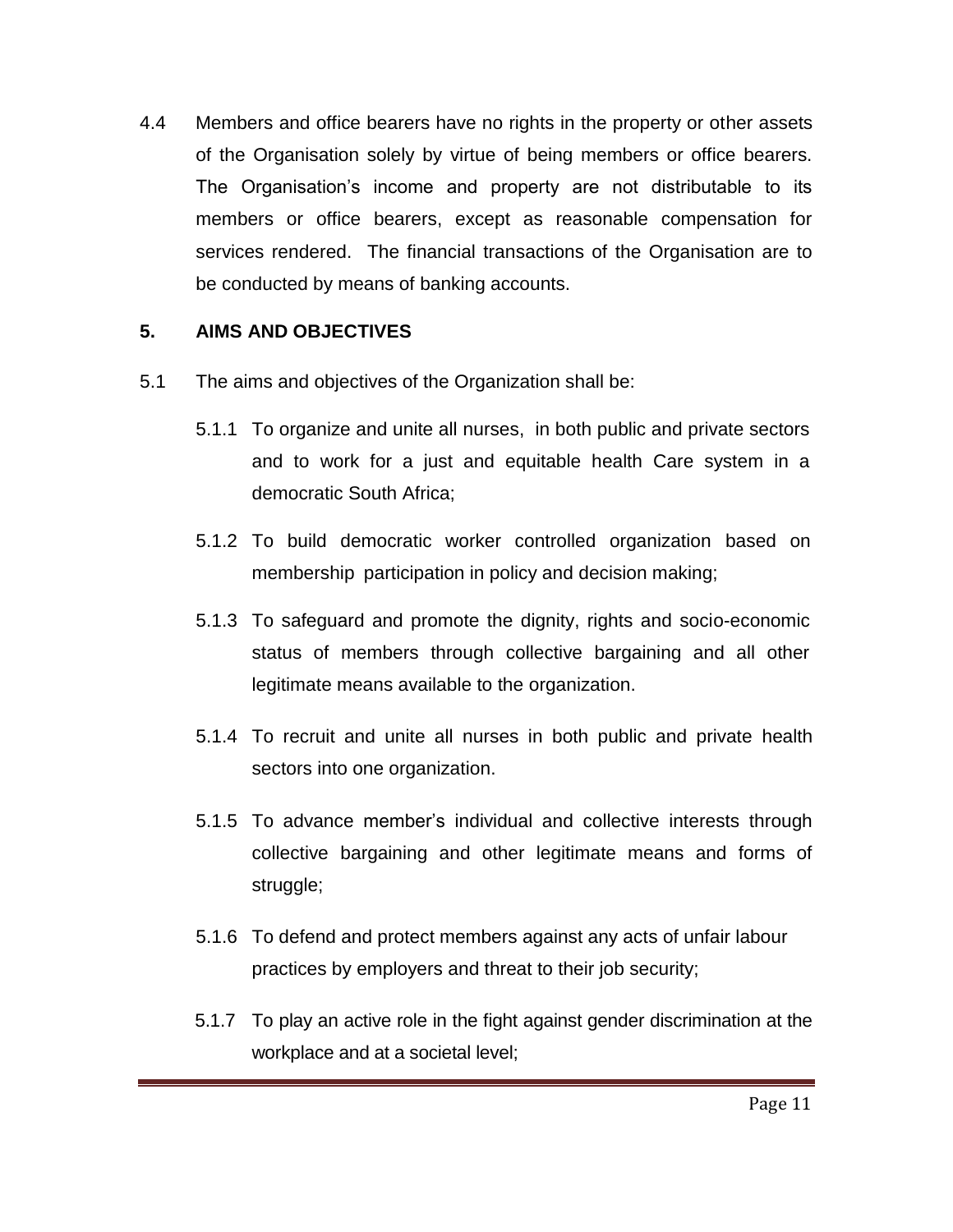4.4 Members and office bearers have no rights in the property or other assets of the Organisation solely by virtue of being members or office bearers. The Organisation's income and property are not distributable to its members or office bearers, except as reasonable compensation for services rendered. The financial transactions of the Organisation are to be conducted by means of banking accounts.

## 5. AIMS AND OBJECTIVES

5.1 The aims and objectives of the Organization shall be:

5.1.1 To organize and unite all nurses, in both public and private sectors and to work for a just and equitable health Care system in a democratic South Africa;

5.1.2 To build democratic worker controlled organization based on membership participation in policy and decision making;

5.1.3 To safeguard and promote the dignity, rights and socio-economic status of members through collective bargaining and all other legitimate means available to the organization.

5.1.4 To recruit and unite all nurses in both public and private health sectors into one organization.

5.1.5 To advance member's individual and collective interests through collective bargaining and other legitimate means and forms of struggle;

5.1.6 To defend and protect members against any acts of unfair labour practices by employers and threat to their job security;

5.1.7 To play an active role in the fight against gender discrimination at the workplace and at a societal level;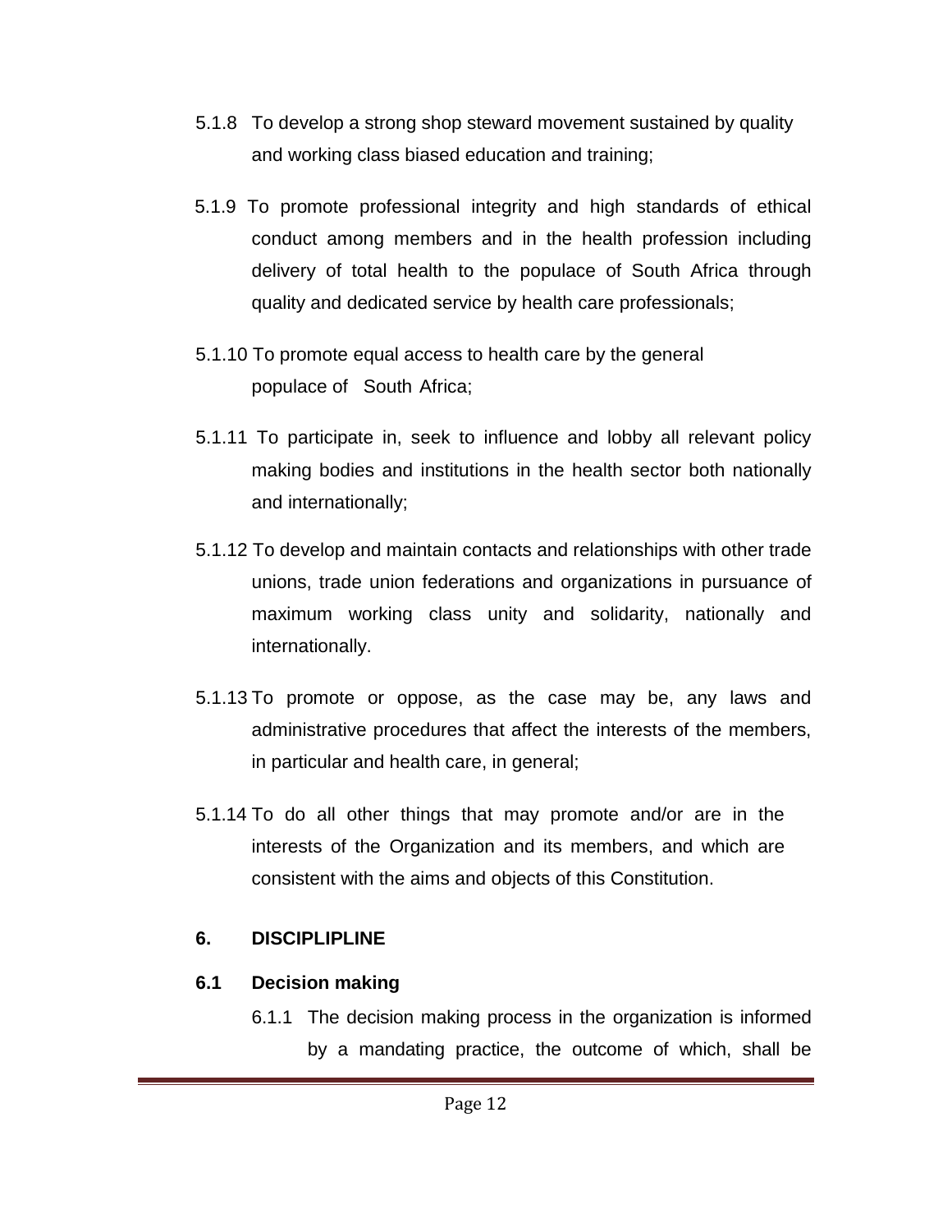5.1.8 To develop a strong shop steward movement sustained by quality and working class biased education and training;

5.1.9 To promote professional integrity and high standards of ethical conduct among members and in the health profession including delivery of total health to the populace of South Africa through quality and dedicated service by health care professionals;

5.1.10 To promote equal access to health care by the general populace of South Africa;

5.1.11 To participate in, seek to influence and lobby all relevant policy making bodies and institutions in the health sector both nationally and internationally;

5.1.12 To develop and maintain contacts and relationships with other trade unions, trade union federations and organizations in pursuance of maximum working class unity and solidarity, nationally and internationally.

5.1.13 To promote or oppose, as the case may be, any laws and administrative procedures that affect the interests of the members, in particular and health care, in general;

5.1.14 To do all other things that may promote and/or are in the interests of the Organization and its members, and which are consistent with the aims and objects of this Constitution.

## 6. DISCIPLIPLINE

### 6.1 Decision making

6.1.1 The decision making process in the organization is informed by a mandating practice, the outcome of which, shall be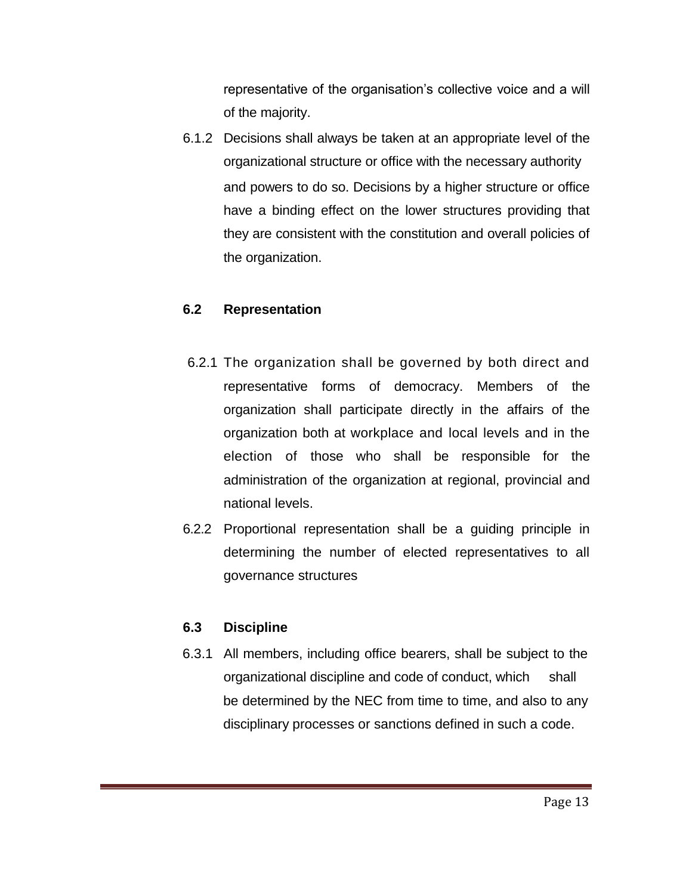representative of the organisation’s collective voice and a will of the majority.

6.1.2 Decisions shall always be taken at an appropriate level of the organizational structure or office with the necessary authority and powers to do so. Decisions by a higher structure or office have a binding effect on the lower structures providing that they are consistent with the constitution and overall policies of the organization.

### 6.2 Representation

6.2.1 The organization shall be governed by both direct and representative forms of democracy. Members of the organization shall participate directly in the affairs of the organization both at workplace and local levels and in the election of those who shall be responsible for the administration of the organization at regional, provincial and national levels.

6.2.2 Proportional representation shall be a guiding principle in determining the number of elected representatives to all governance structures

### 6.3 Discipline

6.3.1 All members, including office bearers, shall be subject to the organizational discipline and code of conduct, which shall be determined by the NEC from time to time, and also to any disciplinary processes or sanctions defined in such a code.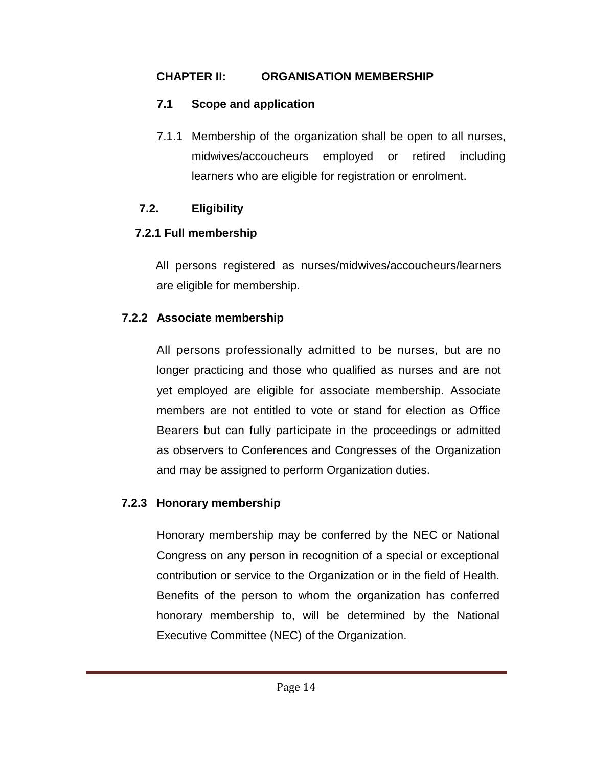## CHAPTER II: ORGANISATION MEMBERSHIP

### 7.1 Scope and application

7.1.1 Membership of the organization shall be open to all nurses, midwives/accoucheurs employed or retired including learners who are eligible for registration or enrolment.

### 7.2. Eligibility

#### 7.2.1 Full membership

All persons registered as nurses/midwives/accoucheurs/learners are eligible for membership.

#### 7.2.2 Associate membership

All persons professionally admitted to be nurses, but are no longer practicing and those who qualified as nurses and are not yet employed are eligible for associate membership. Associate members are not entitled to vote or stand for election as Office Bearers but can fully participate in the proceedings or admitted as observers to Conferences and Congresses of the Organization and may be assigned to perform Organization duties.

#### 7.2.3 Honorary membership

Honorary membership may be conferred by the NEC or National Congress on any person in recognition of a special or exceptional contribution or service to the Organization or in the field of Health. Benefits of the person to whom the organization has conferred honorary membership to, will be determined by the National Executive Committee (NEC) of the Organization.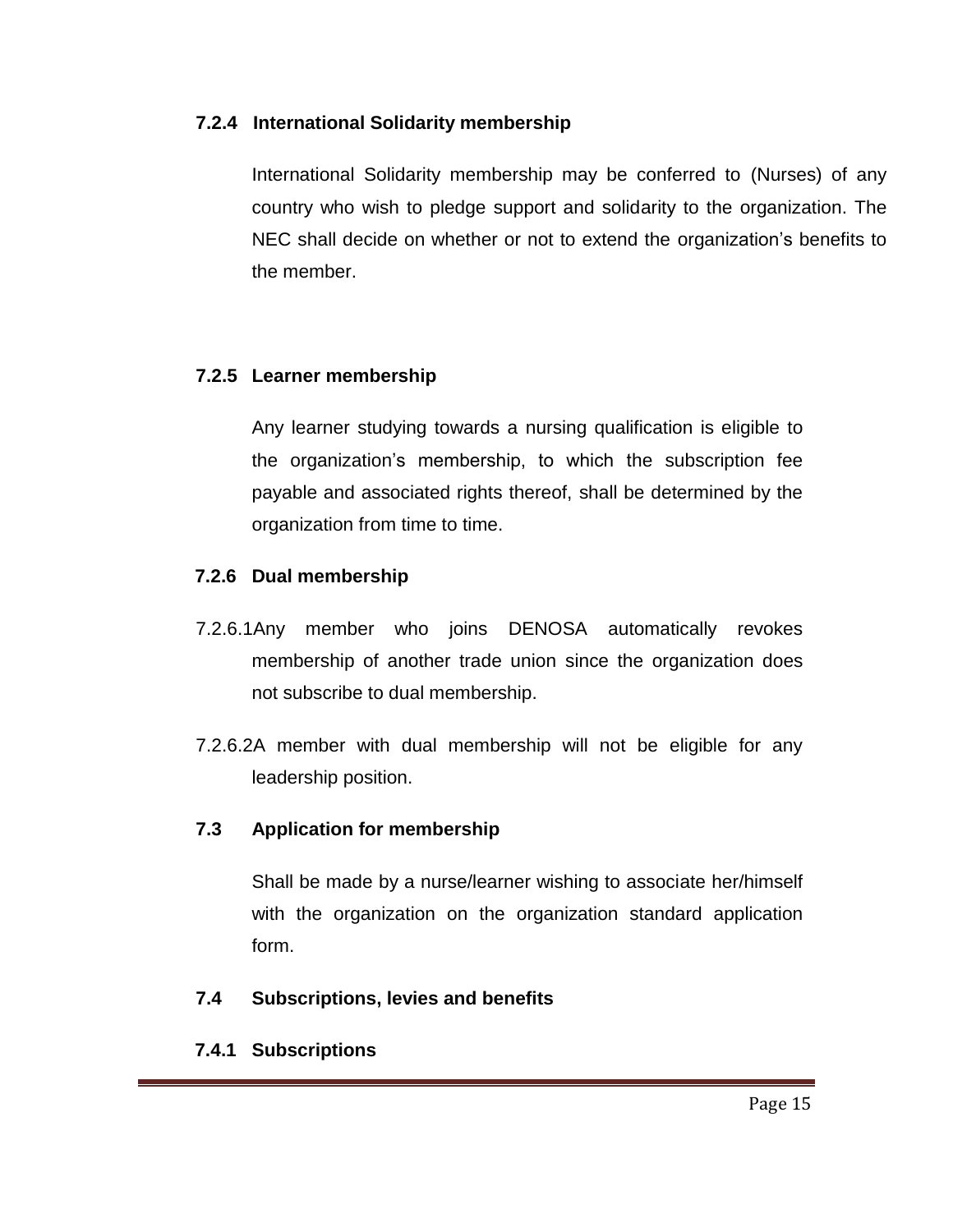### 7.2.4 International Solidarity membership

International Solidarity membership may be conferred to (Nurses) of any country who wish to pledge support and solidarity to the organization. The NEC shall decide on whether or not to extend the organization's benefits to the member.

### 7.2.5 Learner membership

Any learner studying towards a nursing qualification is eligible to the organization's membership, to which the subscription fee payable and associated rights thereof, shall be determined by the organization from time to time.

### 7.2.6 Dual membership

7.2.6.1 Any member who joins DENOSA automatically revokes membership of another trade union since the organization does not subscribe to dual membership.

7.2.6.2 A member with dual membership will not be eligible for any leadership position.

### 7.3 Application for membership

Shall be made by a nurse/learner wishing to associate her/himself with the organization on the organization standard application form.

### 7.4 Subscriptions, levies and benefits

### 7.4.1 Subscriptions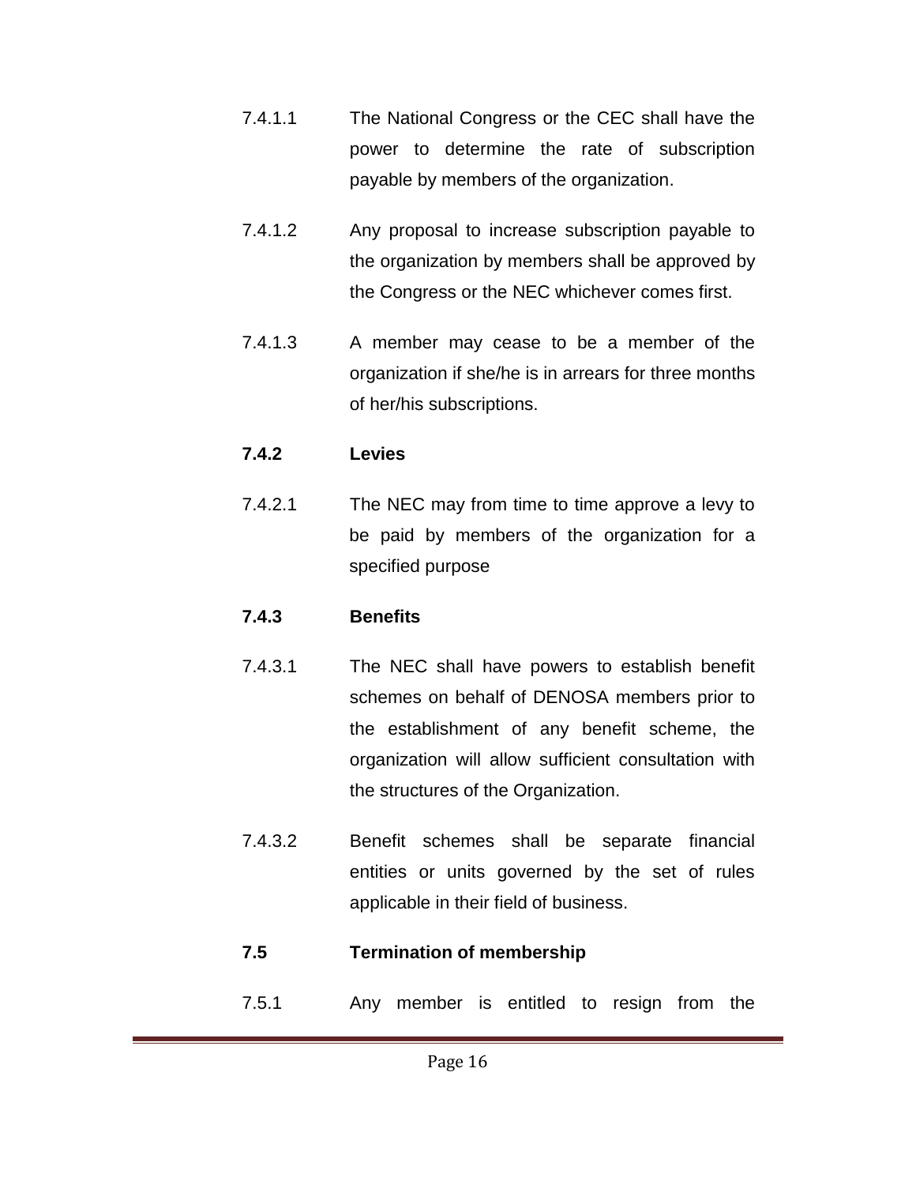7.4.1.1 The National Congress or the CEC shall have the power to determine the rate of subscription payable by members of the organization.

7.4.1.2 Any proposal to increase subscription payable to the organization by members shall be approved by the Congress or the NEC whichever comes first.

7.4.1.3 A member may cease to be a member of the organization if she/he is in arrears for three months of her/his subscriptions.

**7.4.2 Levies**

7.4.2.1 The NEC may from time to time approve a levy to be paid by members of the organization for a specified purpose

**7.4.3 Benefits**

7.4.3.1 The NEC shall have powers to establish benefit schemes on behalf of DENOSA members prior to the establishment of any benefit scheme, the organization will allow sufficient consultation with the structures of the Organization.

7.4.3.2 Benefit schemes shall be separate financial entities or units governed by the set of rules applicable in their field of business.

**7.5 Termination of membership**

7.5.1 Any member is entitled to resign from the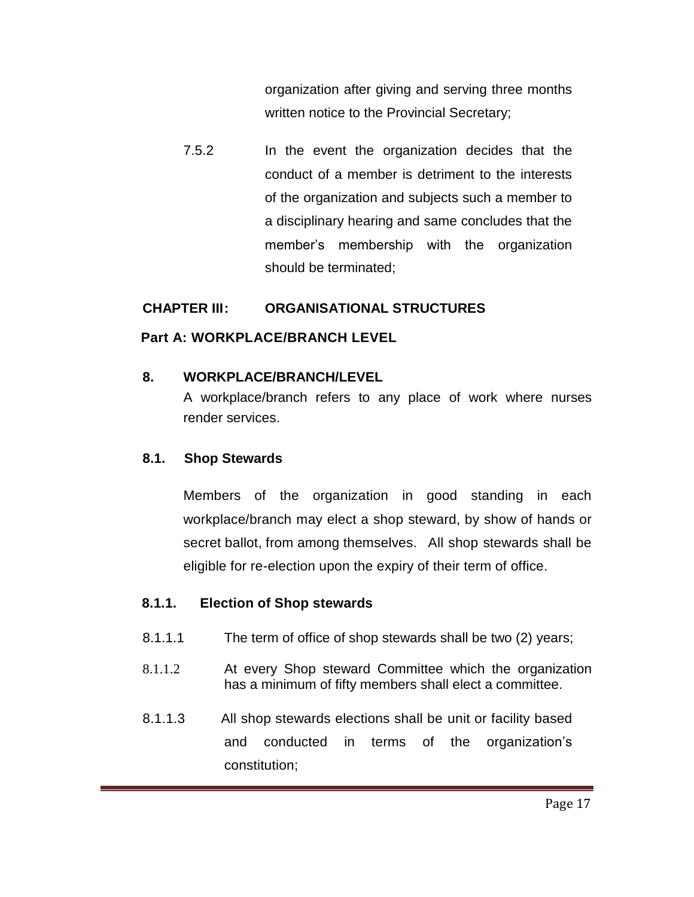organization after giving and serving three months written notice to the Provincial Secretary;

7.5.2 In the event the organization decides that the conduct of a member is detriment to the interests of the organization and subjects such a member to a disciplinary hearing and same concludes that the member's membership with the organization should be terminated;

## CHAPTER III: ORGANISATIONAL STRUCTURES

### Part A: WORKPLACE/BRANCH LEVEL

### 8. WORKPLACE/BRANCH/LEVEL

A workplace/branch refers to any place of work where nurses render services.

### 8.1. Shop Stewards

Members of the organization in good standing in each workplace/branch may elect a shop steward, by show of hands or secret ballot, from among themselves. All shop stewards shall be eligible for re-election upon the expiry of their term of office.

### 8.1.1. Election of Shop stewards

8.1.1.1 The term of office of shop stewards shall be two (2) years;

8.1.1.2 At every Shop steward Committee which the organization has a minimum of fifty members shall elect a committee.

8.1.1.3 All shop stewards elections shall be unit or facility based and conducted in terms of the organization's constitution;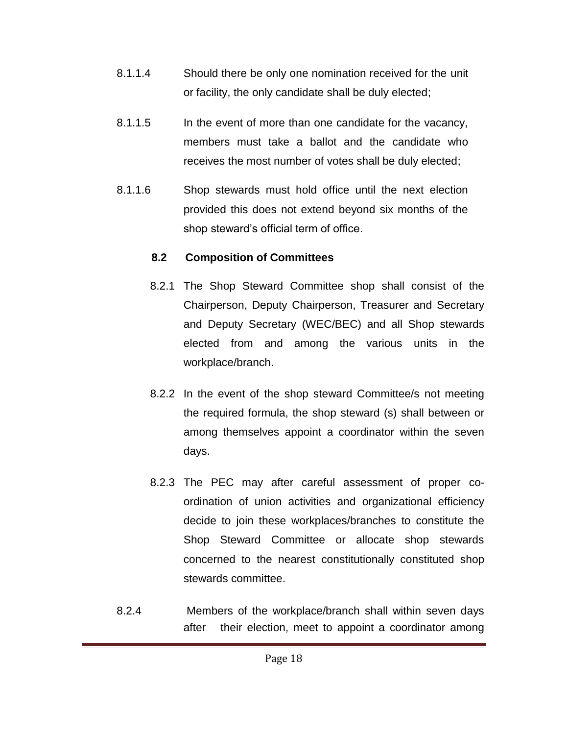8.1.1.4 Should there be only one nomination received for the unit or facility, the only candidate shall be duly elected;

8.1.1.5 In the event of more than one candidate for the vacancy, members must take a ballot and the candidate who receives the most number of votes shall be duly elected;

8.1.1.6 Shop stewards must hold office until the next election provided this does not extend beyond six months of the shop steward's official term of office.

### 8.2 Composition of Committees

8.2.1 The Shop Steward Committee shop shall consist of the Chairperson, Deputy Chairperson, Treasurer and Secretary and Deputy Secretary (WEC/BEC) and all Shop stewards elected from and among the various units in the workplace/branch.

8.2.2 In the event of the shop steward Committee/s not meeting the required formula, the shop steward (s) shall between or among themselves appoint a coordinator within the seven days.

8.2.3 The PEC may after careful assessment of proper co-ordination of union activities and organizational efficiency decide to join these workplaces/branches to constitute the Shop Steward Committee or allocate shop stewards concerned to the nearest constitutionally constituted shop stewards committee.

8.2.4 Members of the workplace/branch shall within seven days after their election, meet to appoint a coordinator among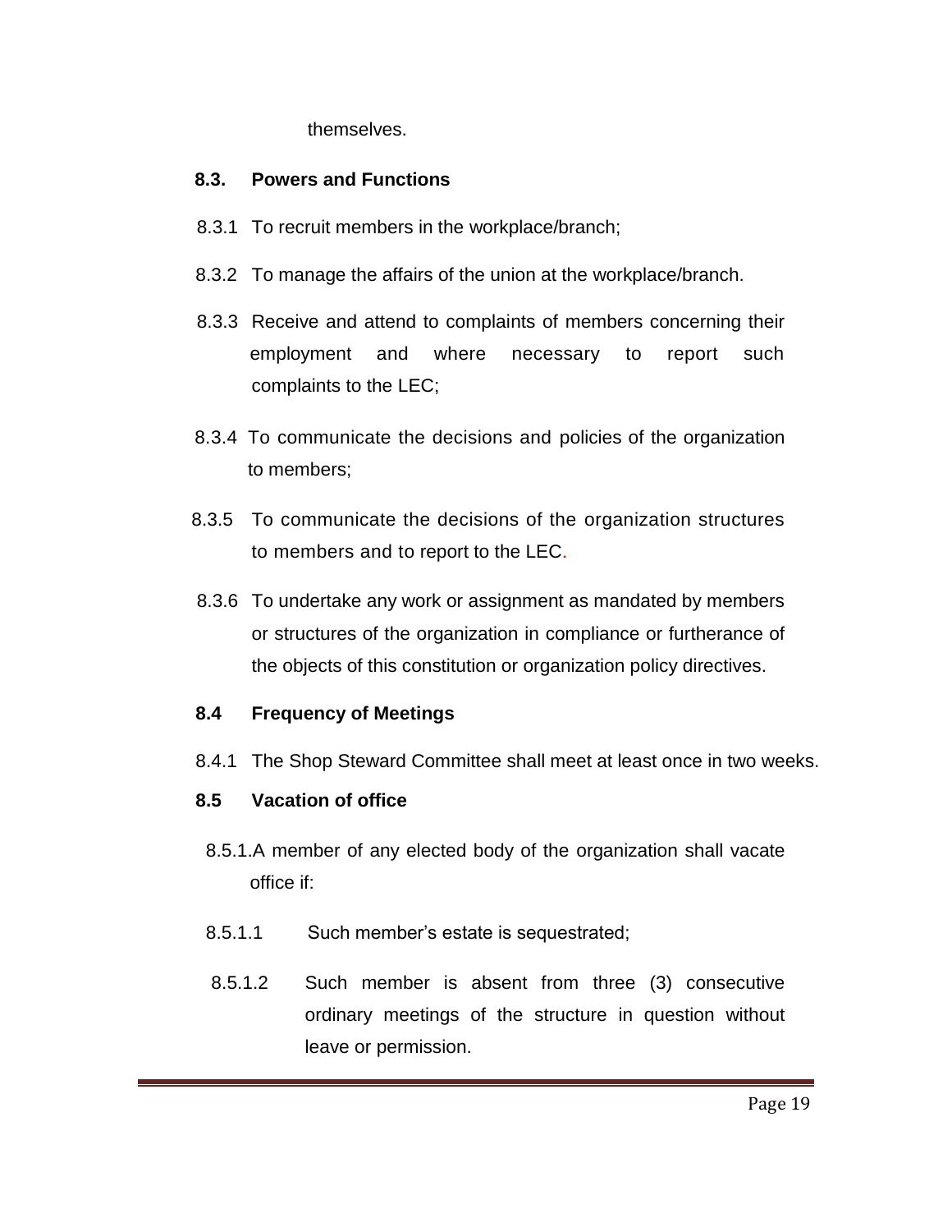themselves.

### 8.3. Powers and Functions

8.3.1 To recruit members in the workplace/branch;

8.3.2 To manage the affairs of the union at the workplace/branch.

8.3.3 Receive and attend to complaints of members concerning their employment and where necessary to report such complaints to the LEC;

8.3.4 To communicate the decisions and policies of the organization to members;

8.3.5 To communicate the decisions of the organization structures to members and to report to the LEC.

8.3.6 To undertake any work or assignment as mandated by members or structures of the organization in compliance or furtherance of the objects of this constitution or organization policy directives.

### 8.4 Frequency of Meetings

8.4.1 The Shop Steward Committee shall meet at least once in two weeks.

### 8.5 Vacation of office

8.5.1.A member of any elected body of the organization shall vacate office if:

8.5.1.1 Such member's estate is sequestrated;

8.5.1.2 Such member is absent from three (3) consecutive ordinary meetings of the structure in question without leave or permission.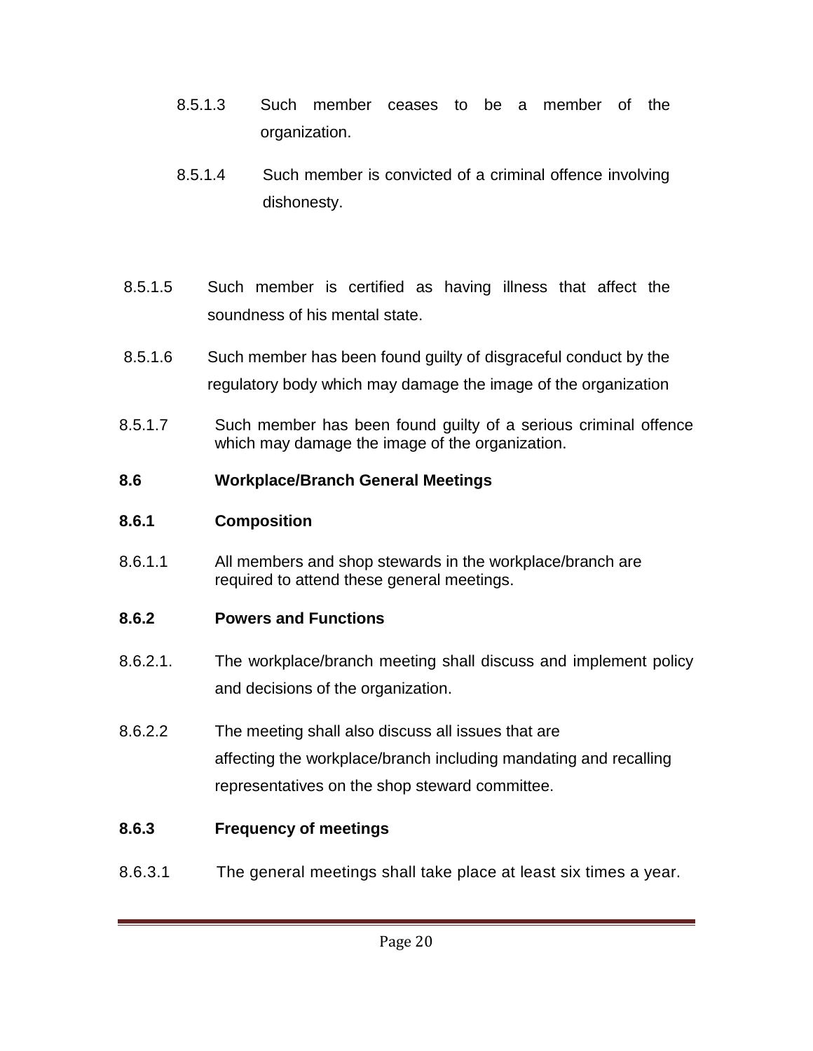8.5.1.3 Such member ceases to be a member of the organization.

8.5.1.4 Such member is convicted of a criminal offence involving dishonesty.

8.5.1.5 Such member is certified as having illness that affect the soundness of his mental state.

8.5.1.6 Such member has been found guilty of disgraceful conduct by the regulatory body which may damage the image of the organization

8.5.1.7 Such member has been found guilty of a serious criminal offence which may damage the image of the organization.

**8.6 Workplace/Branch General Meetings**

**8.6.1 Composition**

8.6.1.1 All members and shop stewards in the workplace/branch are required to attend these general meetings.

**8.6.2 Powers and Functions**

8.6.2.1. The workplace/branch meeting shall discuss and implement policy and decisions of the organization.

8.6.2.2 The meeting shall also discuss all issues that are affecting the workplace/branch including mandating and recalling representatives on the shop steward committee.

**8.6.3 Frequency of meetings**

8.6.3.1 The general meetings shall take place at least six times a year.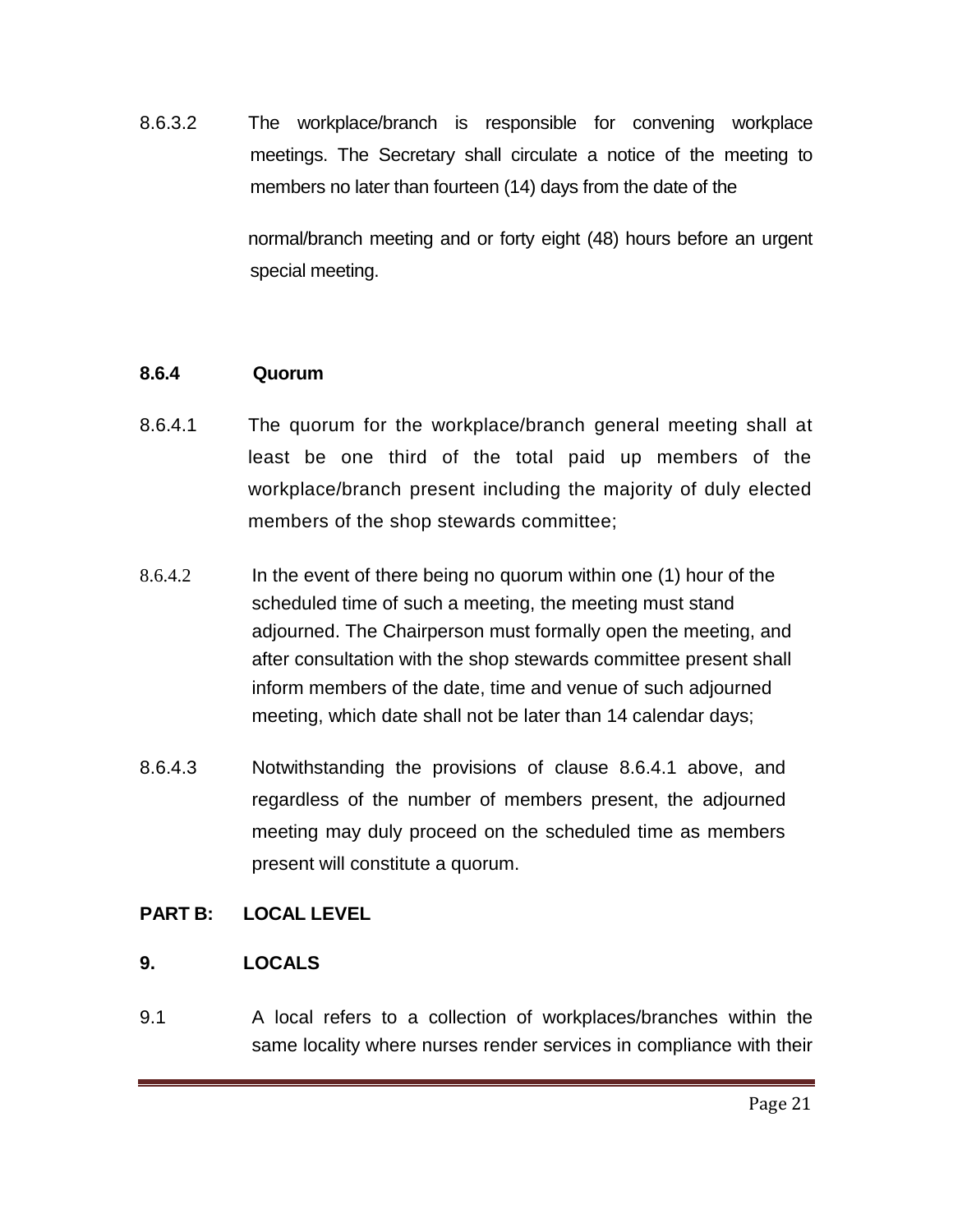8.6.3.2 The workplace/branch is responsible for convening workplace meetings. The Secretary shall circulate a notice of the meeting to members no later than fourteen (14) days from the date of the normal/branch meeting and or forty eight (48) hours before an urgent special meeting.

**8.6.4 Quorum**

8.6.4.1 The quorum for the workplace/branch general meeting shall at least be one third of the total paid up members of the workplace/branch present including the majority of duly elected members of the shop stewards committee;

8.6.4.2 In the event of there being no quorum within one (1) hour of the scheduled time of such a meeting, the meeting must stand adjourned. The Chairperson must formally open the meeting, and after consultation with the shop stewards committee present shall inform members of the date, time and venue of such adjourned meeting, which date shall not be later than 14 calendar days;

8.6.4.3 Notwithstanding the provisions of clause 8.6.4.1 above, and regardless of the number of members present, the adjourned meeting may duly proceed on the scheduled time as members present will constitute a quorum.

## PART B: LOCAL LEVEL

## 9. LOCALS

9.1 A local refers to a collection of workplaces/branches within the same locality where nurses render services in compliance with their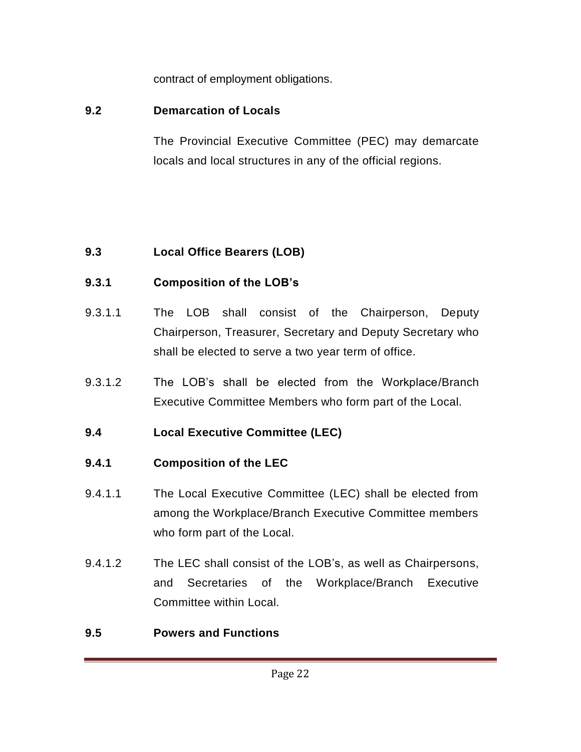contract of employment obligations.

### 9.2 Demarcation of Locals

The Provincial Executive Committee (PEC) may demarcate locals and local structures in any of the official regions.

### 9.3 Local Office Bearers (LOB)

#### 9.3.1 Composition of the LOB's

9.3.1.1 The LOB shall consist of the Chairperson, Deputy Chairperson, Treasurer, Secretary and Deputy Secretary who shall be elected to serve a two year term of office.

9.3.1.2 The LOB's shall be elected from the Workplace/Branch Executive Committee Members who form part of the Local.

### 9.4 Local Executive Committee (LEC)

#### 9.4.1 Composition of the LEC

9.4.1.1 The Local Executive Committee (LEC) shall be elected from among the Workplace/Branch Executive Committee members who form part of the Local.

9.4.1.2 The LEC shall consist of the LOB's, as well as Chairpersons, and Secretaries of the Workplace/Branch Executive Committee within Local.

### 9.5 Powers and Functions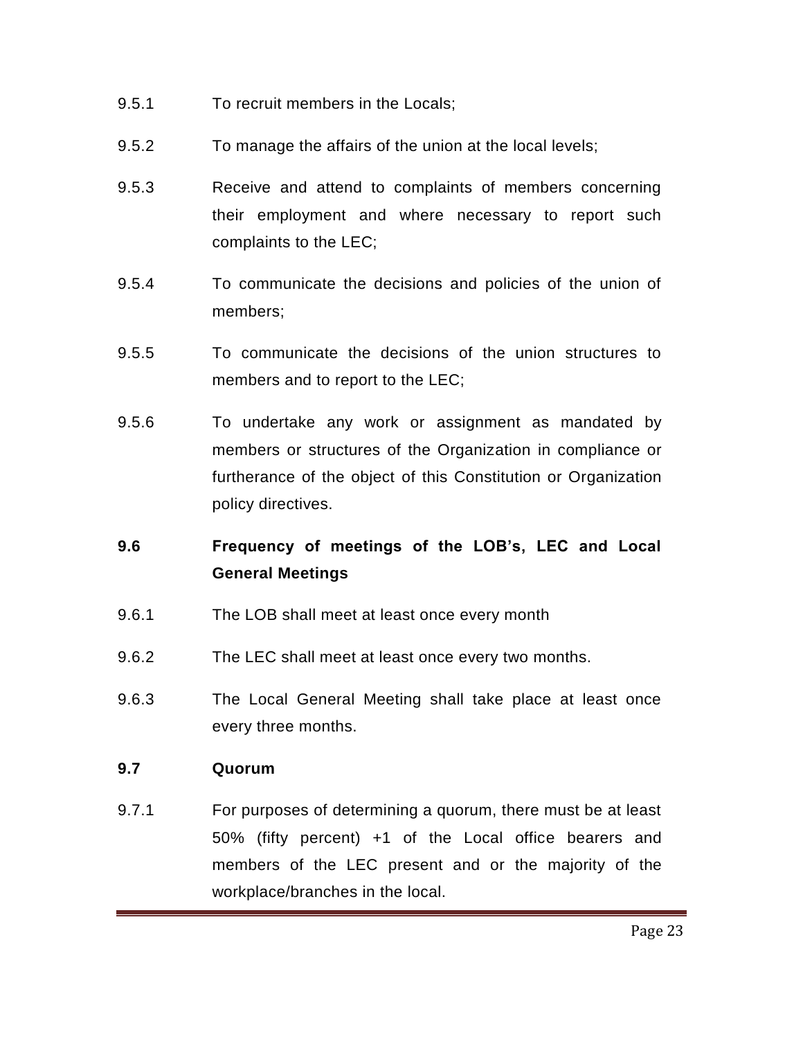9.5.1 To recruit members in the Locals;

9.5.2 To manage the affairs of the union at the local levels;

9.5.3 Receive and attend to complaints of members concerning their employment and where necessary to report such complaints to the LEC;

9.5.4 To communicate the decisions and policies of the union of members;

9.5.5 To communicate the decisions of the union structures to members and to report to the LEC;

9.5.6 To undertake any work or assignment as mandated by members or structures of the Organization in compliance or furtherance of the object of this Constitution or Organization policy directives.

**9.6 Frequency of meetings of the LOB's, LEC and Local General Meetings**

9.6.1 The LOB shall meet at least once every month

9.6.2 The LEC shall meet at least once every two months.

9.6.3 The Local General Meeting shall take place at least once every three months.

**9.7 Quorum**

9.7.1 For purposes of determining a quorum, there must be at least 50% (fifty percent) +1 of the Local office bearers and members of the LEC present and or the majority of the workplace/branches in the local.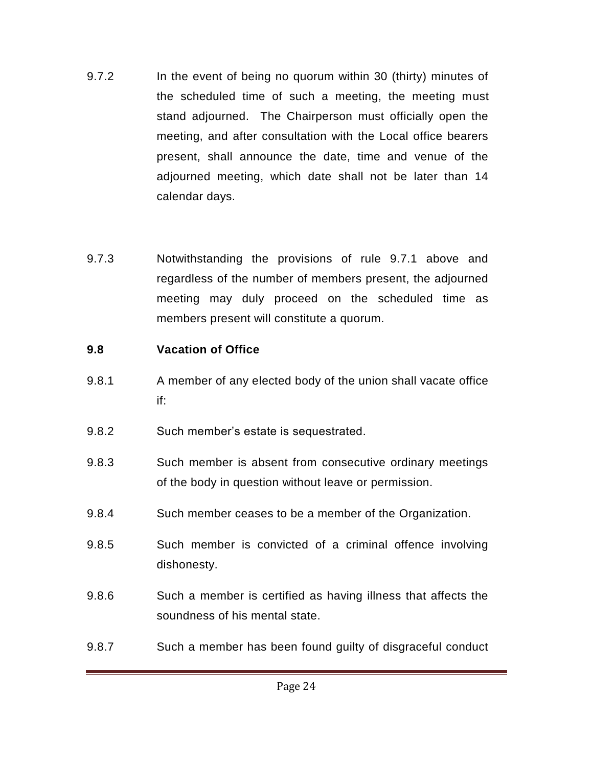9.7.2 In the event of being no quorum within 30 (thirty) minutes of the scheduled time of such a meeting, the meeting must stand adjourned. The Chairperson must officially open the meeting, and after consultation with the Local office bearers present, shall announce the date, time and venue of the adjourned meeting, which date shall not be later than 14 calendar days.

9.7.3 Notwithstanding the provisions of rule 9.7.1 above and regardless of the number of members present, the adjourned meeting may duly proceed on the scheduled time as members present will constitute a quorum.

**9.8 Vacation of Office**

9.8.1 A member of any elected body of the union shall vacate office if:

9.8.2 Such member's estate is sequestrated.

9.8.3 Such member is absent from consecutive ordinary meetings of the body in question without leave or permission.

9.8.4 Such member ceases to be a member of the Organization.

9.8.5 Such member is convicted of a criminal offence involving dishonesty.

9.8.6 Such a member is certified as having illness that affects the soundness of his mental state.

9.8.7 Such a member has been found guilty of disgraceful conduct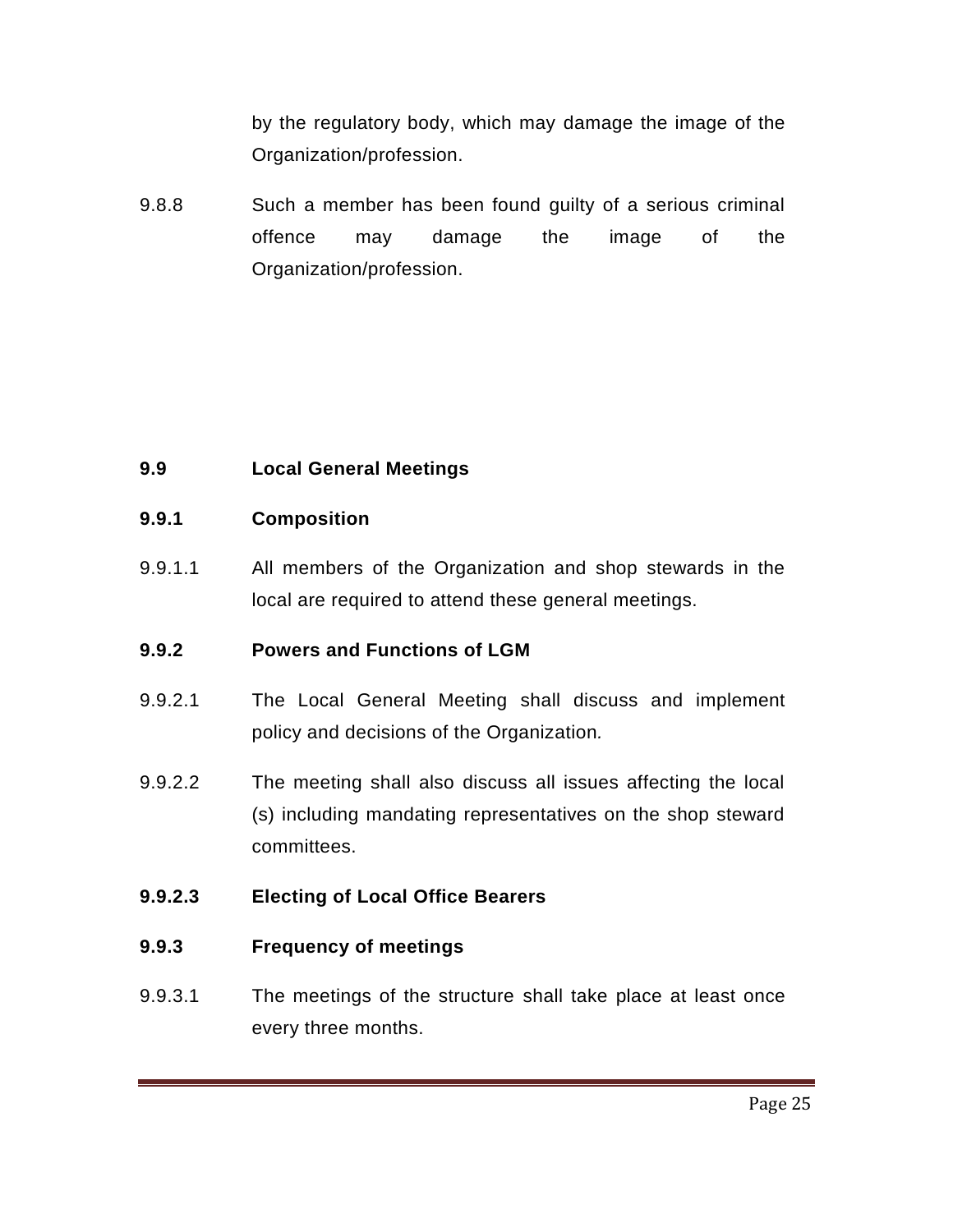by the regulatory body, which may damage the image of the Organization/profession.

9.8.8 Such a member has been found guilty of a serious criminal offence may damage the image of the Organization/profession.

**9.9 Local General Meetings**

**9.9.1 Composition**

9.9.1.1 All members of the Organization and shop stewards in the local are required to attend these general meetings.

**9.9.2 Powers and Functions of LGM**

9.9.2.1 The Local General Meeting shall discuss and implement policy and decisions of the Organization*.*

9.9.2.2 The meeting shall also discuss all issues affecting the local (s) including mandating representatives on the shop steward committees.

**9.9.2.3 Electing of Local Office Bearers**

**9.9.3 Frequency of meetings**

9.9.3.1 The meetings of the structure shall take place at least once every three months.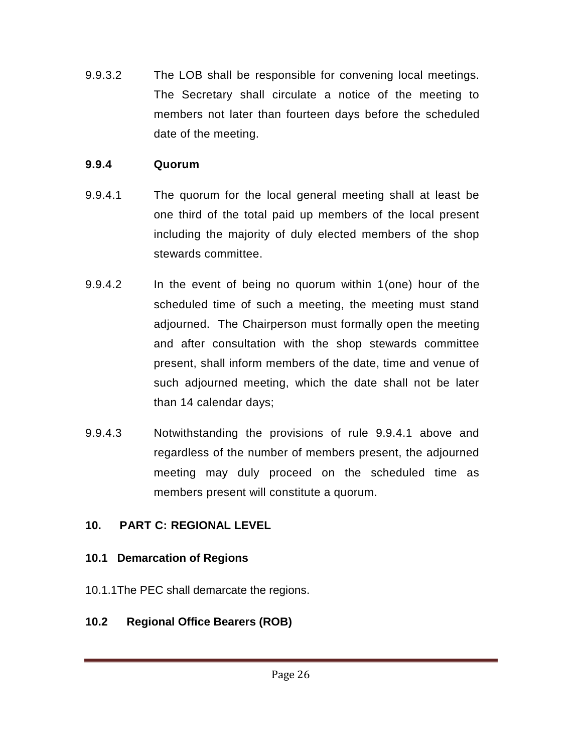9.9.3.2 The LOB shall be responsible for convening local meetings. The Secretary shall circulate a notice of the meeting to members not later than fourteen days before the scheduled date of the meeting.

**9.9.4 Quorum**

9.9.4.1 The quorum for the local general meeting shall at least be one third of the total paid up members of the local present including the majority of duly elected members of the shop stewards committee.

9.9.4.2 In the event of being no quorum within 1(one) hour of the scheduled time of such a meeting, the meeting must stand adjourned. The Chairperson must formally open the meeting and after consultation with the shop stewards committee present, shall inform members of the date, time and venue of such adjourned meeting, which the date shall not be later than 14 calendar days;

9.9.4.3 Notwithstanding the provisions of rule 9.9.4.1 above and regardless of the number of members present, the adjourned meeting may duly proceed on the scheduled time as members present will constitute a quorum.

## 10. PART C: REGIONAL LEVEL

### 10.1 Demarcation of Regions

10.1.1The PEC shall demarcate the regions.

### 10.2 Regional Office Bearers (ROB)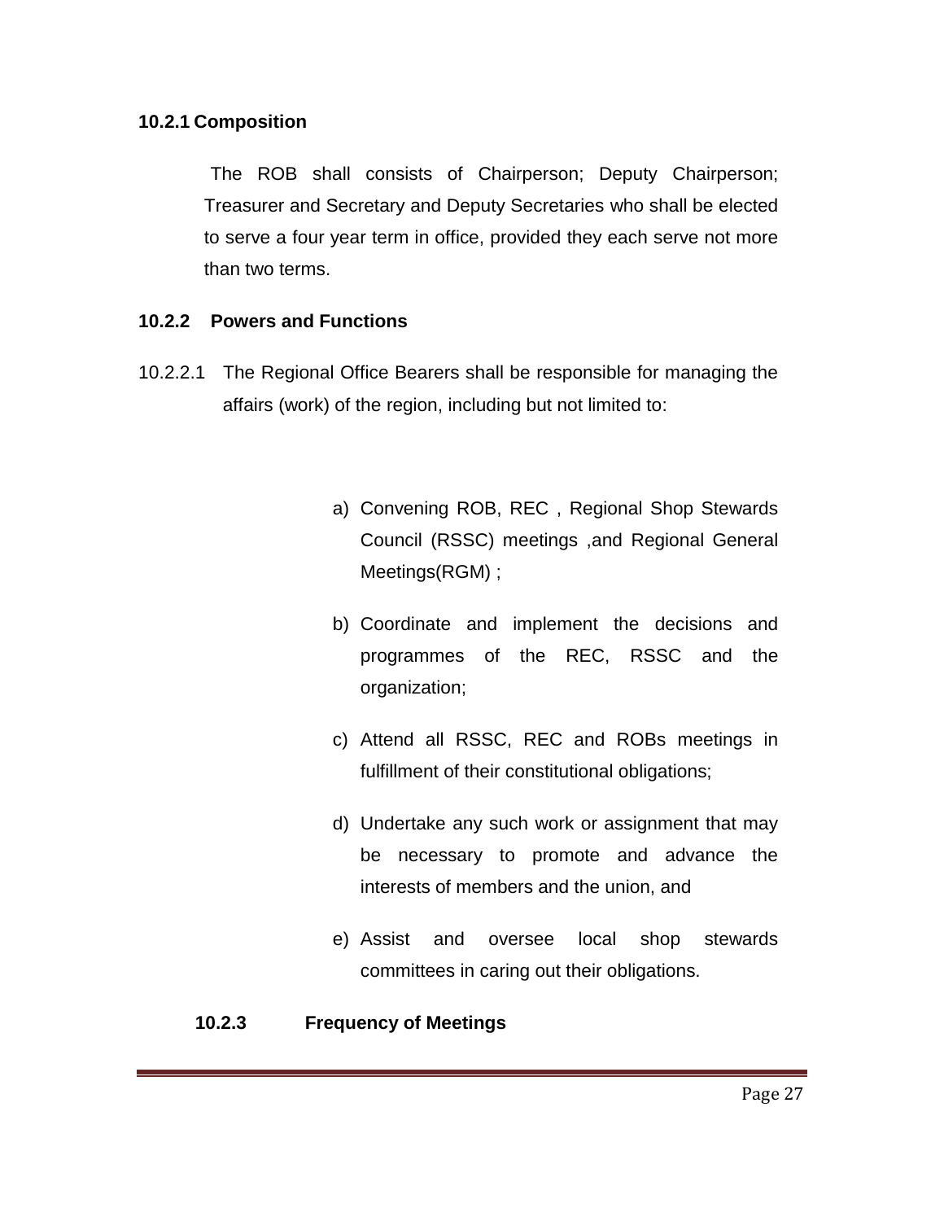#### 10.2.1 Composition

The ROB shall consists of Chairperson; Deputy Chairperson; Treasurer and Secretary and Deputy Secretaries who shall be elected to serve a four year term in office, provided they each serve not more than two terms.

#### 10.2.2 Powers and Functions

10.2.2.1 The Regional Office Bearers shall be responsible for managing the affairs (work) of the region, including but not limited to:

a) Convening ROB, REC , Regional Shop Stewards Council (RSSC) meetings ,and Regional General Meetings(RGM) ;

b) Coordinate and implement the decisions and programmes of the REC, RSSC and the organization;

c) Attend all RSSC, REC and ROBs meetings in fulfillment of their constitutional obligations;

d) Undertake any such work or assignment that may be necessary to promote and advance the interests of members and the union, and

e) Assist and oversee local shop stewards committees in caring out their obligations.

#### 10.2.3 Frequency of Meetings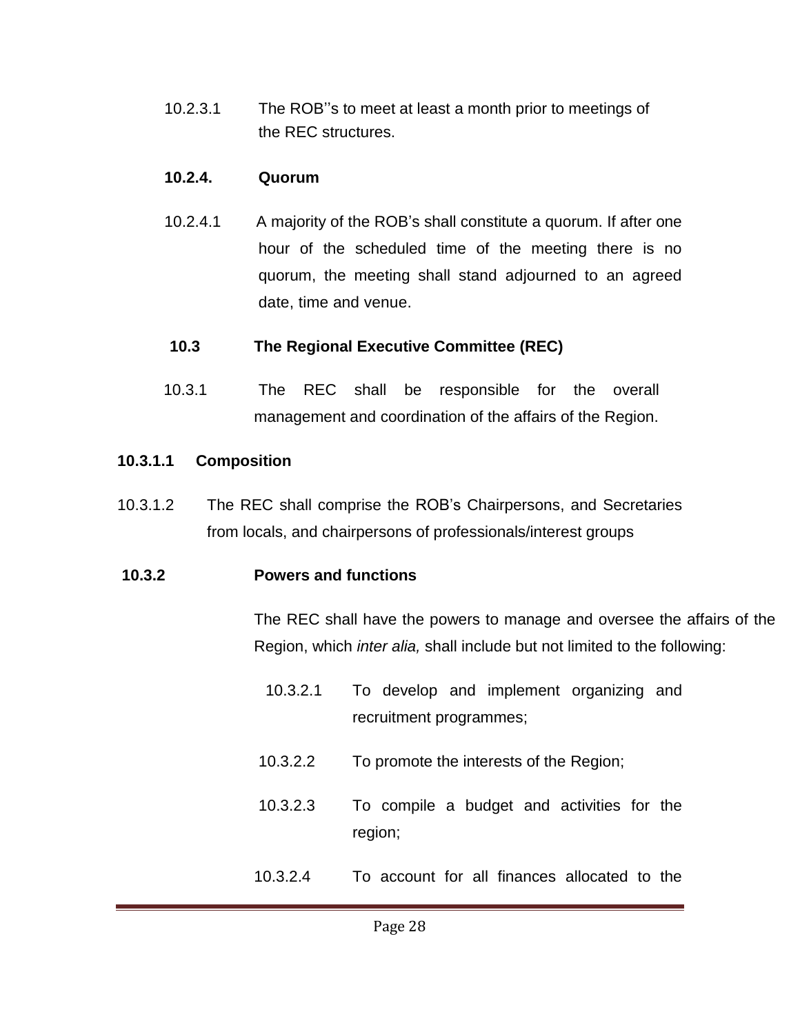10.2.3.1 The ROB''s to meet at least a month prior to meetings of the REC structures.

**10.2.4. Quorum**

10.2.4.1 A majority of the ROB's shall constitute a quorum. If after one hour of the scheduled time of the meeting there is no quorum, the meeting shall stand adjourned to an agreed date, time and venue.

**10.3 The Regional Executive Committee (REC)**

10.3.1 The REC shall be responsible for the overall management and coordination of the affairs of the Region.

**10.3.1.1 Composition**

10.3.1.2 The REC shall comprise the ROB's Chairpersons, and Secretaries from locals, and chairpersons of professionals/interest groups

**10.3.2 Powers and functions**

The REC shall have the powers to manage and oversee the affairs of the Region, which *inter alia,* shall include but not limited to the following:

10.3.2.1 To develop and implement organizing and recruitment programmes;

10.3.2.2 To promote the interests of the Region;

10.3.2.3 To compile a budget and activities for the region;

10.3.2.4 To account for all finances allocated to the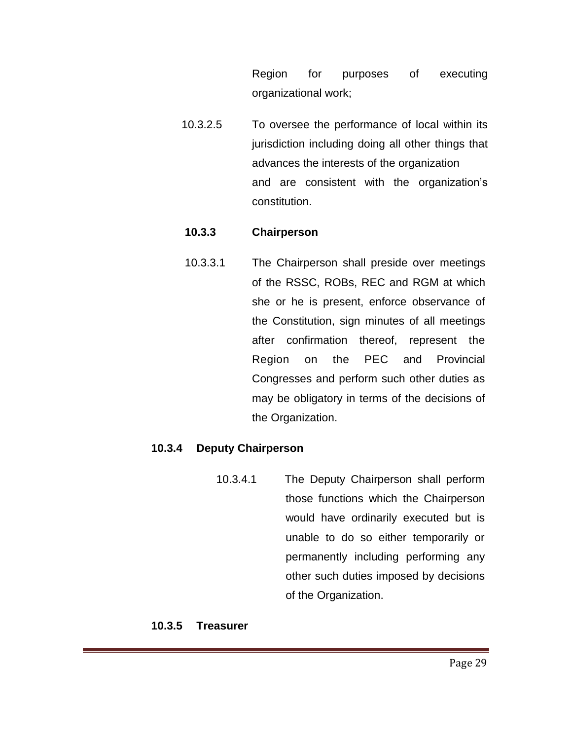Region for purposes of executing organizational work;

10.3.2.5 To oversee the performance of local within its jurisdiction including doing all other things that advances the interests of the organization and are consistent with the organization's constitution.

**10.3.3 Chairperson**

10.3.3.1 The Chairperson shall preside over meetings of the RSSC, ROBs, REC and RGM at which she or he is present, enforce observance of the Constitution, sign minutes of all meetings after confirmation thereof, represent the Region on the PEC and Provincial Congresses and perform such other duties as may be obligatory in terms of the decisions of the Organization.

**10.3.4 Deputy Chairperson**

10.3.4.1 The Deputy Chairperson shall perform those functions which the Chairperson would have ordinarily executed but is unable to do so either temporarily or permanently including performing any other such duties imposed by decisions of the Organization.

**10.3.5 Treasurer**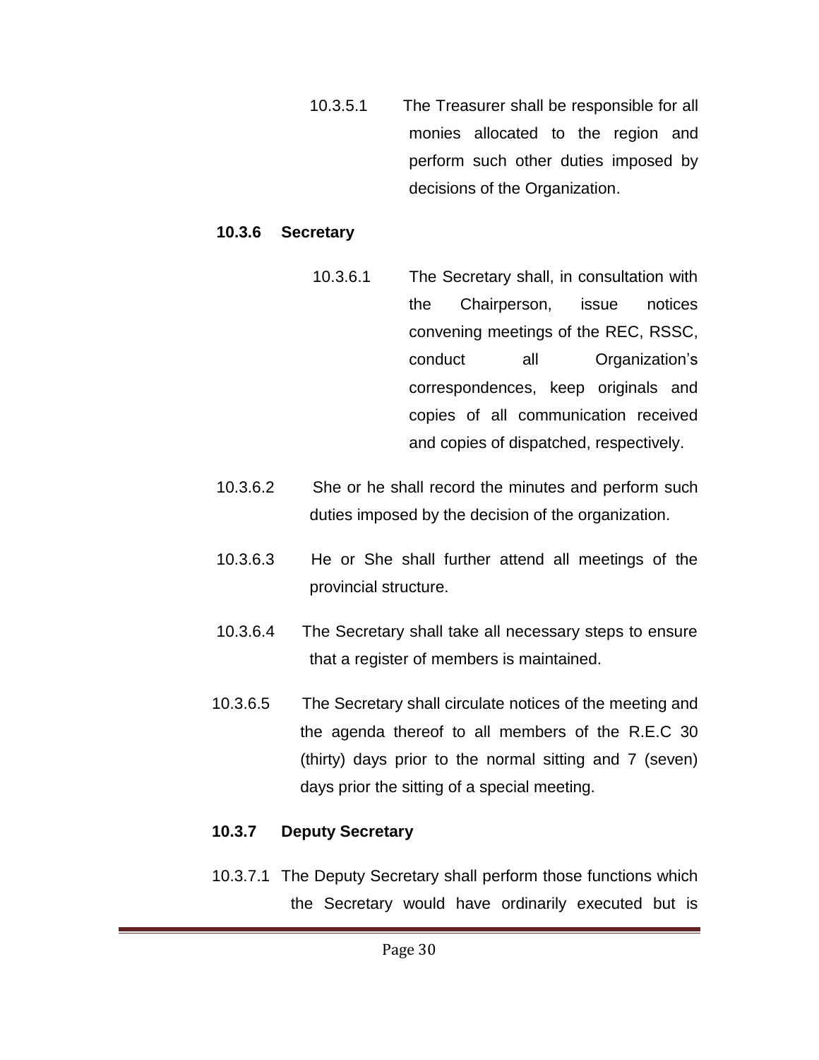10.3.5.1 The Treasurer shall be responsible for all monies allocated to the region and perform such other duties imposed by decisions of the Organization.

**10.3.6 Secretary**

10.3.6.1 The Secretary shall, in consultation with the Chairperson, issue notices convening meetings of the REC, RSSC, conduct all Organization's correspondences, keep originals and copies of all communication received and copies of dispatched, respectively.

10.3.6.2 She or he shall record the minutes and perform such duties imposed by the decision of the organization.

10.3.6.3 He or She shall further attend all meetings of the provincial structure.

10.3.6.4 The Secretary shall take all necessary steps to ensure that a register of members is maintained.

10.3.6.5 The Secretary shall circulate notices of the meeting and the agenda thereof to all members of the R.E.C 30 (thirty) days prior to the normal sitting and 7 (seven) days prior the sitting of a special meeting.

**10.3.7 Deputy Secretary**

10.3.7.1 The Deputy Secretary shall perform those functions which the Secretary would have ordinarily executed but is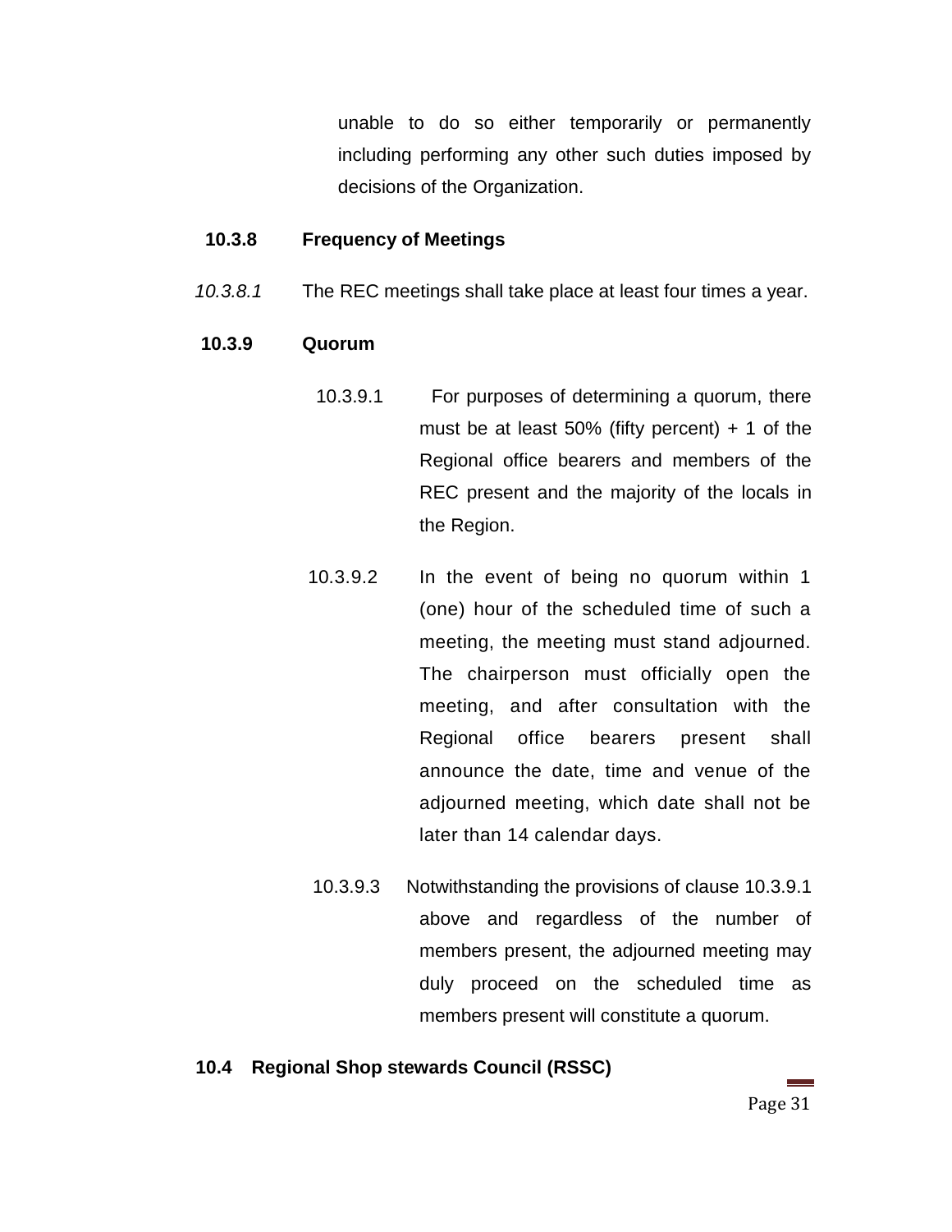unable to do so either temporarily or permanently including performing any other such duties imposed by decisions of the Organization.

**10.3.8 Frequency of Meetings**

*10.3.8.1* The REC meetings shall take place at least four times a year.

**10.3.9 Quorum**

10.3.9.1 For purposes of determining a quorum, there must be at least 50% (fifty percent) + 1 of the Regional office bearers and members of the REC present and the majority of the locals in the Region.

10.3.9.2 In the event of being no quorum within 1 (one) hour of the scheduled time of such a meeting, the meeting must stand adjourned. The chairperson must officially open the meeting, and after consultation with the Regional office bearers present shall announce the date, time and venue of the adjourned meeting, which date shall not be later than 14 calendar days.

10.3.9.3 Notwithstanding the provisions of clause 10.3.9.1 above and regardless of the number of members present, the adjourned meeting may duly proceed on the scheduled time as members present will constitute a quorum.

**10.4 Regional Shop stewards Council (RSSC)**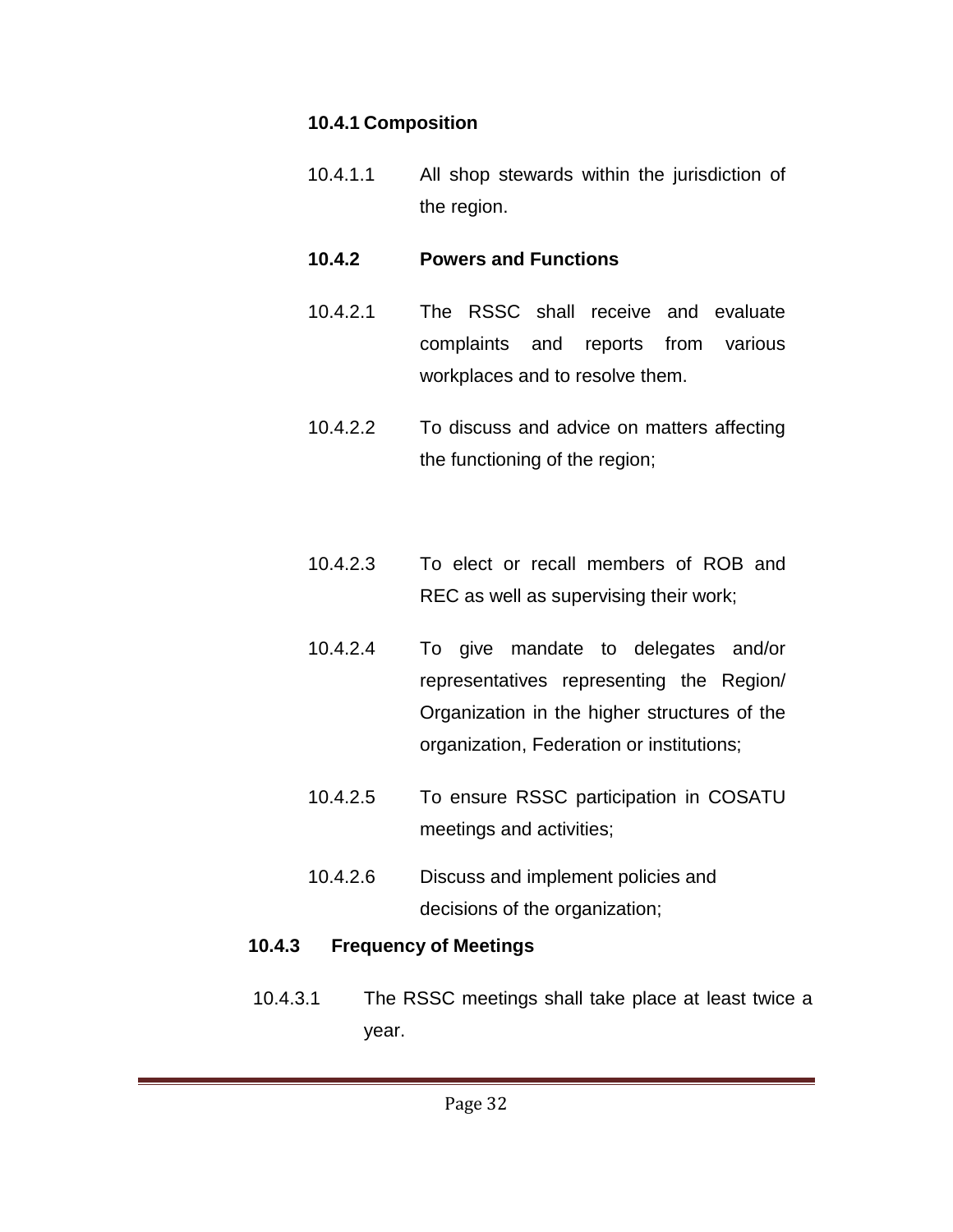**10.4.1 Composition**

10.4.1.1 All shop stewards within the jurisdiction of the region.

**10.4.2 Powers and Functions**

10.4.2.1 The RSSC shall receive and evaluate complaints and reports from various workplaces and to resolve them.

10.4.2.2 To discuss and advice on matters affecting the functioning of the region;

10.4.2.3 To elect or recall members of ROB and REC as well as supervising their work;

10.4.2.4 To give mandate to delegates and/or representatives representing the Region/ Organization in the higher structures of the organization, Federation or institutions;

10.4.2.5 To ensure RSSC participation in COSATU meetings and activities;

10.4.2.6 Discuss and implement policies and decisions of the organization;

**10.4.3 Frequency of Meetings**

10.4.3.1 The RSSC meetings shall take place at least twice a year.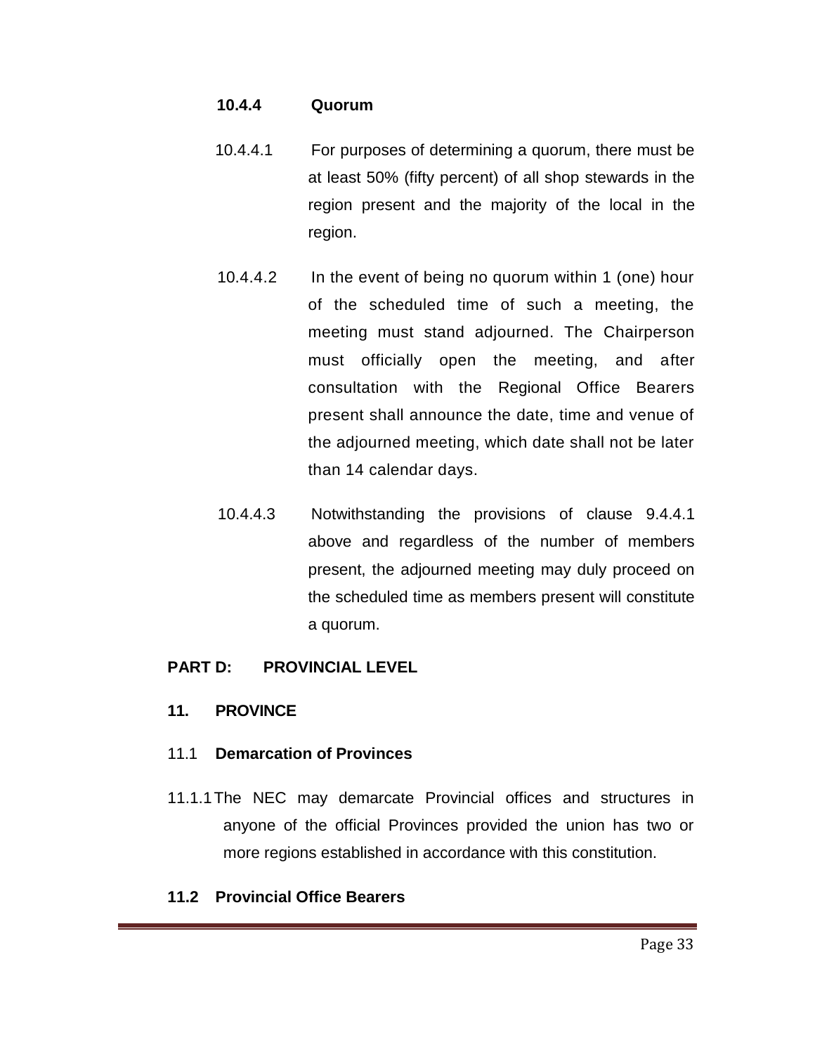#### 10.4.4 Quorum

10.4.4.1 For purposes of determining a quorum, there must be at least 50% (fifty percent) of all shop stewards in the region present and the majority of the local in the region.

10.4.4.2 In the event of being no quorum within 1 (one) hour of the scheduled time of such a meeting, the meeting must stand adjourned. The Chairperson must officially open the meeting, and after consultation with the Regional Office Bearers present shall announce the date, time and venue of the adjourned meeting, which date shall not be later than 14 calendar days.

10.4.4.3 Notwithstanding the provisions of clause 9.4.4.1 above and regardless of the number of members present, the adjourned meeting may duly proceed on the scheduled time as members present will constitute a quorum.

## PART D: PROVINCIAL LEVEL

## 11. PROVINCE

### 11.1 Demarcation of Provinces

11.1.1 The NEC may demarcate Provincial offices and structures in anyone of the official Provinces provided the union has two or more regions established in accordance with this constitution.

### 11.2 Provincial Office Bearers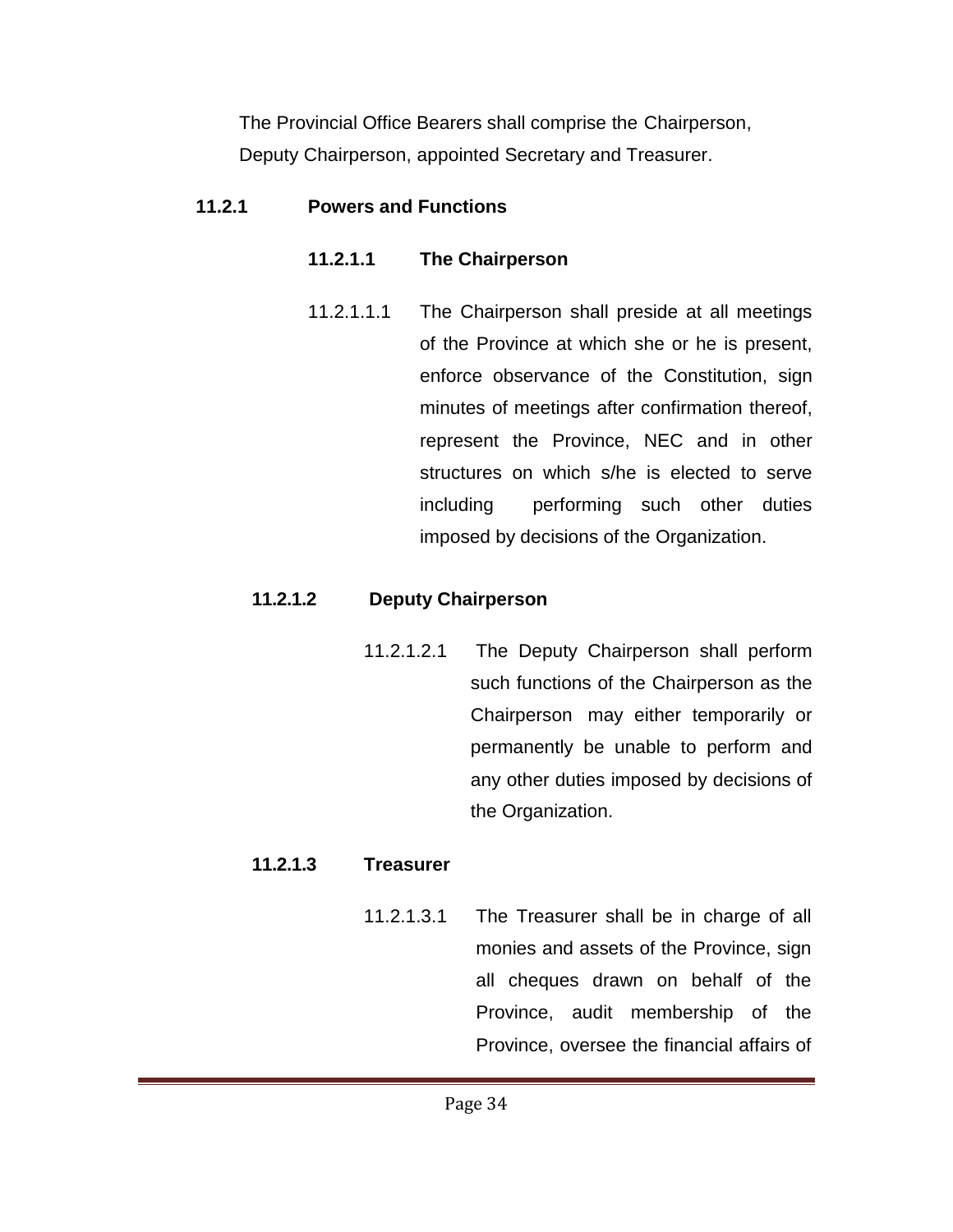The Provincial Office Bearers shall comprise the Chairperson, Deputy Chairperson, appointed Secretary and Treasurer.

### 11.2.1 Powers and Functions

#### 11.2.1.1 The Chairperson

11.2.1.1.1 The Chairperson shall preside at all meetings of the Province at which she or he is present, enforce observance of the Constitution, sign minutes of meetings after confirmation thereof, represent the Province, NEC and in other structures on which s/he is elected to serve including performing such other duties imposed by decisions of the Organization.

#### 11.2.1.2 Deputy Chairperson

11.2.1.2.1 The Deputy Chairperson shall perform such functions of the Chairperson as the Chairperson may either temporarily or permanently be unable to perform and any other duties imposed by decisions of the Organization.

#### 11.2.1.3 Treasurer

11.2.1.3.1 The Treasurer shall be in charge of all monies and assets of the Province, sign all cheques drawn on behalf of the Province, audit membership of the Province, oversee the financial affairs of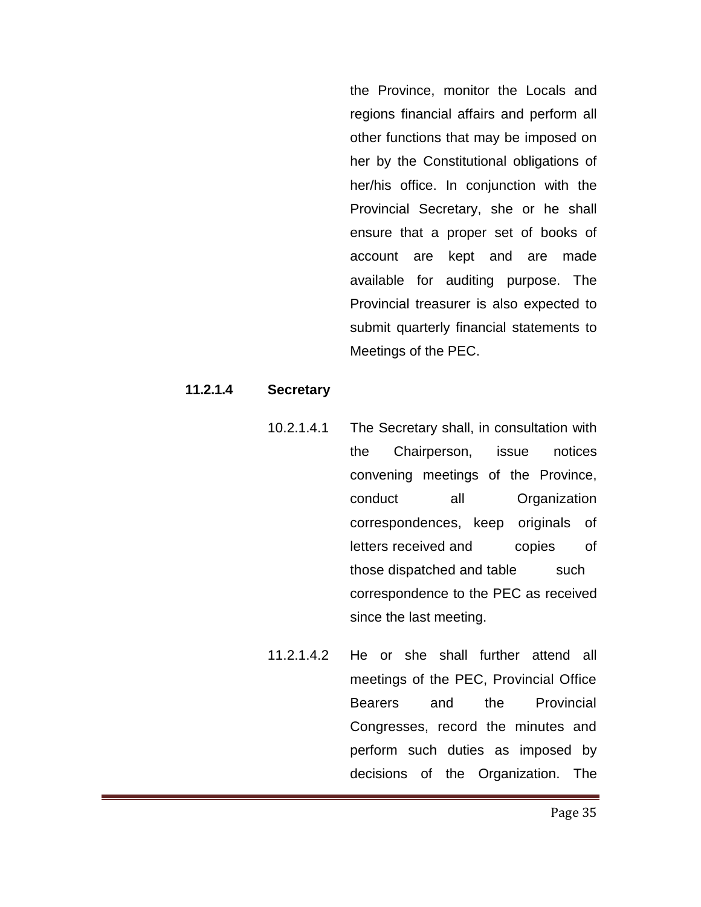the Province, monitor the Locals and regions financial affairs and perform all other functions that may be imposed on her by the Constitutional obligations of her/his office. In conjunction with the Provincial Secretary, she or he shall ensure that a proper set of books of account are kept and are made available for auditing purpose. The Provincial treasurer is also expected to submit quarterly financial statements to Meetings of the PEC.

**11.2.1.4 Secretary**

10.2.1.4.1 The Secretary shall, in consultation with the Chairperson, issue notices convening meetings of the Province, conduct all Organization correspondences, keep originals of letters received and copies of those dispatched and table such correspondence to the PEC as received since the last meeting.

11.2.1.4.2 He or she shall further attend all meetings of the PEC, Provincial Office Bearers and the Provincial Congresses, record the minutes and perform such duties as imposed by decisions of the Organization. The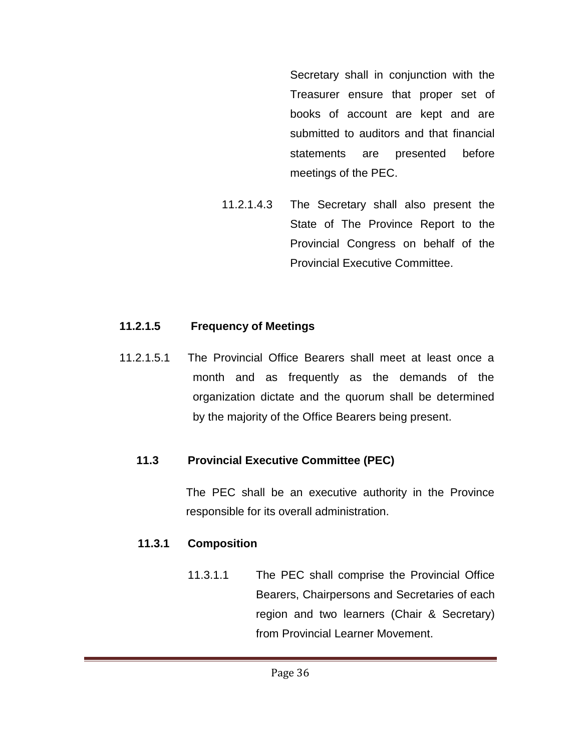Secretary shall in conjunction with the Treasurer ensure that proper set of books of account are kept and are submitted to auditors and that financial statements are presented before meetings of the PEC.

11.2.1.4.3 The Secretary shall also present the State of The Province Report to the Provincial Congress on behalf of the Provincial Executive Committee.

**11.2.1.5 Frequency of Meetings**

11.2.1.5.1 The Provincial Office Bearers shall meet at least once a month and as frequently as the demands of the organization dictate and the quorum shall be determined by the majority of the Office Bearers being present.

## 11.3 Provincial Executive Committee (PEC)

The PEC shall be an executive authority in the Province responsible for its overall administration.

### 11.3.1 Composition

11.3.1.1 The PEC shall comprise the Provincial Office Bearers, Chairpersons and Secretaries of each region and two learners (Chair & Secretary) from Provincial Learner Movement.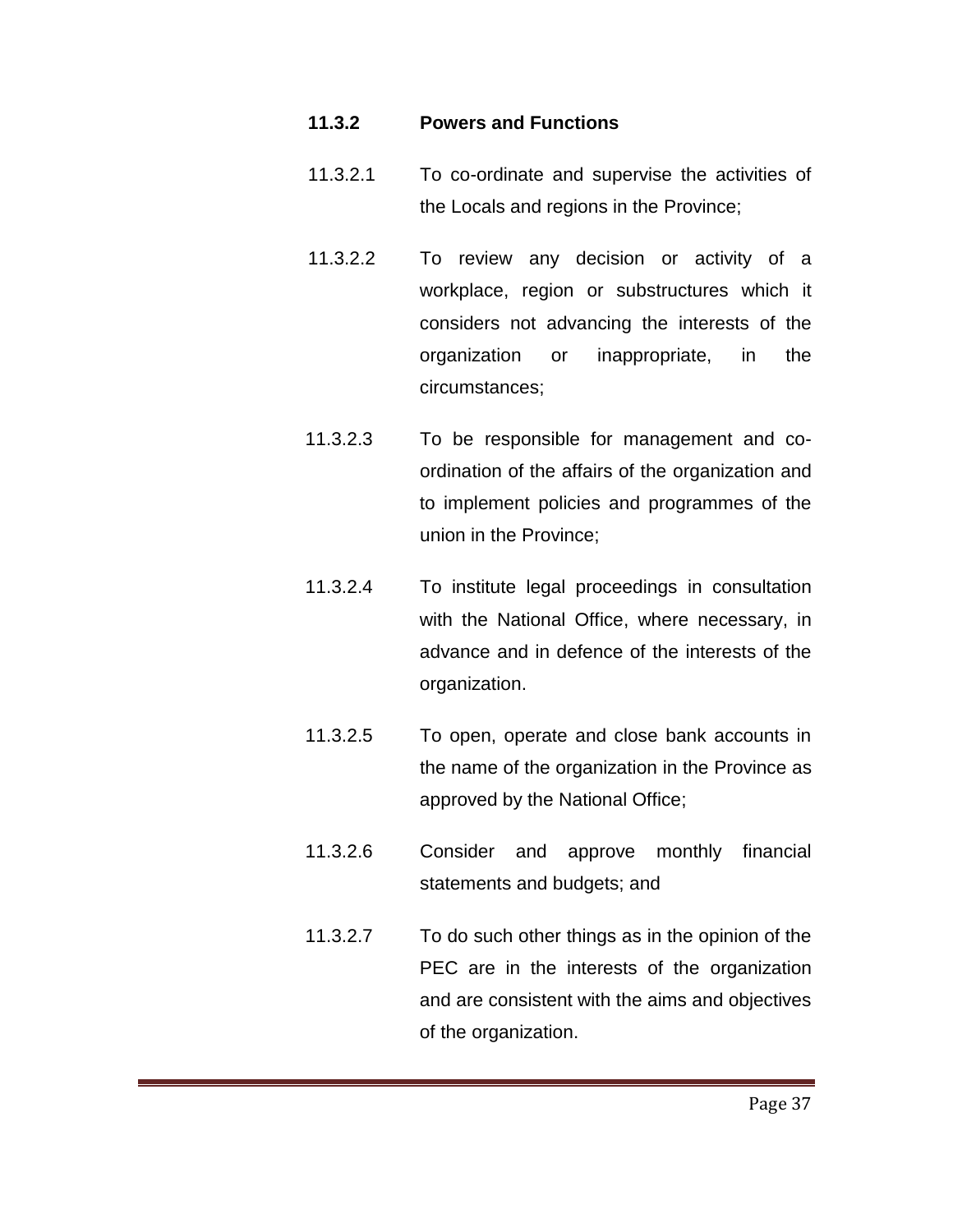#### 11.3.2 Powers and Functions

11.3.2.1 To co-ordinate and supervise the activities of the Locals and regions in the Province;

11.3.2.2 To review any decision or activity of a workplace, region or substructures which it considers not advancing the interests of the organization or inappropriate, in the circumstances;

11.3.2.3 To be responsible for management and co-ordination of the affairs of the organization and to implement policies and programmes of the union in the Province;

11.3.2.4 To institute legal proceedings in consultation with the National Office, where necessary, in advance and in defence of the interests of the organization.

11.3.2.5 To open, operate and close bank accounts in the name of the organization in the Province as approved by the National Office;

11.3.2.6 Consider and approve monthly financial statements and budgets; and

11.3.2.7 To do such other things as in the opinion of the PEC are in the interests of the organization and are consistent with the aims and objectives of the organization.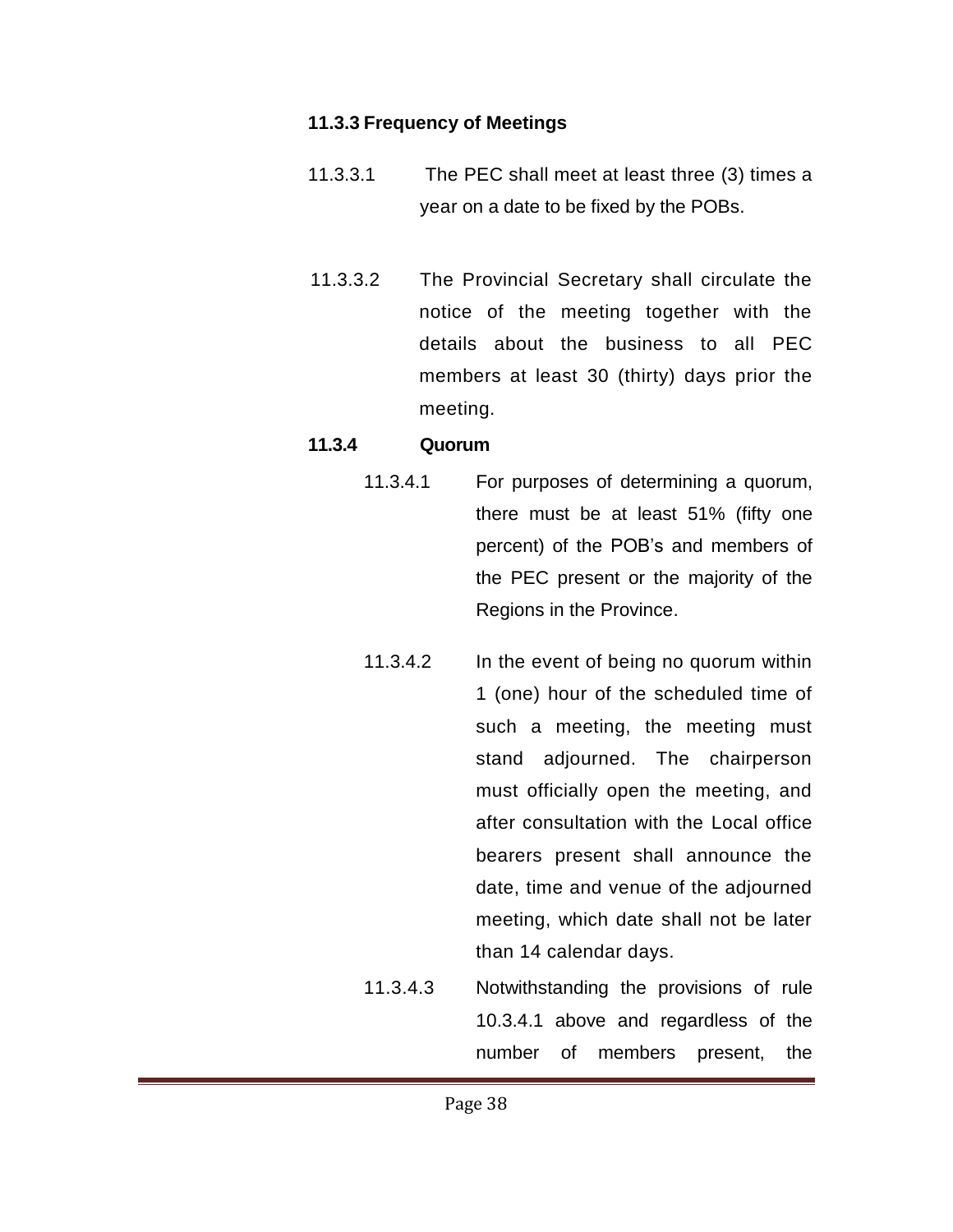### 11.3.3 Frequency of Meetings

11.3.3.1 The PEC shall meet at least three (3) times a year on a date to be fixed by the POBs.

11.3.3.2 The Provincial Secretary shall circulate the notice of the meeting together with the details about the business to all PEC members at least 30 (thirty) days prior the meeting.

### 11.3.4 Quorum

11.3.4.1 For purposes of determining a quorum, there must be at least 51% (fifty one percent) of the POB's and members of the PEC present or the majority of the Regions in the Province.

11.3.4.2 In the event of being no quorum within 1 (one) hour of the scheduled time of such a meeting, the meeting must stand adjourned. The chairperson must officially open the meeting, and after consultation with the Local office bearers present shall announce the date, time and venue of the adjourned meeting, which date shall not be later than 14 calendar days.

11.3.4.3 Notwithstanding the provisions of rule 10.3.4.1 above and regardless of the number of members present, the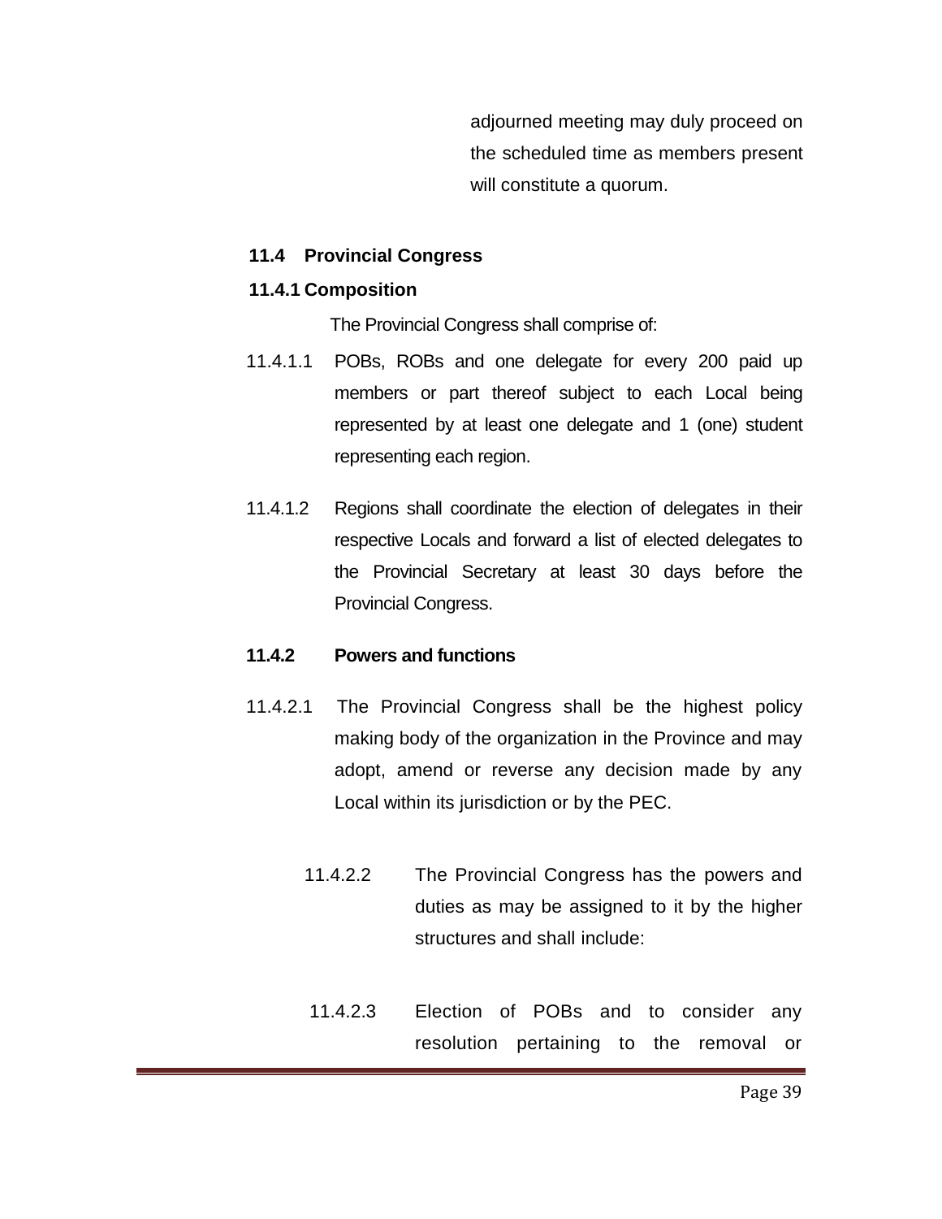adjourned meeting may duly proceed on the scheduled time as members present will constitute a quorum.

### 11.4 Provincial Congress

#### 11.4.1 Composition

The Provincial Congress shall comprise of:

11.4.1.1 POBs, ROBs and one delegate for every 200 paid up members or part thereof subject to each Local being represented by at least one delegate and 1 (one) student representing each region.

11.4.1.2 Regions shall coordinate the election of delegates in their respective Locals and forward a list of elected delegates to the Provincial Secretary at least 30 days before the Provincial Congress.

#### 11.4.2 Powers and functions

11.4.2.1 The Provincial Congress shall be the highest policy making body of the organization in the Province and may adopt, amend or reverse any decision made by any Local within its jurisdiction or by the PEC.

11.4.2.2 The Provincial Congress has the powers and duties as may be assigned to it by the higher structures and shall include:

11.4.2.3 Election of POBs and to consider any resolution pertaining to the removal or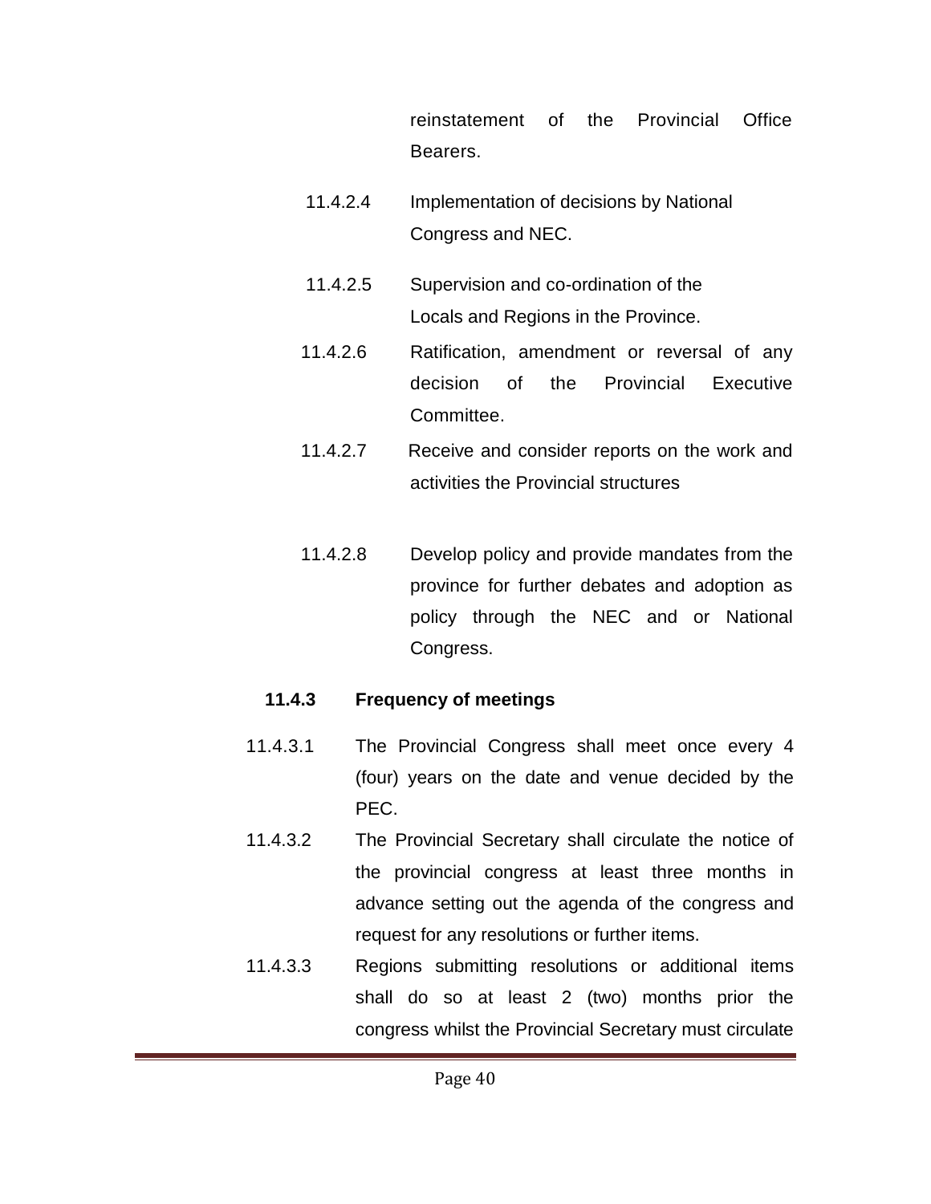reinstatement of the Provincial Office Bearers.

11.4.2.4 Implementation of decisions by National Congress and NEC.

11.4.2.5 Supervision and co-ordination of the Locals and Regions in the Province.

11.4.2.6 Ratification, amendment or reversal of any decision of the Provincial Executive Committee.

11.4.2.7 Receive and consider reports on the work and activities the Provincial structures

11.4.2.8 Develop policy and provide mandates from the province for further debates and adoption as policy through the NEC and or National Congress.

**11.4.3 Frequency of meetings**

11.4.3.1 The Provincial Congress shall meet once every 4 (four) years on the date and venue decided by the PEC.

11.4.3.2 The Provincial Secretary shall circulate the notice of the provincial congress at least three months in advance setting out the agenda of the congress and request for any resolutions or further items.

11.4.3.3 Regions submitting resolutions or additional items shall do so at least 2 (two) months prior the congress whilst the Provincial Secretary must circulate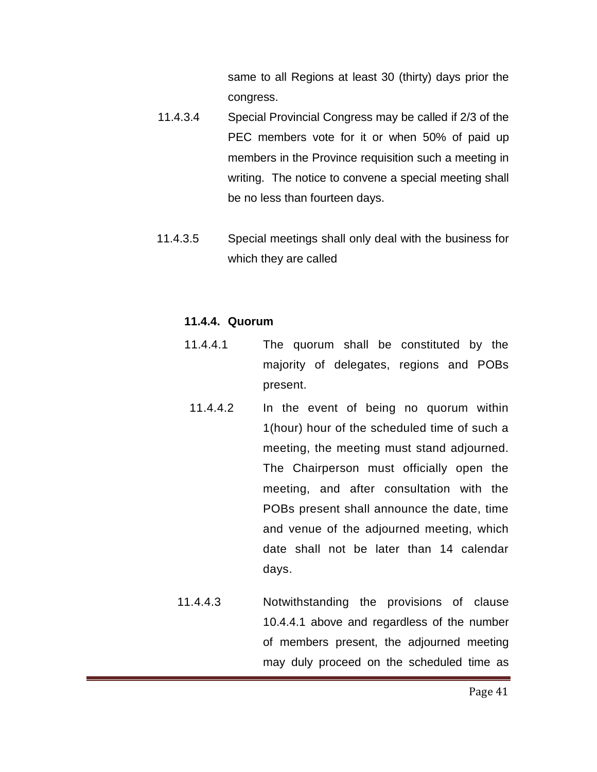same to all Regions at least 30 (thirty) days prior the congress.

11.4.3.4 Special Provincial Congress may be called if 2/3 of the PEC members vote for it or when 50% of paid up members in the Province requisition such a meeting in writing. The notice to convene a special meeting shall be no less than fourteen days.

11.4.3.5 Special meetings shall only deal with the business for which they are called

**11.4.4. Quorum**

11.4.4.1 The quorum shall be constituted by the majority of delegates, regions and POBs present.

11.4.4.2 In the event of being no quorum within 1(hour) hour of the scheduled time of such a meeting, the meeting must stand adjourned. The Chairperson must officially open the meeting, and after consultation with the POBs present shall announce the date, time and venue of the adjourned meeting, which date shall not be later than 14 calendar days.

11.4.4.3 Notwithstanding the provisions of clause 10.4.4.1 above and regardless of the number of members present, the adjourned meeting may duly proceed on the scheduled time as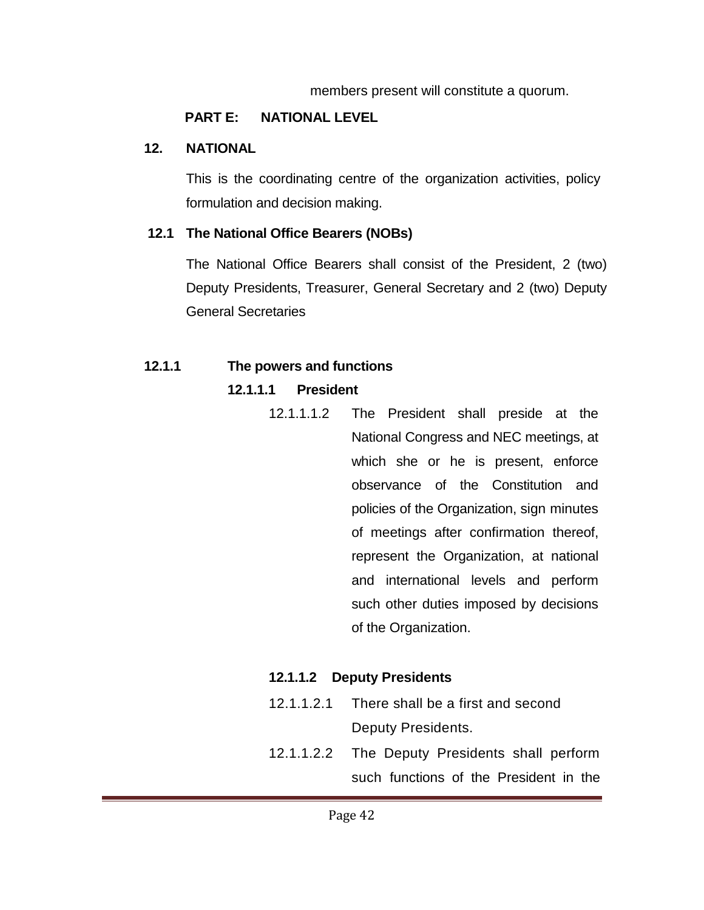members present will constitute a quorum.

## PART E: NATIONAL LEVEL

### 12. NATIONAL

This is the coordinating centre of the organization activities, policy formulation and decision making.

### 12.1 The National Office Bearers (NOBs)

The National Office Bearers shall consist of the President, 2 (two) Deputy Presidents, Treasurer, General Secretary and 2 (two) Deputy General Secretaries

#### 12.1.1 The powers and functions

**12.1.1.1 President**

12.1.1.1.2 The President shall preside at the National Congress and NEC meetings, at which she or he is present, enforce observance of the Constitution and policies of the Organization, sign minutes of meetings after confirmation thereof, represent the Organization, at national and international levels and perform such other duties imposed by decisions of the Organization.

**12.1.1.2 Deputy Presidents**

12.1.1.2.1 There shall be a first and second Deputy Presidents.

12.1.1.2.2 The Deputy Presidents shall perform such functions of the President in the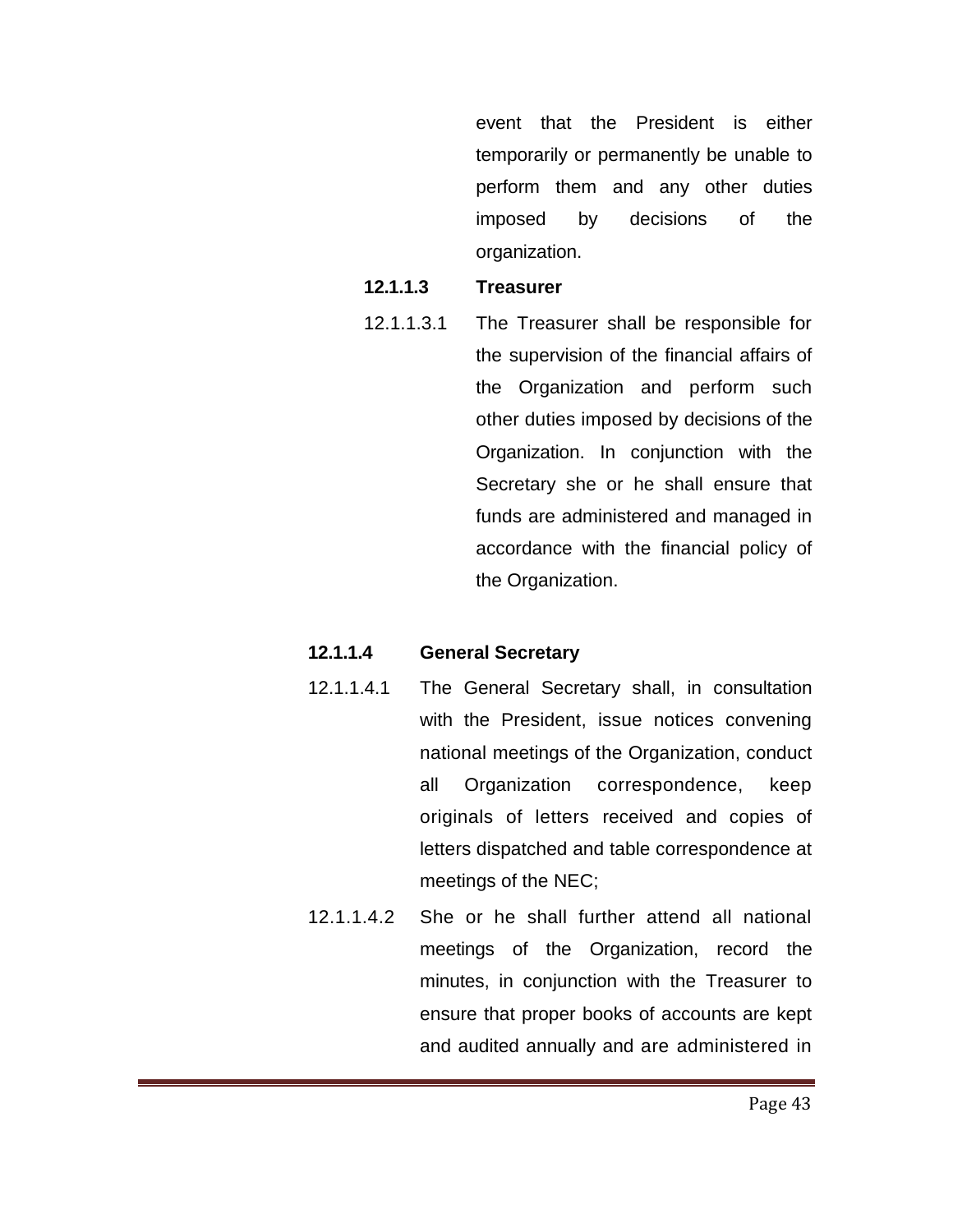event that the President is either temporarily or permanently be unable to perform them and any other duties imposed by decisions of the organization.

**12.1.1.3 Treasurer**

12.1.1.3.1 The Treasurer shall be responsible for the supervision of the financial affairs of the Organization and perform such other duties imposed by decisions of the Organization. In conjunction with the Secretary she or he shall ensure that funds are administered and managed in accordance with the financial policy of the Organization.

**12.1.1.4 General Secretary**

12.1.1.4.1 The General Secretary shall, in consultation with the President, issue notices convening national meetings of the Organization, conduct all Organization correspondence, keep originals of letters received and copies of letters dispatched and table correspondence at meetings of the NEC;

12.1.1.4.2 She or he shall further attend all national meetings of the Organization, record the minutes, in conjunction with the Treasurer to ensure that proper books of accounts are kept and audited annually and are administered in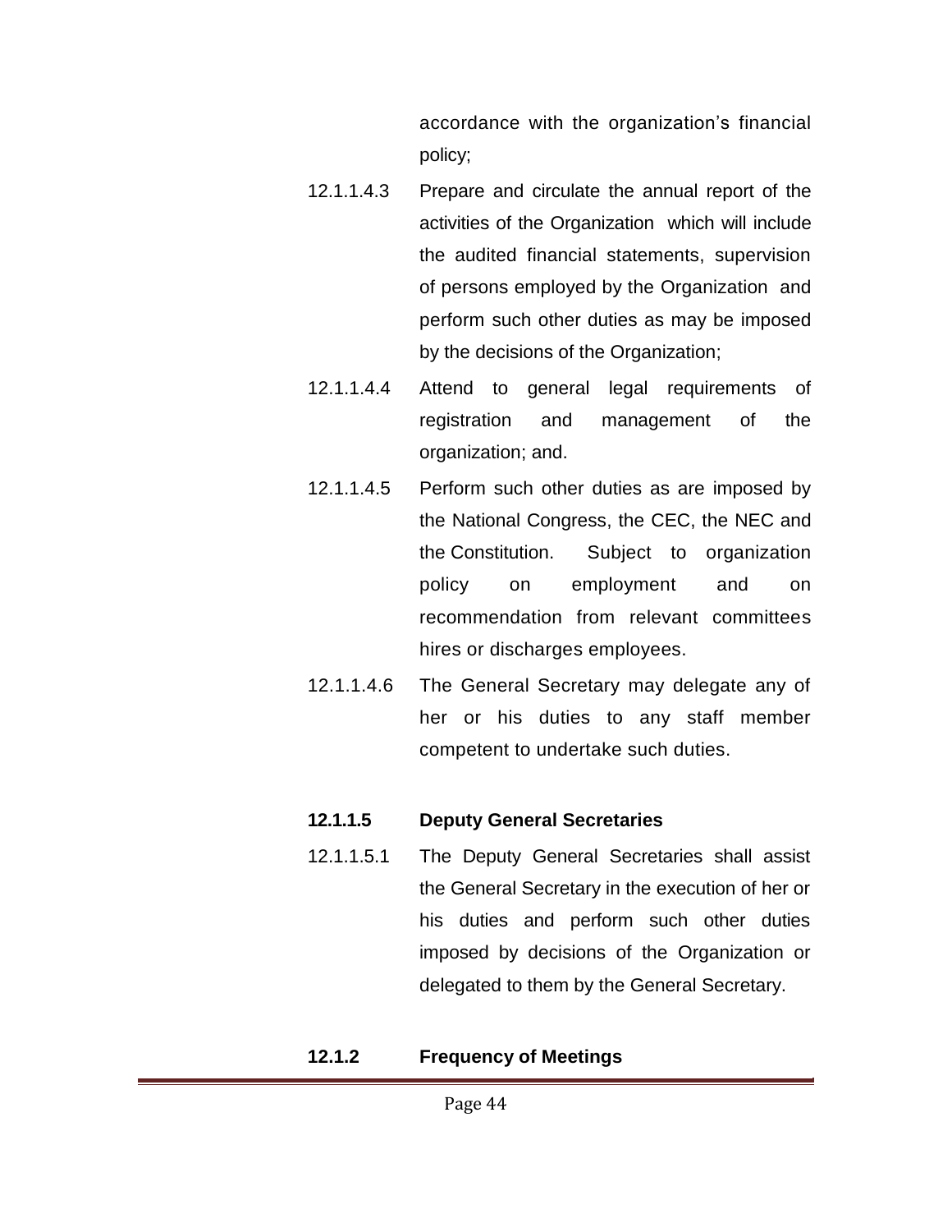accordance with the organization's financial policy;

12.1.1.4.3 Prepare and circulate the annual report of the activities of the Organization which will include the audited financial statements, supervision of persons employed by the Organization and perform such other duties as may be imposed by the decisions of the Organization;

12.1.1.4.4 Attend to general legal requirements of registration and management of the organization; and.

12.1.1.4.5 Perform such other duties as are imposed by the National Congress, the CEC, the NEC and the Constitution. Subject to organization policy on employment and on recommendation from relevant committees hires or discharges employees.

12.1.1.4.6 The General Secretary may delegate any of her or his duties to any staff member competent to undertake such duties.

**12.1.1.5 Deputy General Secretaries**

12.1.1.5.1 The Deputy General Secretaries shall assist the General Secretary in the execution of her or his duties and perform such other duties imposed by decisions of the Organization or delegated to them by the General Secretary.

**12.1.2 Frequency of Meetings**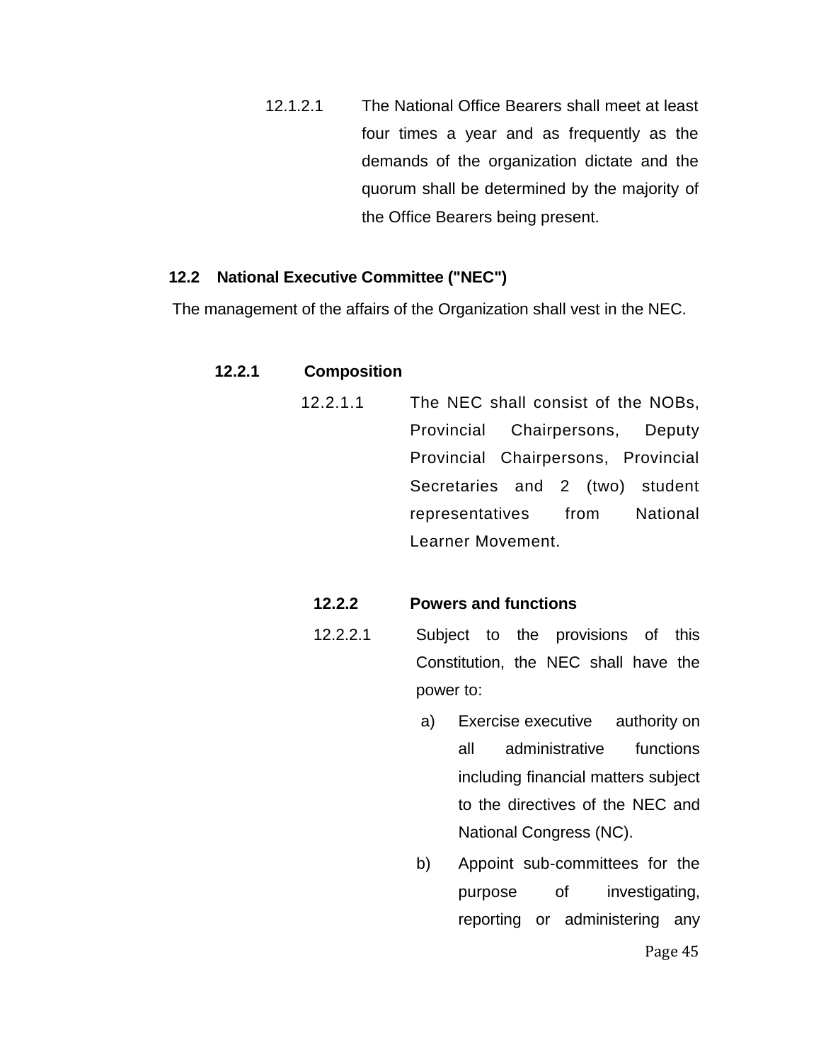12.1.2.1 The National Office Bearers shall meet at least four times a year and as frequently as the demands of the organization dictate and the quorum shall be determined by the majority of the Office Bearers being present.

## 12.2 National Executive Committee ("NEC")

The management of the affairs of the Organization shall vest in the NEC.

### 12.2.1 Composition

12.2.1.1 The NEC shall consist of the NOBs, Provincial Chairpersons, Deputy Provincial Chairpersons, Provincial Secretaries and 2 (two) student representatives from National Learner Movement.

### 12.2.2 Powers and functions

12.2.2.1 Subject to the provisions of this Constitution, the NEC shall have the power to:

a) Exercise executive authority on all administrative functions including financial matters subject to the directives of the NEC and National Congress (NC).

b) Appoint sub-committees for the purpose of investigating, reporting or administering any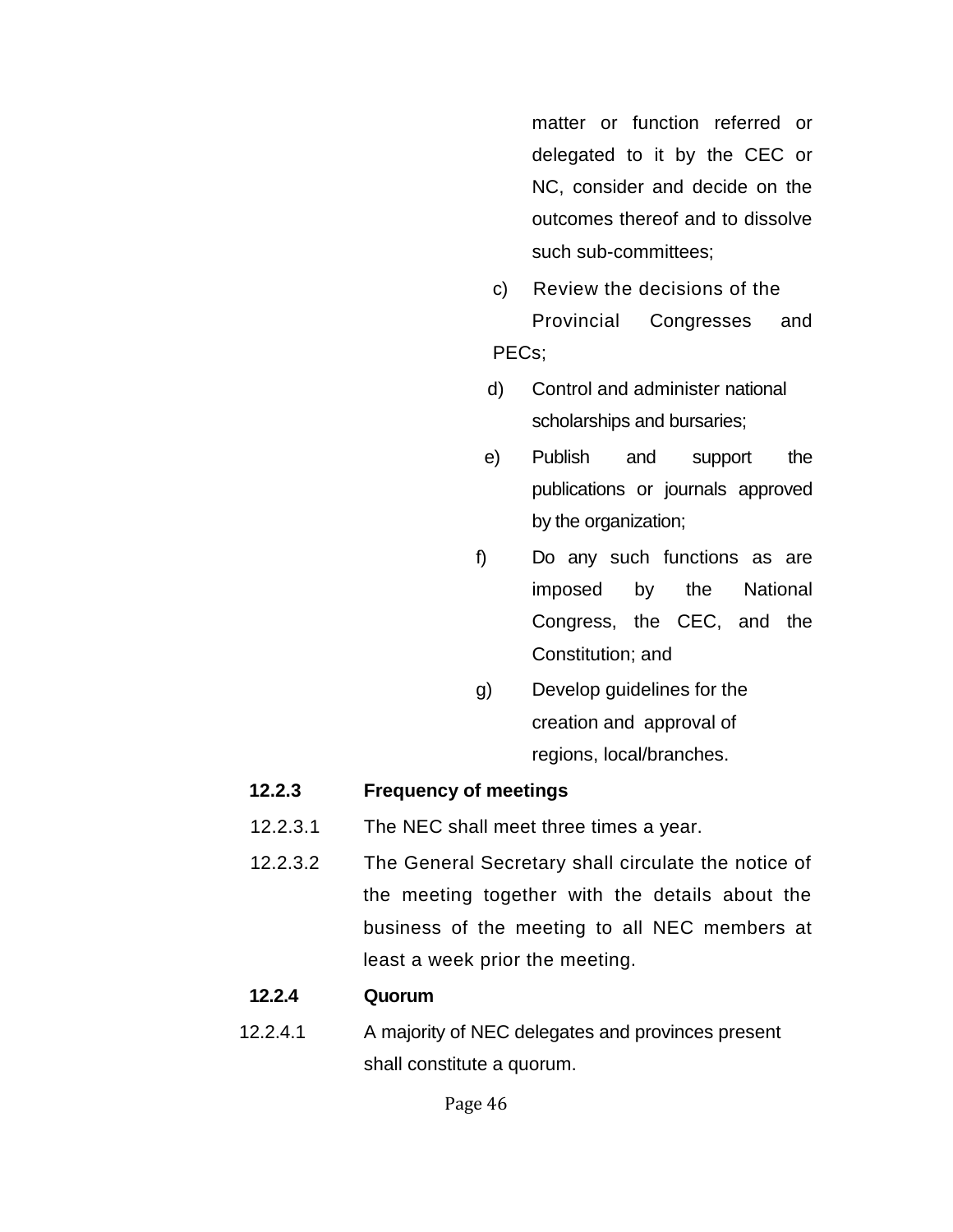matter or function referred or delegated to it by the CEC or NC, consider and decide on the outcomes thereof and to dissolve such sub-committees;

c) Review the decisions of the Provincial Congresses and PECs;

d) Control and administer national scholarships and bursaries;

e) Publish and support the publications or journals approved by the organization;

f) Do any such functions as are imposed by the National Congress, the CEC, and the Constitution; and

g) Develop guidelines for the creation and approval of regions, local/branches.

**12.2.3 Frequency of meetings**

12.2.3.1 The NEC shall meet three times a year.

12.2.3.2 The General Secretary shall circulate the notice of the meeting together with the details about the business of the meeting to all NEC members at least a week prior the meeting.

**12.2.4 Quorum**

12.2.4.1 A majority of NEC delegates and provinces present shall constitute a quorum.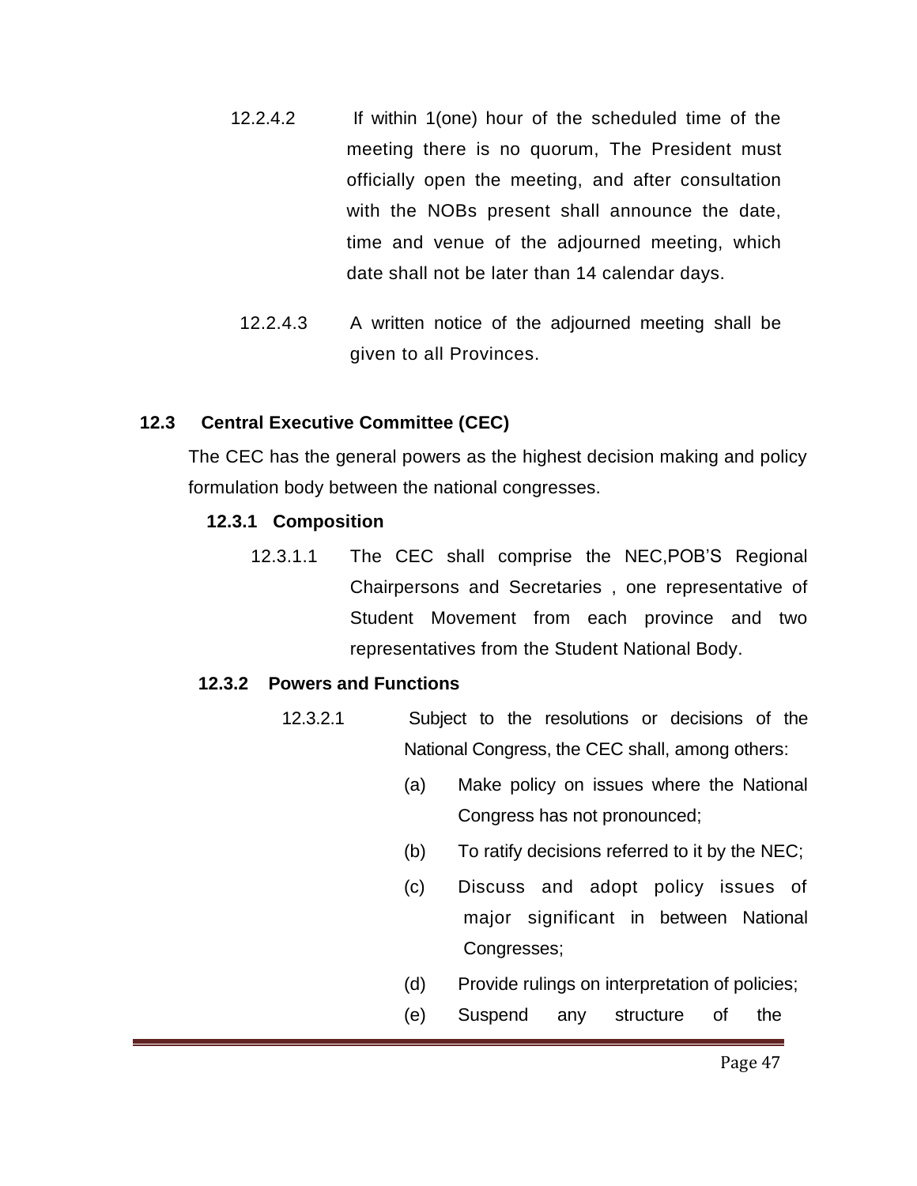12.2.4.2 If within 1(one) hour of the scheduled time of the meeting there is no quorum, The President must officially open the meeting, and after consultation with the NOBs present shall announce the date, time and venue of the adjourned meeting, which date shall not be later than 14 calendar days.

12.2.4.3 A written notice of the adjourned meeting shall be given to all Provinces.

## 12.3 Central Executive Committee (CEC)

The CEC has the general powers as the highest decision making and policy formulation body between the national congresses.

### 12.3.1 Composition

12.3.1.1 The CEC shall comprise the NEC,POB'S Regional Chairpersons and Secretaries , one representative of Student Movement from each province and two representatives from the Student National Body.

### 12.3.2 Powers and Functions

12.3.2.1 Subject to the resolutions or decisions of the National Congress, the CEC shall, among others:

(a) Make policy on issues where the National Congress has not pronounced;

(b) To ratify decisions referred to it by the NEC;

(c) Discuss and adopt policy issues of major significant in between National Congresses;

(d) Provide rulings on interpretation of policies;

(e) Suspend any structure of the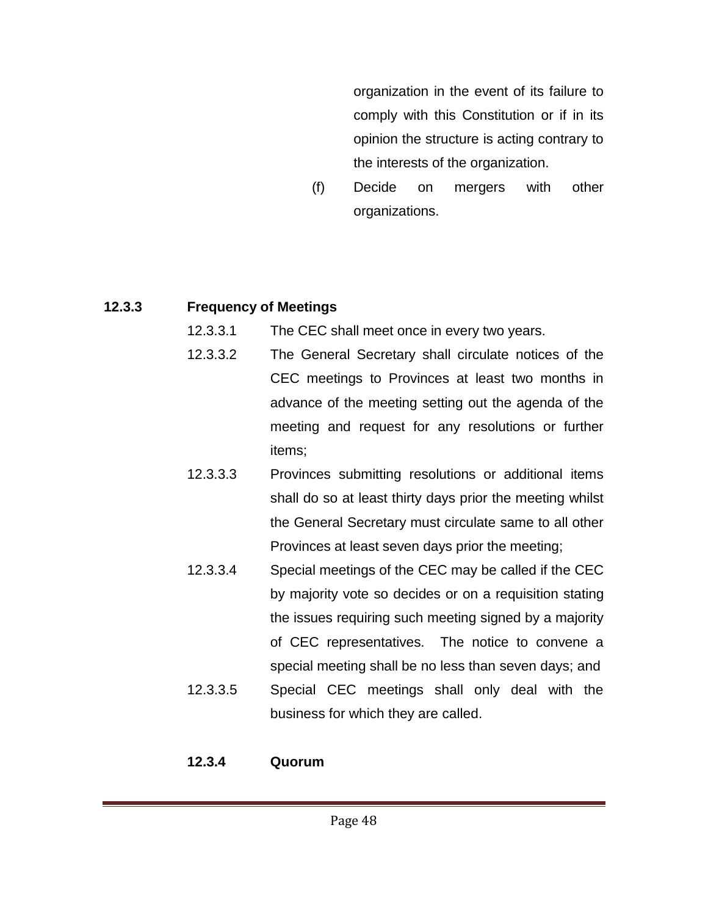organization in the event of its failure to comply with this Constitution or if in its opinion the structure is acting contrary to the interests of the organization.

(f) Decide on mergers with other organizations.

**12.3.3 Frequency of Meetings**

12.3.3.1 The CEC shall meet once in every two years.

12.3.3.2 The General Secretary shall circulate notices of the CEC meetings to Provinces at least two months in advance of the meeting setting out the agenda of the meeting and request for any resolutions or further items;

12.3.3.3 Provinces submitting resolutions or additional items shall do so at least thirty days prior the meeting whilst the General Secretary must circulate same to all other Provinces at least seven days prior the meeting;

12.3.3.4 Special meetings of the CEC may be called if the CEC by majority vote so decides or on a requisition stating the issues requiring such meeting signed by a majority of CEC representatives. The notice to convene a special meeting shall be no less than seven days; and

12.3.3.5 Special CEC meetings shall only deal with the business for which they are called.

**12.3.4 Quorum**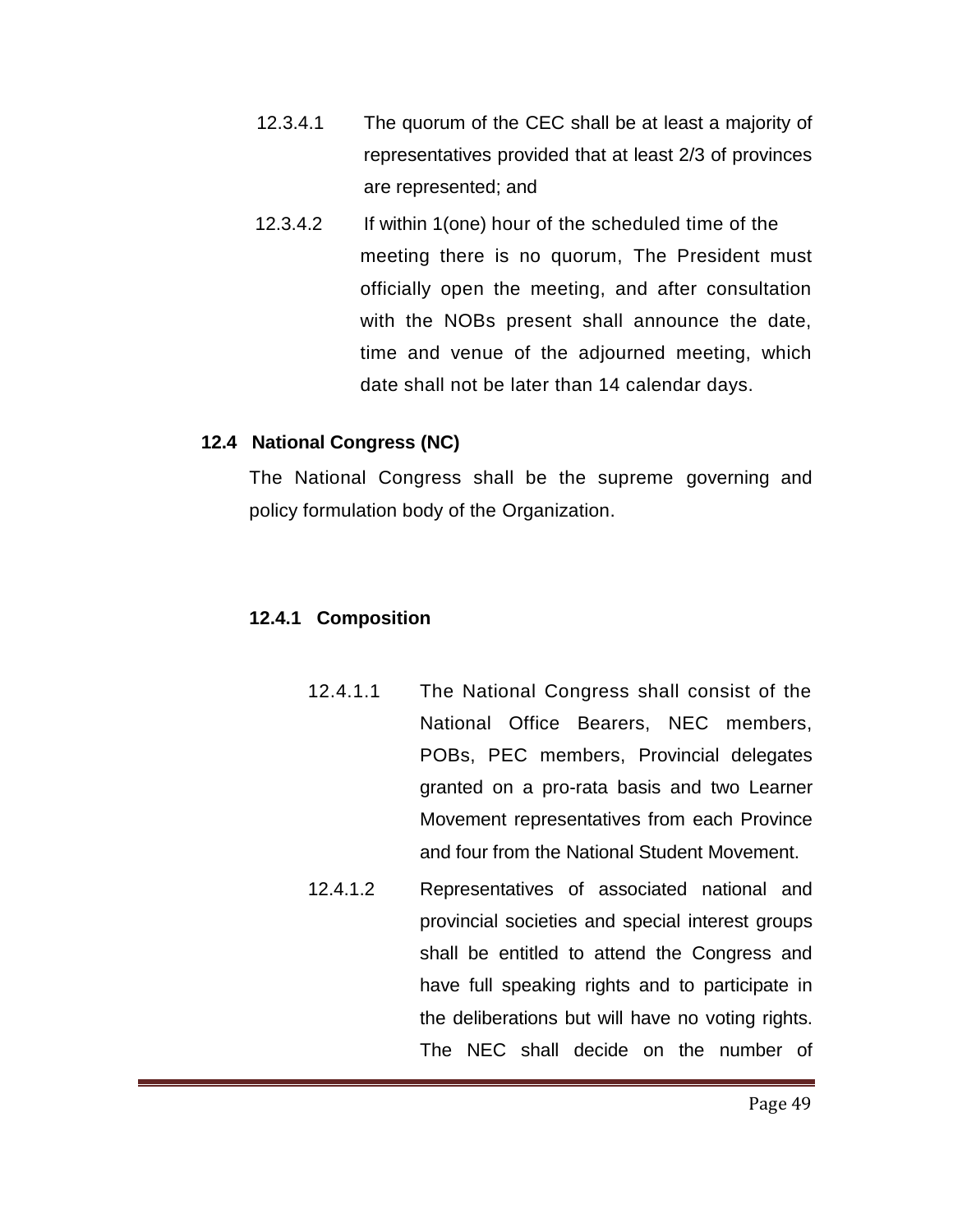12.3.4.1 The quorum of the CEC shall be at least a majority of representatives provided that at least 2/3 of provinces are represented; and

12.3.4.2 If within 1(one) hour of the scheduled time of the meeting there is no quorum, The President must officially open the meeting, and after consultation with the NOBs present shall announce the date, time and venue of the adjourned meeting, which date shall not be later than 14 calendar days.

## 12.4 National Congress (NC)

The National Congress shall be the supreme governing and policy formulation body of the Organization.

### 12.4.1 Composition

12.4.1.1 The National Congress shall consist of the National Office Bearers, NEC members, POBs, PEC members, Provincial delegates granted on a pro-rata basis and two Learner Movement representatives from each Province and four from the National Student Movement.

12.4.1.2 Representatives of associated national and provincial societies and special interest groups shall be entitled to attend the Congress and have full speaking rights and to participate in the deliberations but will have no voting rights. The NEC shall decide on the number of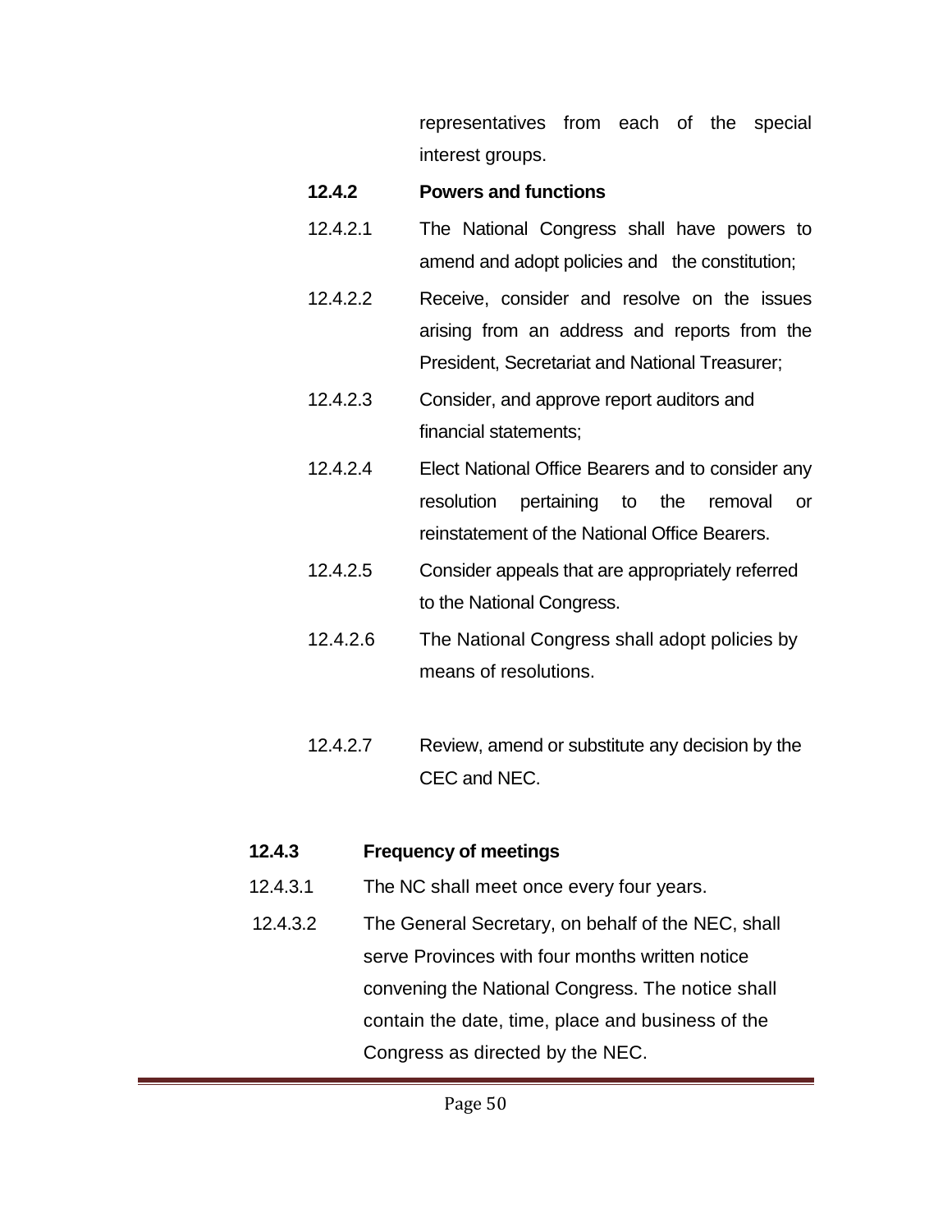representatives from each of the special interest groups.

**12.4.2 Powers and functions**

12.4.2.1 The National Congress shall have powers to amend and adopt policies and the constitution;

12.4.2.2 Receive, consider and resolve on the issues arising from an address and reports from the President, Secretariat and National Treasurer;

12.4.2.3 Consider, and approve report auditors and financial statements;

12.4.2.4 Elect National Office Bearers and to consider any resolution pertaining to the removal or reinstatement of the National Office Bearers.

12.4.2.5 Consider appeals that are appropriately referred to the National Congress.

12.4.2.6 The National Congress shall adopt policies by means of resolutions.

12.4.2.7 Review, amend or substitute any decision by the CEC and NEC.

**12.4.3 Frequency of meetings**

12.4.3.1 The NC shall meet once every four years.

12.4.3.2 The General Secretary, on behalf of the NEC, shall serve Provinces with four months written notice convening the National Congress. The notice shall contain the date, time, place and business of the Congress as directed by the NEC.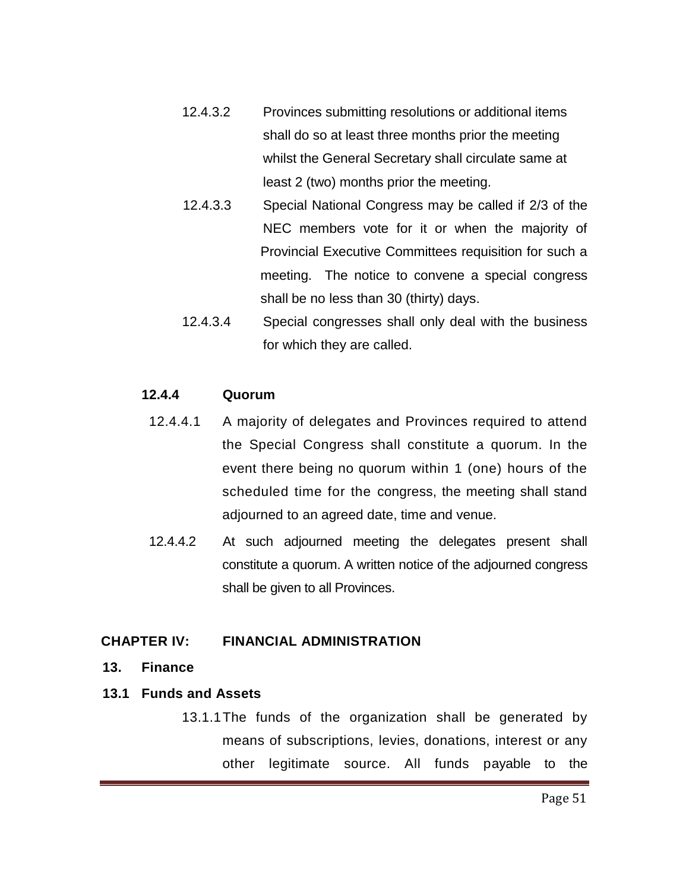12.4.3.2 Provinces submitting resolutions or additional items shall do so at least three months prior the meeting whilst the General Secretary shall circulate same at least 2 (two) months prior the meeting.

12.4.3.3 Special National Congress may be called if 2/3 of the NEC members vote for it or when the majority of Provincial Executive Committees requisition for such a meeting. The notice to convene a special congress shall be no less than 30 (thirty) days.

12.4.3.4 Special congresses shall only deal with the business for which they are called.

**12.4.4 Quorum**

12.4.4.1 A majority of delegates and Provinces required to attend the Special Congress shall constitute a quorum. In the event there being no quorum within 1 (one) hours of the scheduled time for the congress, the meeting shall stand adjourned to an agreed date, time and venue.

12.4.4.2 At such adjourned meeting the delegates present shall constitute a quorum. A written notice of the adjourned congress shall be given to all Provinces.

## CHAPTER IV: FINANCIAL ADMINISTRATION

### 13. Finance

#### 13.1 Funds and Assets

13.1.1 The funds of the organization shall be generated by means of subscriptions, levies, donations, interest or any other legitimate source. All funds payable to the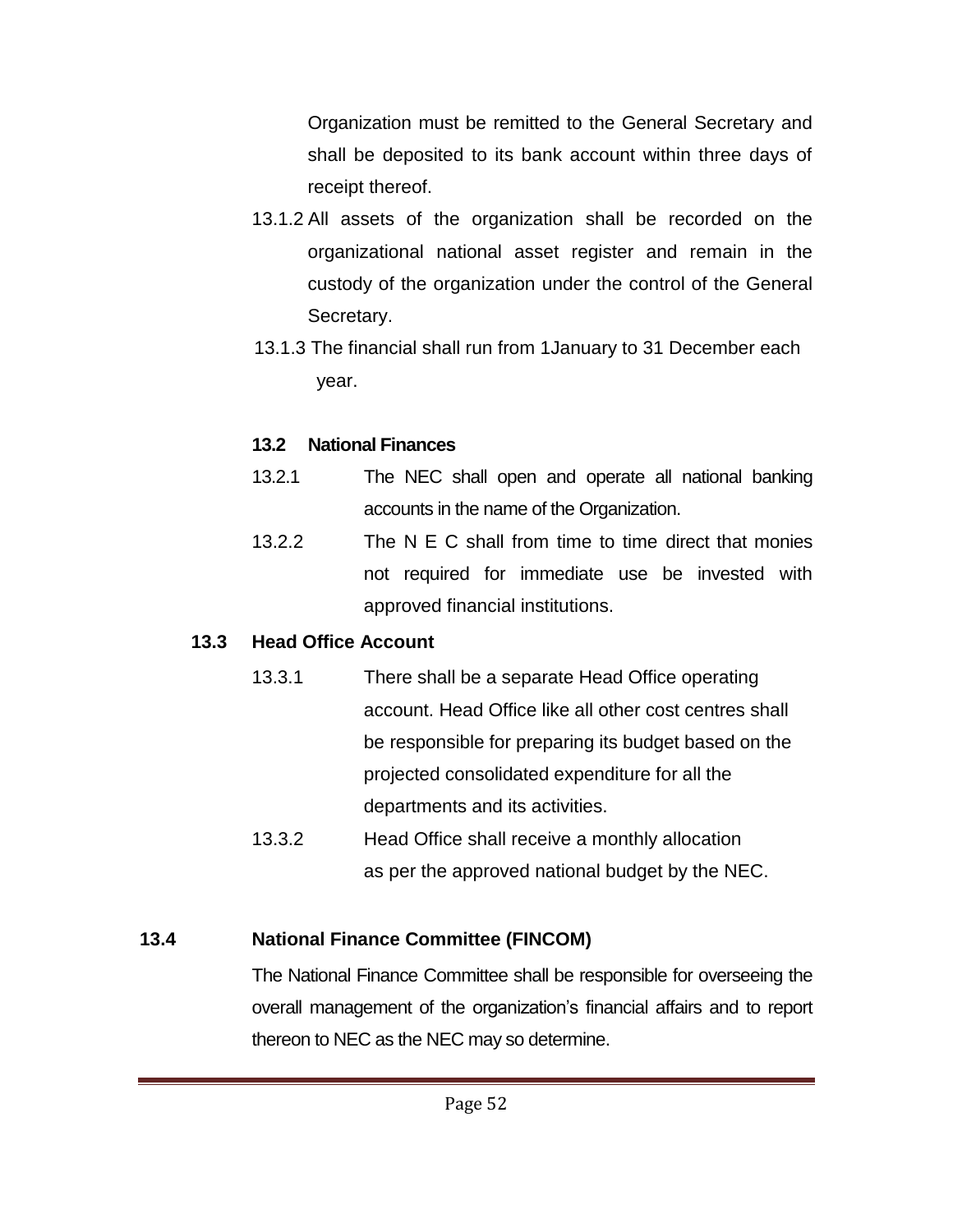Organization must be remitted to the General Secretary and shall be deposited to its bank account within three days of receipt thereof.

13.1.2 All assets of the organization shall be recorded on the organizational national asset register and remain in the custody of the organization under the control of the General Secretary.

13.1.3 The financial shall run from 1January to 31 December each year.

### 13.2 National Finances

13.2.1 The NEC shall open and operate all national banking accounts in the name of the Organization.

13.2.2 The N E C shall from time to time direct that monies not required for immediate use be invested with approved financial institutions.

### 13.3 Head Office Account

13.3.1 There shall be a separate Head Office operating account. Head Office like all other cost centres shall be responsible for preparing its budget based on the projected consolidated expenditure for all the departments and its activities.

13.3.2 Head Office shall receive a monthly allocation as per the approved national budget by the NEC.

### 13.4 National Finance Committee (FINCOM)

The National Finance Committee shall be responsible for overseeing the overall management of the organization's financial affairs and to report thereon to NEC as the NEC may so determine.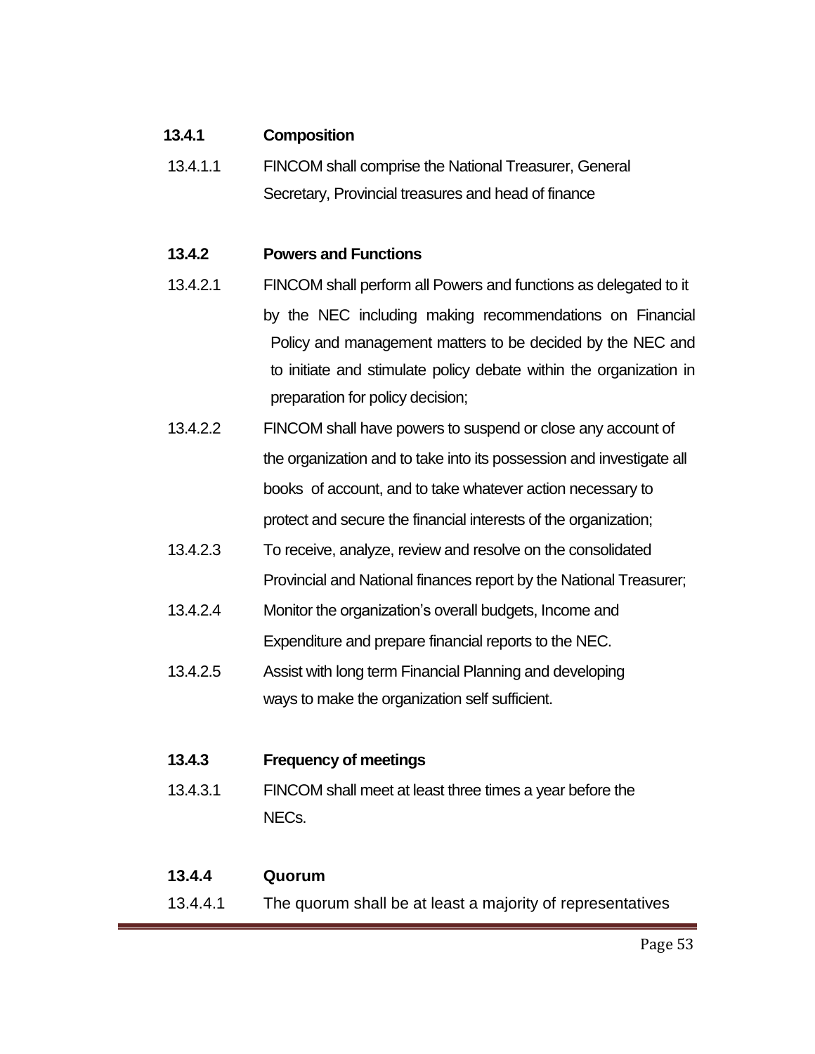**13.4.1 Composition**

13.4.1.1 FINCOM shall comprise the National Treasurer, General Secretary, Provincial treasures and head of finance

**13.4.2 Powers and Functions**

13.4.2.1 FINCOM shall perform all Powers and functions as delegated to it by the NEC including making recommendations on Financial Policy and management matters to be decided by the NEC and to initiate and stimulate policy debate within the organization in preparation for policy decision;

13.4.2.2 FINCOM shall have powers to suspend or close any account of the organization and to take into its possession and investigate all books of account, and to take whatever action necessary to protect and secure the financial interests of the organization;

13.4.2.3 To receive, analyze, review and resolve on the consolidated Provincial and National finances report by the National Treasurer;

13.4.2.4 Monitor the organization's overall budgets, Income and Expenditure and prepare financial reports to the NEC.

13.4.2.5 Assist with long term Financial Planning and developing ways to make the organization self sufficient.

**13.4.3 Frequency of meetings**

13.4.3.1 FINCOM shall meet at least three times a year before the NECs.

**13.4.4 Quorum**

13.4.4.1 The quorum shall be at least a majority of representatives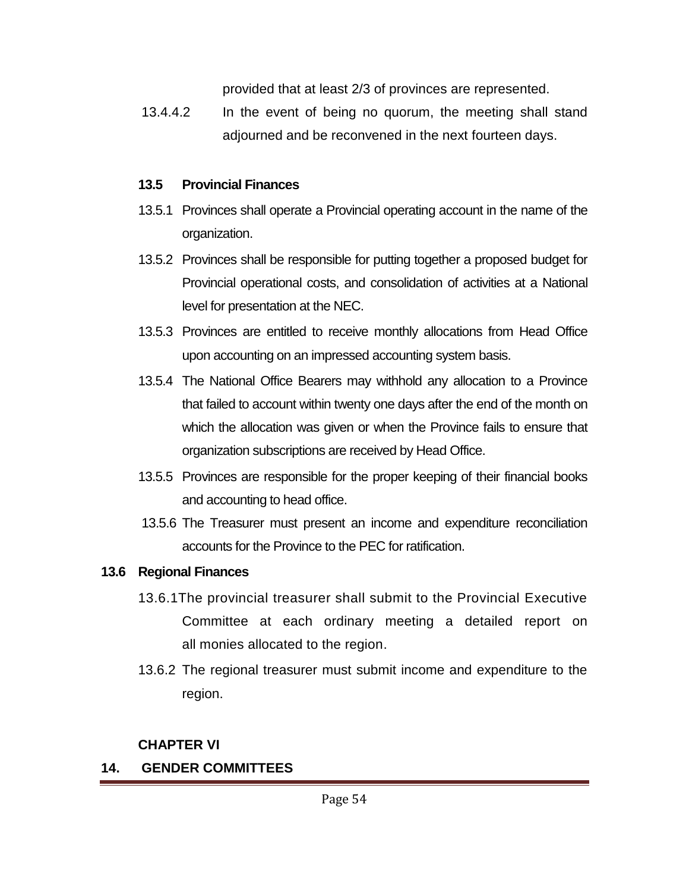provided that at least 2/3 of provinces are represented.

13.4.4.2 In the event of being no quorum, the meeting shall stand adjourned and be reconvened in the next fourteen days.

### 13.5 Provincial Finances

13.5.1 Provinces shall operate a Provincial operating account in the name of the organization.

13.5.2 Provinces shall be responsible for putting together a proposed budget for Provincial operational costs, and consolidation of activities at a National level for presentation at the NEC.

13.5.3 Provinces are entitled to receive monthly allocations from Head Office upon accounting on an impressed accounting system basis.

13.5.4 The National Office Bearers may withhold any allocation to a Province that failed to account within twenty one days after the end of the month on which the allocation was given or when the Province fails to ensure that organization subscriptions are received by Head Office.

13.5.5 Provinces are responsible for the proper keeping of their financial books and accounting to head office.

13.5.6 The Treasurer must present an income and expenditure reconciliation accounts for the Province to the PEC for ratification.

### 13.6 Regional Finances

13.6.1The provincial treasurer shall submit to the Provincial Executive Committee at each ordinary meeting a detailed report on all monies allocated to the region.

13.6.2 The regional treasurer must submit income and expenditure to the region.

## CHAPTER VI

## 14. GENDER COMMITTEES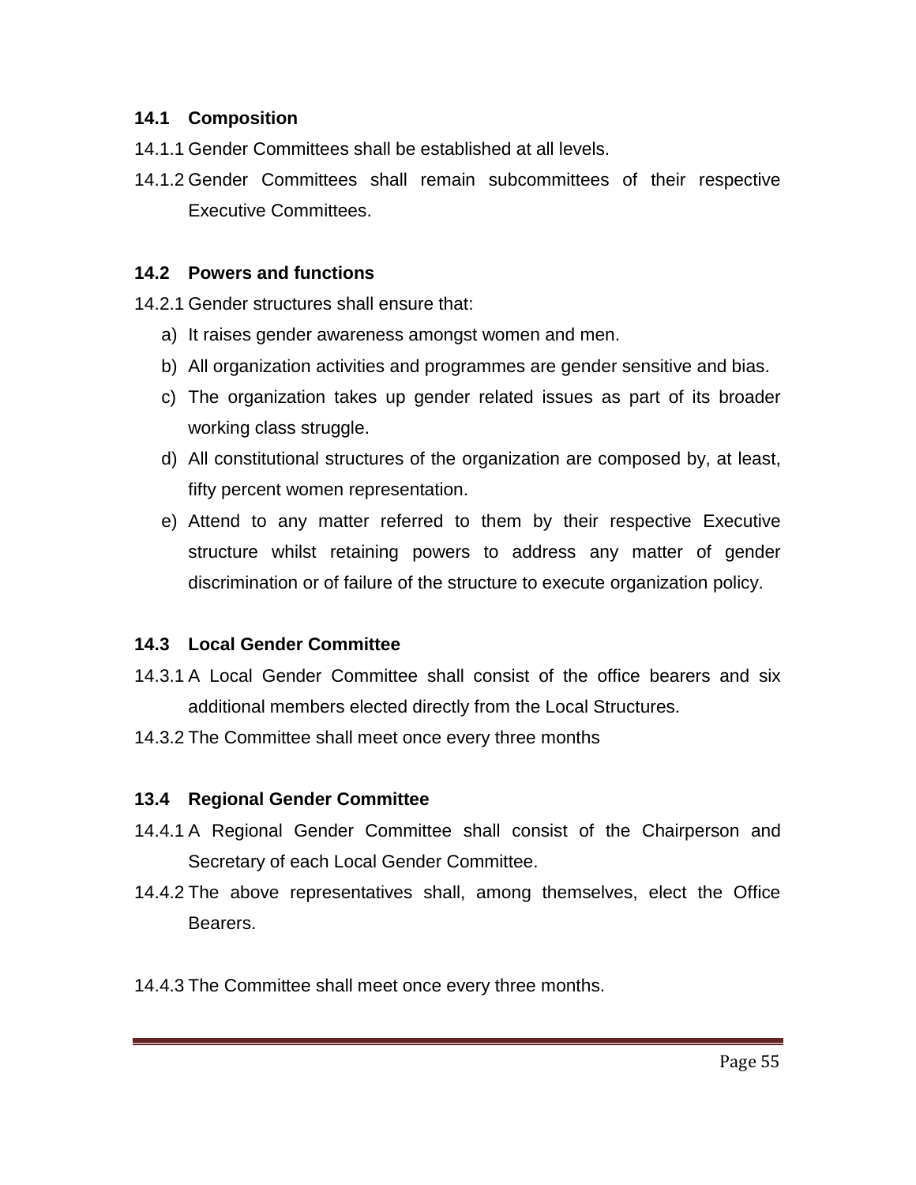### 14.1 Composition

14.1.1 Gender Committees shall be established at all levels.

14.1.2 Gender Committees shall remain subcommittees of their respective Executive Committees.

### 14.2 Powers and functions

14.2.1 Gender structures shall ensure that:

a) It raises gender awareness amongst women and men.
b) All organization activities and programmes are gender sensitive and bias.
c) The organization takes up gender related issues as part of its broader working class struggle.
d) All constitutional structures of the organization are composed by, at least, fifty percent women representation.
e) Attend to any matter referred to them by their respective Executive structure whilst retaining powers to address any matter of gender discrimination or of failure of the structure to execute organization policy.

### 14.3 Local Gender Committee

14.3.1 A Local Gender Committee shall consist of the office bearers and six additional members elected directly from the Local Structures.

14.3.2 The Committee shall meet once every three months

### 13.4 Regional Gender Committee

14.4.1 A Regional Gender Committee shall consist of the Chairperson and Secretary of each Local Gender Committee.

14.4.2 The above representatives shall, among themselves, elect the Office Bearers.

14.4.3 The Committee shall meet once every three months.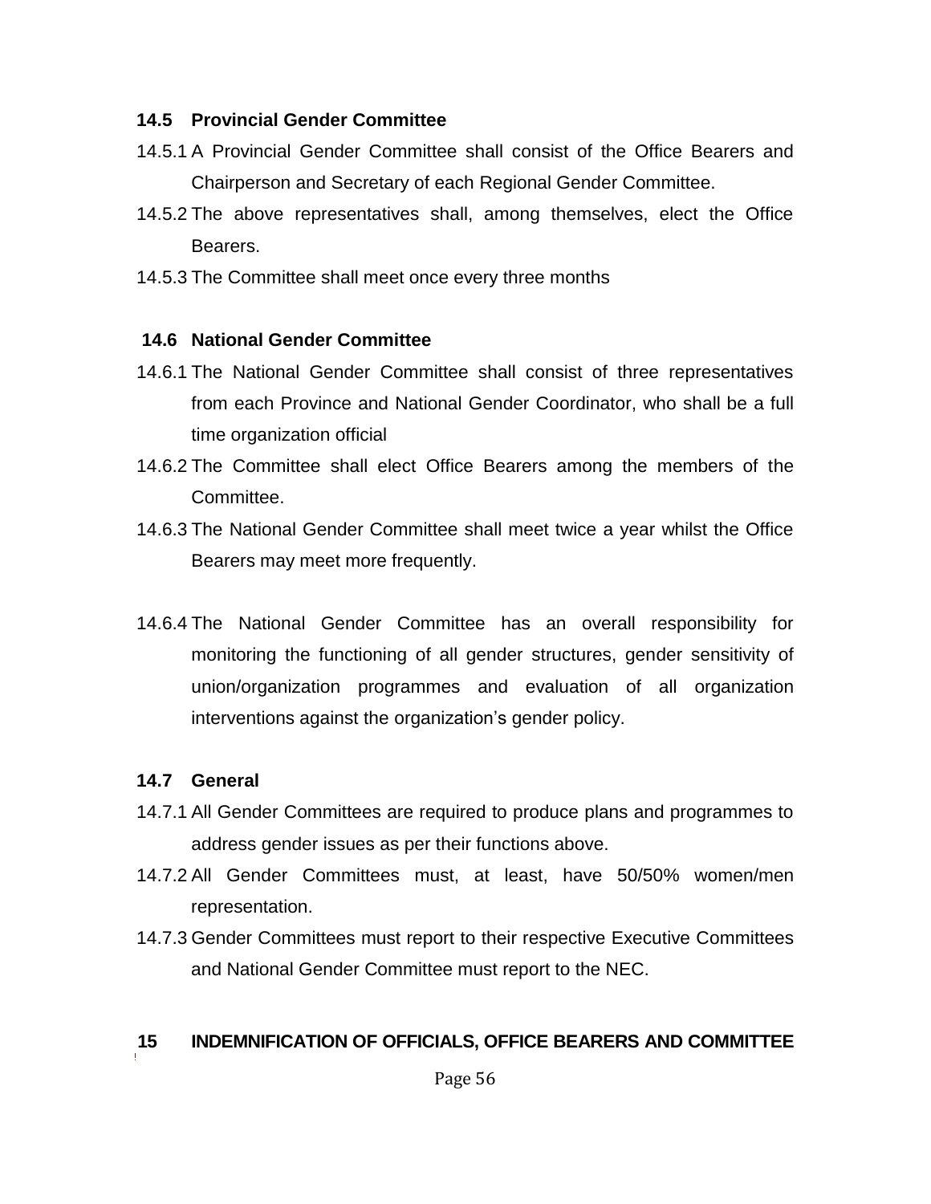### 14.5 Provincial Gender Committee

14.5.1 A Provincial Gender Committee shall consist of the Office Bearers and Chairperson and Secretary of each Regional Gender Committee.

14.5.2 The above representatives shall, among themselves, elect the Office Bearers.

14.5.3 The Committee shall meet once every three months

### 14.6 National Gender Committee

14.6.1 The National Gender Committee shall consist of three representatives from each Province and National Gender Coordinator, who shall be a full time organization official

14.6.2 The Committee shall elect Office Bearers among the members of the Committee.

14.6.3 The National Gender Committee shall meet twice a year whilst the Office Bearers may meet more frequently.

14.6.4 The National Gender Committee has an overall responsibility for monitoring the functioning of all gender structures, gender sensitivity of union/organization programmes and evaluation of all organization interventions against the organization's gender policy.

### 14.7 General

14.7.1 All Gender Committees are required to produce plans and programmes to address gender issues as per their functions above.

14.7.2 All Gender Committees must, at least, have 50/50% women/men representation.

14.7.3 Gender Committees must report to their respective Executive Committees and National Gender Committee must report to the NEC.

## 15 INDEMNIFICATION OF OFFICIALS, OFFICE BEARERS AND COMMITTEE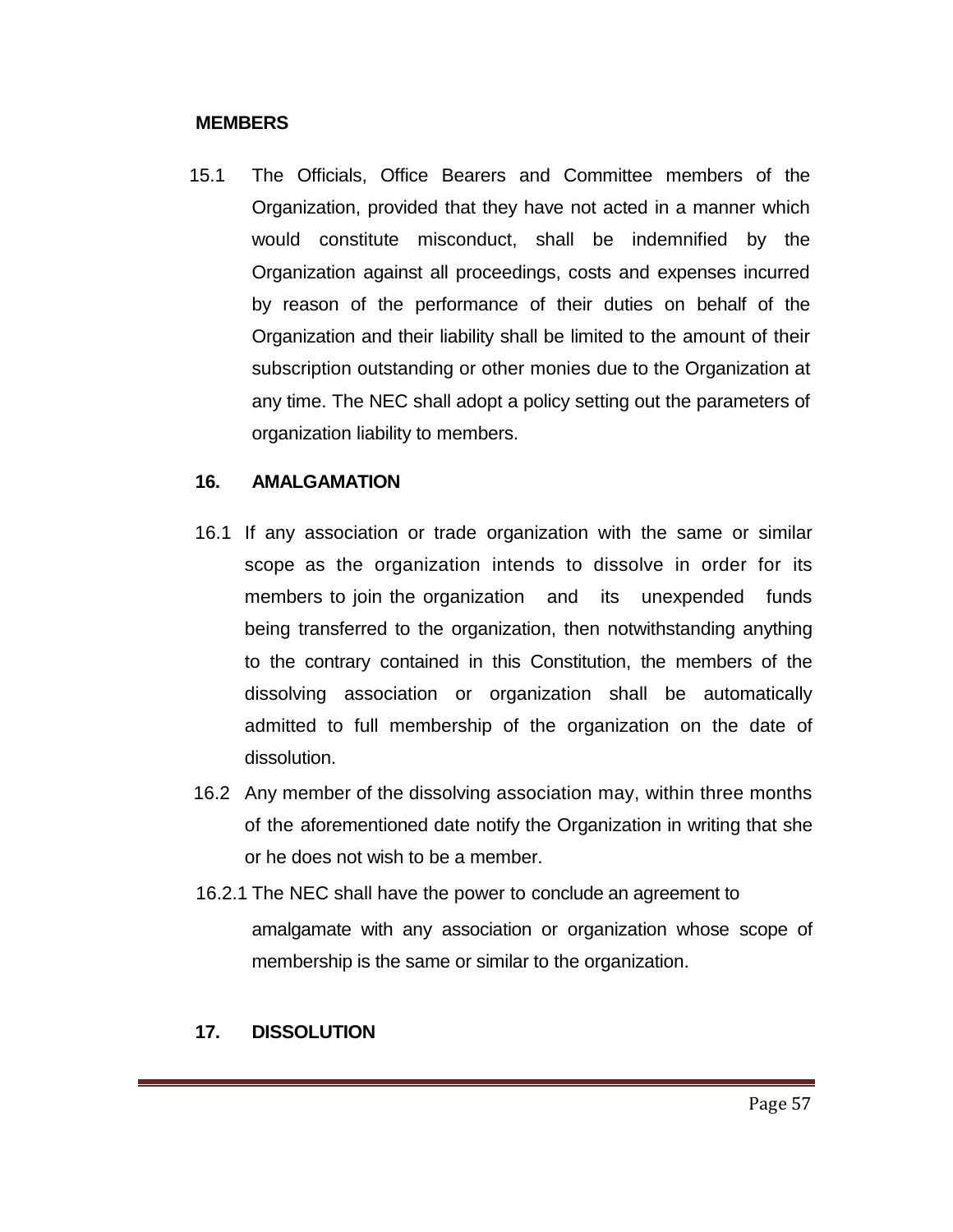**MEMBERS**

15.1 The Officials, Office Bearers and Committee members of the Organization, provided that they have not acted in a manner which would constitute misconduct, shall be indemnified by the Organization against all proceedings, costs and expenses incurred by reason of the performance of their duties on behalf of the Organization and their liability shall be limited to the amount of their subscription outstanding or other monies due to the Organization at any time. The NEC shall adopt a policy setting out the parameters of organization liability to members.

## 16. AMALGAMATION

16.1 If any association or trade organization with the same or similar scope as the organization intends to dissolve in order for its members to join the organization and its unexpended funds being transferred to the organization, then notwithstanding anything to the contrary contained in this Constitution, the members of the dissolving association or organization shall be automatically admitted to full membership of the organization on the date of dissolution.

16.2 Any member of the dissolving association may, within three months of the aforementioned date notify the Organization in writing that she or he does not wish to be a member.

16.2.1 The NEC shall have the power to conclude an agreement to amalgamate with any association or organization whose scope of membership is the same or similar to the organization.

## 17. DISSOLUTION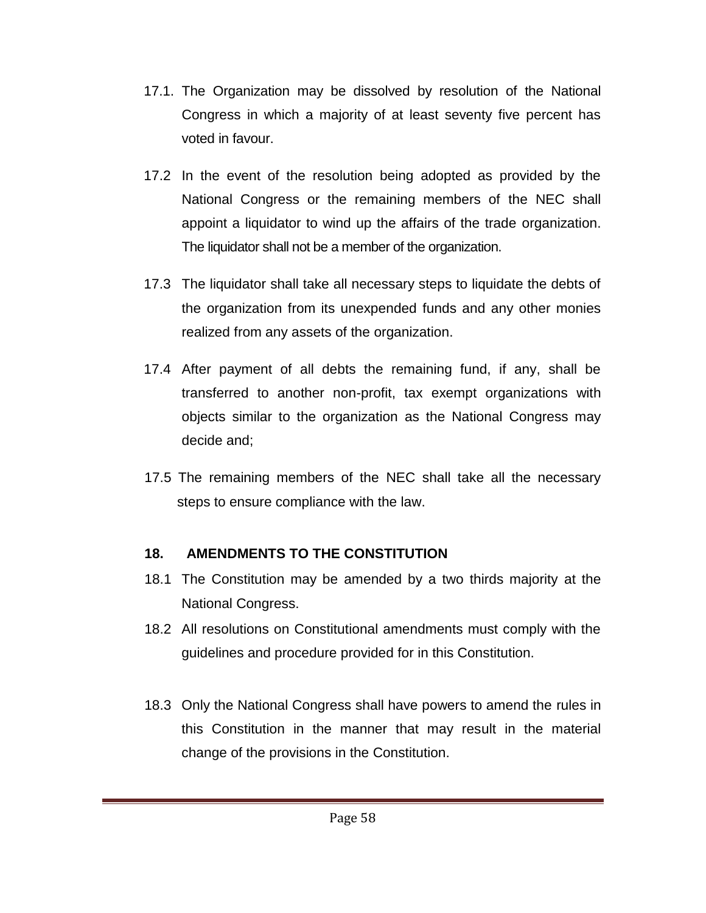17.1. The Organization may be dissolved by resolution of the National Congress in which a majority of at least seventy five percent has voted in favour.

17.2 In the event of the resolution being adopted as provided by the National Congress or the remaining members of the NEC shall appoint a liquidator to wind up the affairs of the trade organization. The liquidator shall not be a member of the organization.

17.3 The liquidator shall take all necessary steps to liquidate the debts of the organization from its unexpended funds and any other monies realized from any assets of the organization.

17.4 After payment of all debts the remaining fund, if any, shall be transferred to another non-profit, tax exempt organizations with objects similar to the organization as the National Congress may decide and;

17.5 The remaining members of the NEC shall take all the necessary steps to ensure compliance with the law.

## 18. AMENDMENTS TO THE CONSTITUTION

18.1 The Constitution may be amended by a two thirds majority at the National Congress.

18.2 All resolutions on Constitutional amendments must comply with the guidelines and procedure provided for in this Constitution.

18.3 Only the National Congress shall have powers to amend the rules in this Constitution in the manner that may result in the material change of the provisions in the Constitution.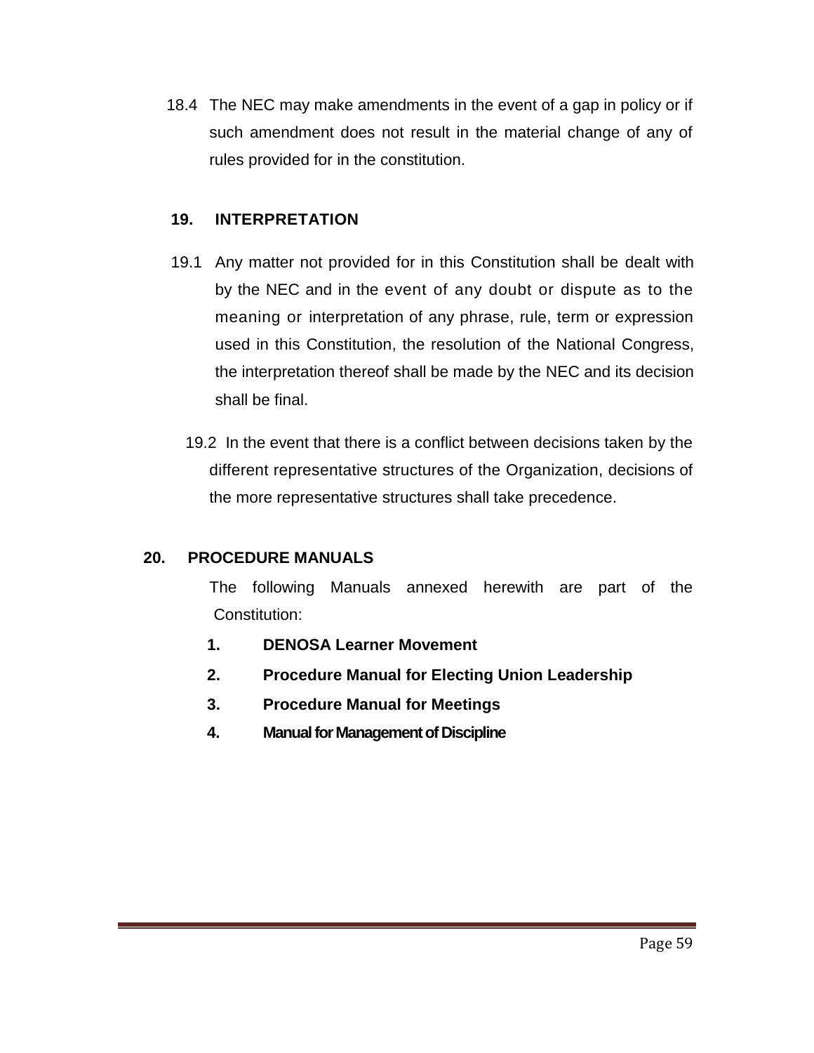18.4 The NEC may make amendments in the event of a gap in policy or if such amendment does not result in the material change of any of rules provided for in the constitution.

## 19. INTERPRETATION

19.1 Any matter not provided for in this Constitution shall be dealt with by the NEC and in the event of any doubt or dispute as to the meaning or interpretation of any phrase, rule, term or expression used in this Constitution, the resolution of the National Congress, the interpretation thereof shall be made by the NEC and its decision shall be final.

19.2 In the event that there is a conflict between decisions taken by the different representative structures of the Organization, decisions of the more representative structures shall take precedence.

## 20. PROCEDURE MANUALS

The following Manuals annexed herewith are part of the Constitution:

1. **DENOSA Learner Movement**
2. **Procedure Manual for Electing Union Leadership**
3. **Procedure Manual for Meetings**
4. **Manual for Management of Discipline**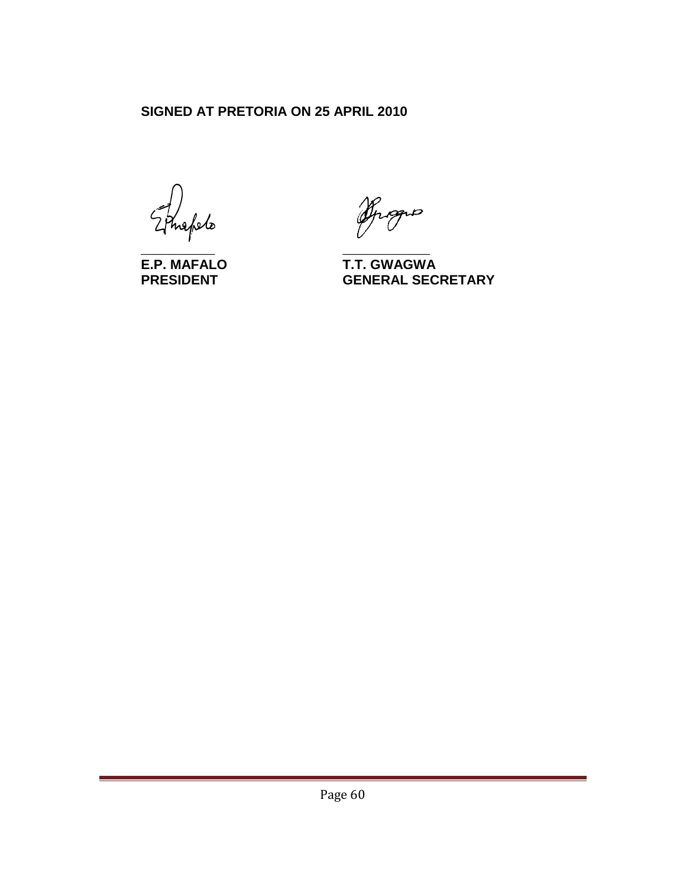**SIGNED AT PRETORIA ON 25 APRIL 2010**

| | |
|---|---|
| ___________ | ____________ |
| **E.P. MAFALO** | **T.T. GWAGWA** |
| **PRESIDENT** | **GENERAL SECRETARY** |